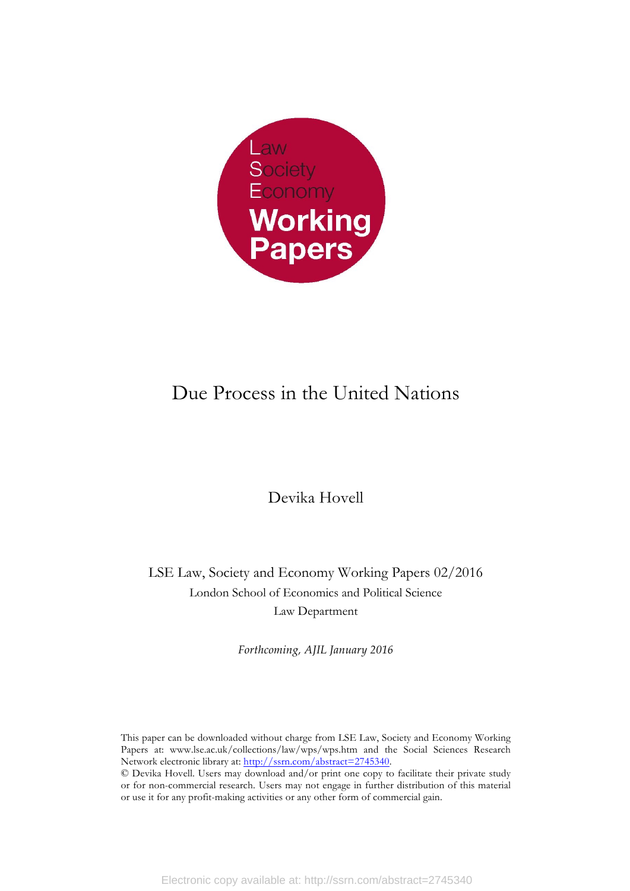Law
Society
Economy
**Working Papers**

# Due Process in the United Nations

Devika Hovell

LSE Law, Society and Economy Working Papers 02/2016
London School of Economics and Political Science
Law Department

*Forthcoming, AJIL January 2016*

This paper can be downloaded without charge from LSE Law, Society and Economy Working Papers at: www.lse.ac.uk/collections/law/wps/wps.htm and the Social Sciences Research Network electronic library at: http://ssrn.com/abstract=2745340.

© Devika Hovell. Users may download and/or print one copy to facilitate their private study or for non-commercial research. Users may not engage in further distribution of this material or use it for any profit-making activities or any other form of commercial gain.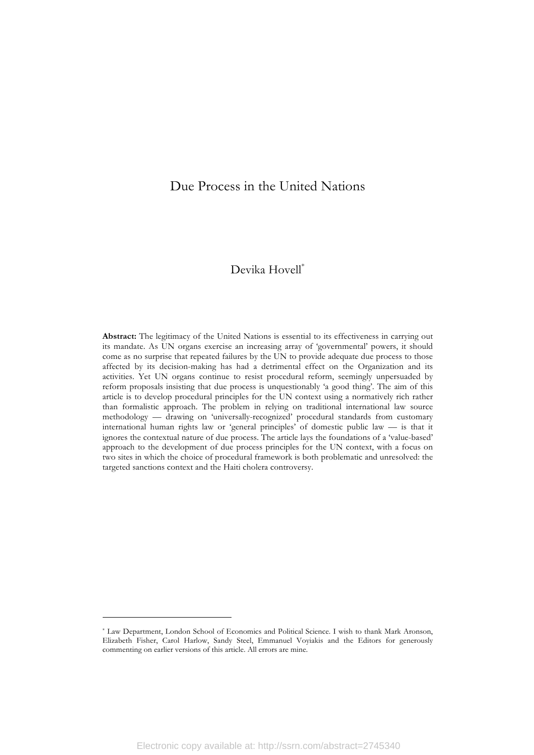# Due Process in the United Nations

Devika Hovell[*]

**Abstract:** The legitimacy of the United Nations is essential to its effectiveness in carrying out its mandate. As UN organs exercise an increasing array of 'governmental' powers, it should come as no surprise that repeated failures by the UN to provide adequate due process to those affected by its decision-making has had a detrimental effect on the Organization and its activities. Yet UN organs continue to resist procedural reform, seemingly unpersuaded by reform proposals insisting that due process is unquestionably 'a good thing'. The aim of this article is to develop procedural principles for the UN context using a normatively rich rather than formalistic approach. The problem in relying on traditional international law source methodology — drawing on 'universally-recognized' procedural standards from customary international human rights law or 'general principles' of domestic public law — is that it ignores the contextual nature of due process. The article lays the foundations of a 'value-based' approach to the development of due process principles for the UN context, with a focus on two sites in which the choice of procedural framework is both problematic and unresolved: the targeted sanctions context and the Haiti cholera controversy.

---

[*] Law Department, London School of Economics and Political Science. I wish to thank Mark Aronson, Elizabeth Fisher, Carol Harlow, Sandy Steel, Emmanuel Voyiakis and the Editors for generously commenting on earlier versions of this article. All errors are mine.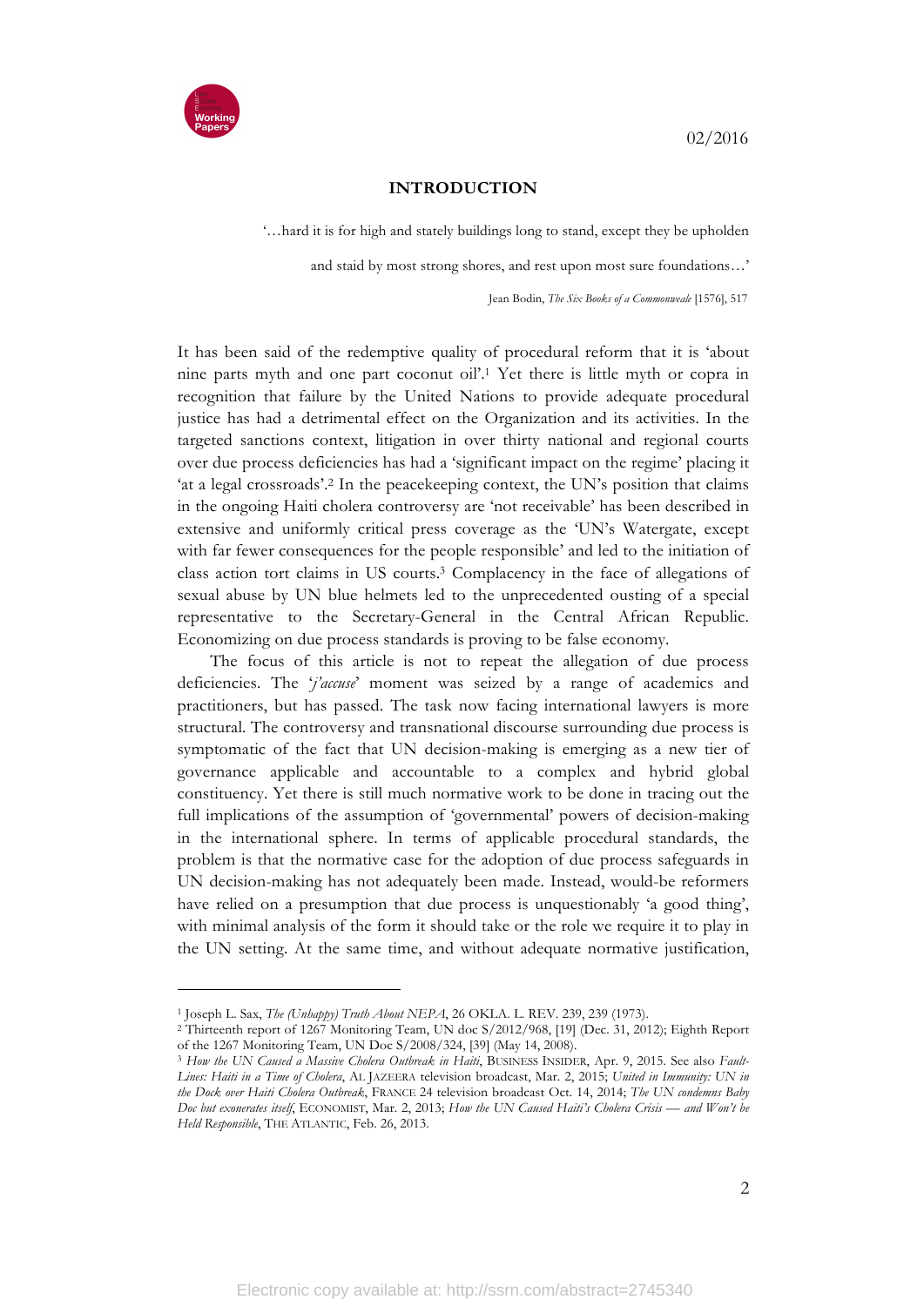## INTRODUCTION

'…hard it is for high and stately buildings long to stand, except they be upholden and staid by most strong shores, and rest upon most sure foundations…'

Jean Bodin, *The Six Books of a Commonweale* [1576], 517

It has been said of the redemptive quality of procedural reform that it is 'about nine parts myth and one part coconut oil'.[1] Yet there is little myth or copra in recognition that failure by the United Nations to provide adequate procedural justice has had a detrimental effect on the Organization and its activities. In the targeted sanctions context, litigation in over thirty national and regional courts over due process deficiencies has had a 'significant impact on the regime' placing it 'at a legal crossroads'.[2] In the peacekeeping context, the UN's position that claims in the ongoing Haiti cholera controversy are 'not receivable' has been described in extensive and uniformly critical press coverage as the 'UN's Watergate, except with far fewer consequences for the people responsible' and led to the initiation of class action tort claims in US courts.[3] Complacency in the face of allegations of sexual abuse by UN blue helmets led to the unprecedented ousting of a special representative to the Secretary-General in the Central African Republic. Economizing on due process standards is proving to be false economy.

The focus of this article is not to repeat the allegation of due process deficiencies. The '*j'accuse*' moment was seized by a range of academics and practitioners, but has passed. The task now facing international lawyers is more structural. The controversy and transnational discourse surrounding due process is symptomatic of the fact that UN decision-making is emerging as a new tier of governance applicable and accountable to a complex and hybrid global constituency. Yet there is still much normative work to be done in tracing out the full implications of the assumption of 'governmental' powers of decision-making in the international sphere. In terms of applicable procedural standards, the problem is that the normative case for the adoption of due process safeguards in UN decision-making has not adequately been made. Instead, would-be reformers have relied on a presumption that due process is unquestionably 'a good thing', with minimal analysis of the form it should take or the role we require it to play in the UN setting. At the same time, and without adequate normative justification,

---

[1] Joseph L. Sax, *The (Unhappy) Truth About NEPA*, 26 OKLA. L. REV. 239, 239 (1973).

[2] Thirteenth report of 1267 Monitoring Team, UN doc S/2012/968, [19] (Dec. 31, 2012); Eighth Report of the 1267 Monitoring Team, UN Doc S/2008/324, [39] (May 14, 2008).

[3] *How the UN Caused a Massive Cholera Outbreak in Haiti*, BUSINESS INSIDER, Apr. 9, 2015. See also *Fault-Lines: Haiti in a Time of Cholera*, AL JAZEERA television broadcast, Mar. 2, 2015; *United in Immunity: UN in the Dock over Haiti Cholera Outbreak*, FRANCE 24 television broadcast Oct. 14, 2014; *The UN condemns Baby Doc but exonerates itself*, ECONOMIST, Mar. 2, 2013; *How the UN Caused Haiti's Cholera Crisis — and Won't be Held Responsible*, THE ATLANTIC, Feb. 26, 2013.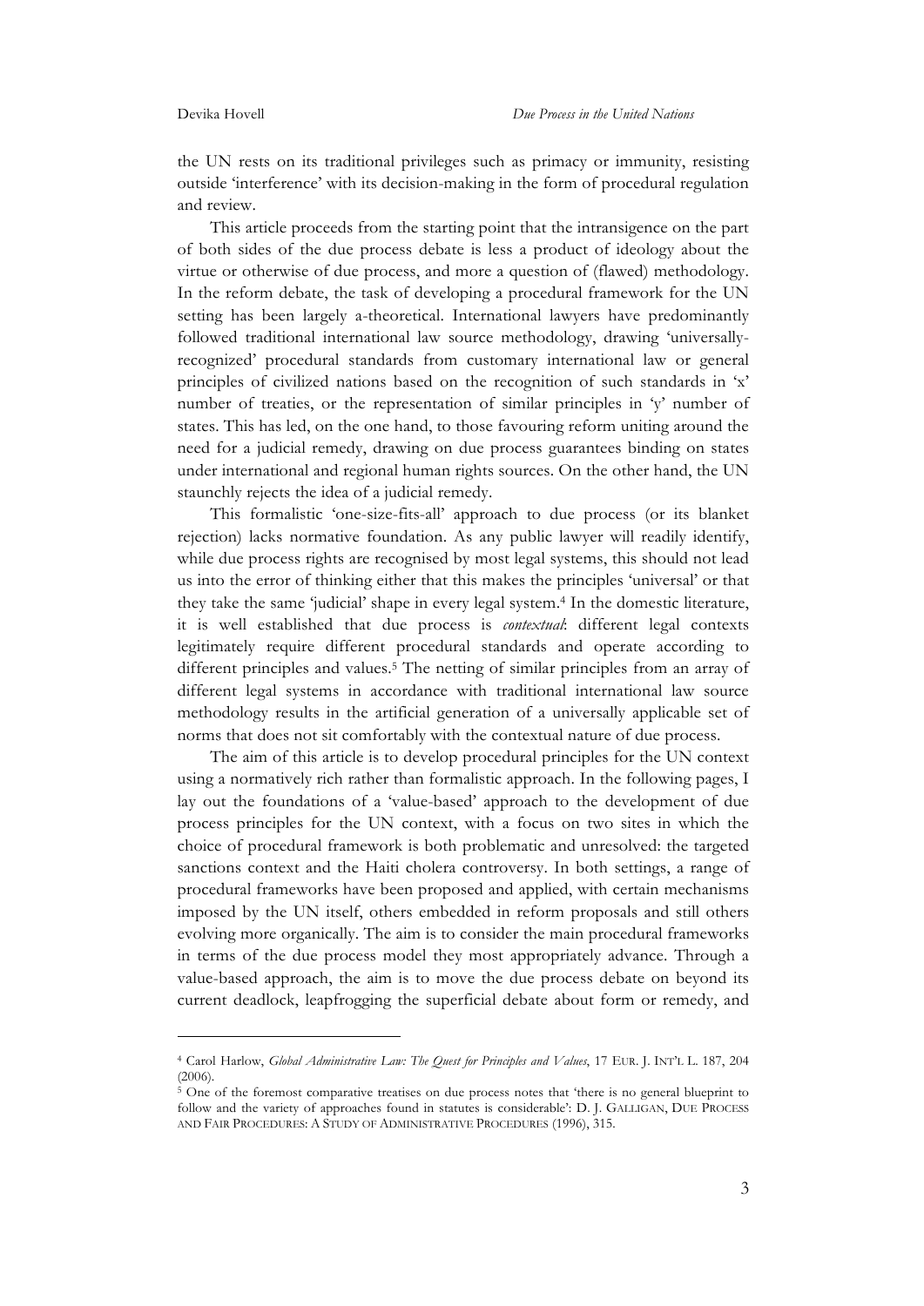the UN rests on its traditional privileges such as primacy or immunity, resisting outside 'interference' with its decision-making in the form of procedural regulation and review.

This article proceeds from the starting point that the intransigence on the part of both sides of the due process debate is less a product of ideology about the virtue or otherwise of due process, and more a question of (flawed) methodology. In the reform debate, the task of developing a procedural framework for the UN setting has been largely a-theoretical. International lawyers have predominantly followed traditional international law source methodology, drawing 'universally-recognized' procedural standards from customary international law or general principles of civilized nations based on the recognition of such standards in 'x' number of treaties, or the representation of similar principles in 'y' number of states. This has led, on the one hand, to those favouring reform uniting around the need for a judicial remedy, drawing on due process guarantees binding on states under international and regional human rights sources. On the other hand, the UN staunchly rejects the idea of a judicial remedy.

This formalistic 'one-size-fits-all' approach to due process (or its blanket rejection) lacks normative foundation. As any public lawyer will readily identify, while due process rights are recognised by most legal systems, this should not lead us into the error of thinking either that this makes the principles 'universal' or that they take the same 'judicial' shape in every legal system.[4] In the domestic literature, it is well established that due process is *contextual*: different legal contexts legitimately require different procedural standards and operate according to different principles and values.[5] The netting of similar principles from an array of different legal systems in accordance with traditional international law source methodology results in the artificial generation of a universally applicable set of norms that does not sit comfortably with the contextual nature of due process.

The aim of this article is to develop procedural principles for the UN context using a normatively rich rather than formalistic approach. In the following pages, I lay out the foundations of a 'value-based' approach to the development of due process principles for the UN context, with a focus on two sites in which the choice of procedural framework is both problematic and unresolved: the targeted sanctions context and the Haiti cholera controversy. In both settings, a range of procedural frameworks have been proposed and applied, with certain mechanisms imposed by the UN itself, others embedded in reform proposals and still others evolving more organically. The aim is to consider the main procedural frameworks in terms of the due process model they most appropriately advance. Through a value-based approach, the aim is to move the due process debate on beyond its current deadlock, leapfrogging the superficial debate about form or remedy, and

---

[4] Carol Harlow, *Global Administrative Law: The Quest for Principles and Values*, 17 EUR. J. INT'L L. 187, 204 (2006).

[5] One of the foremost comparative treatises on due process notes that 'there is no general blueprint to follow and the variety of approaches found in statutes is considerable': D. J. GALLIGAN, DUE PROCESS AND FAIR PROCEDURES: A STUDY OF ADMINISTRATIVE PROCEDURES (1996), 315.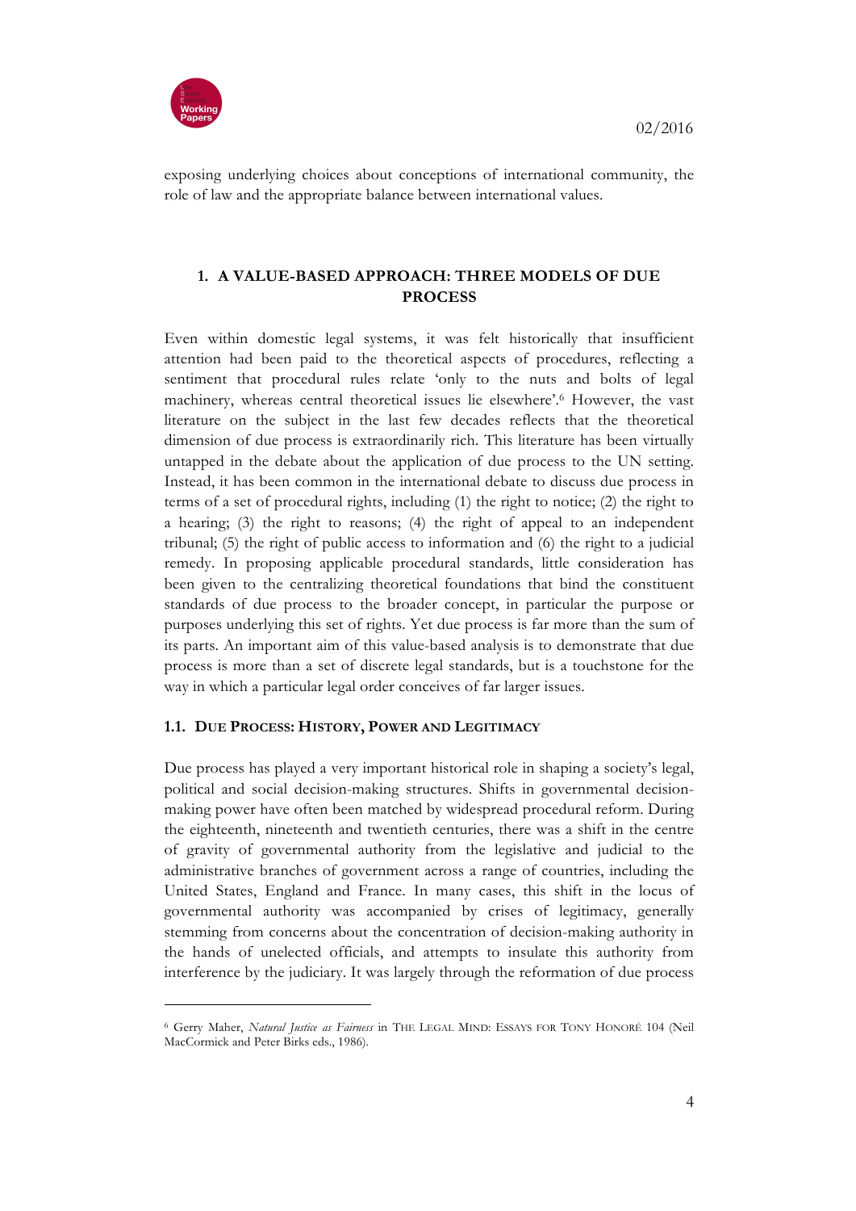exposing underlying choices about conceptions of international community, the role of law and the appropriate balance between international values.

## 1. A VALUE-BASED APPROACH: THREE MODELS OF DUE PROCESS

Even within domestic legal systems, it was felt historically that insufficient attention had been paid to the theoretical aspects of procedures, reflecting a sentiment that procedural rules relate 'only to the nuts and bolts of legal machinery, whereas central theoretical issues lie elsewhere'.[6] However, the vast literature on the subject in the last few decades reflects that the theoretical dimension of due process is extraordinarily rich. This literature has been virtually untapped in the debate about the application of due process to the UN setting. Instead, it has been common in the international debate to discuss due process in terms of a set of procedural rights, including (1) the right to notice; (2) the right to a hearing; (3) the right to reasons; (4) the right of appeal to an independent tribunal; (5) the right of public access to information and (6) the right to a judicial remedy. In proposing applicable procedural standards, little consideration has been given to the centralizing theoretical foundations that bind the constituent standards of due process to the broader concept, in particular the purpose or purposes underlying this set of rights. Yet due process is far more than the sum of its parts. An important aim of this value-based analysis is to demonstrate that due process is more than a set of discrete legal standards, but is a touchstone for the way in which a particular legal order conceives of far larger issues.

### 1.1. DUE PROCESS: HISTORY, POWER AND LEGITIMACY

Due process has played a very important historical role in shaping a society's legal, political and social decision-making structures. Shifts in governmental decision-making power have often been matched by widespread procedural reform. During the eighteenth, nineteenth and twentieth centuries, there was a shift in the centre of gravity of governmental authority from the legislative and judicial to the administrative branches of government across a range of countries, including the United States, England and France. In many cases, this shift in the locus of governmental authority was accompanied by crises of legitimacy, generally stemming from concerns about the concentration of decision-making authority in the hands of unelected officials, and attempts to insulate this authority from interference by the judiciary. It was largely through the reformation of due process

[6] Gerry Maher, *Natural Justice as Fairness* in THE LEGAL MIND: ESSAYS FOR TONY HONORÉ 104 (Neil MacCormick and Peter Birks eds., 1986).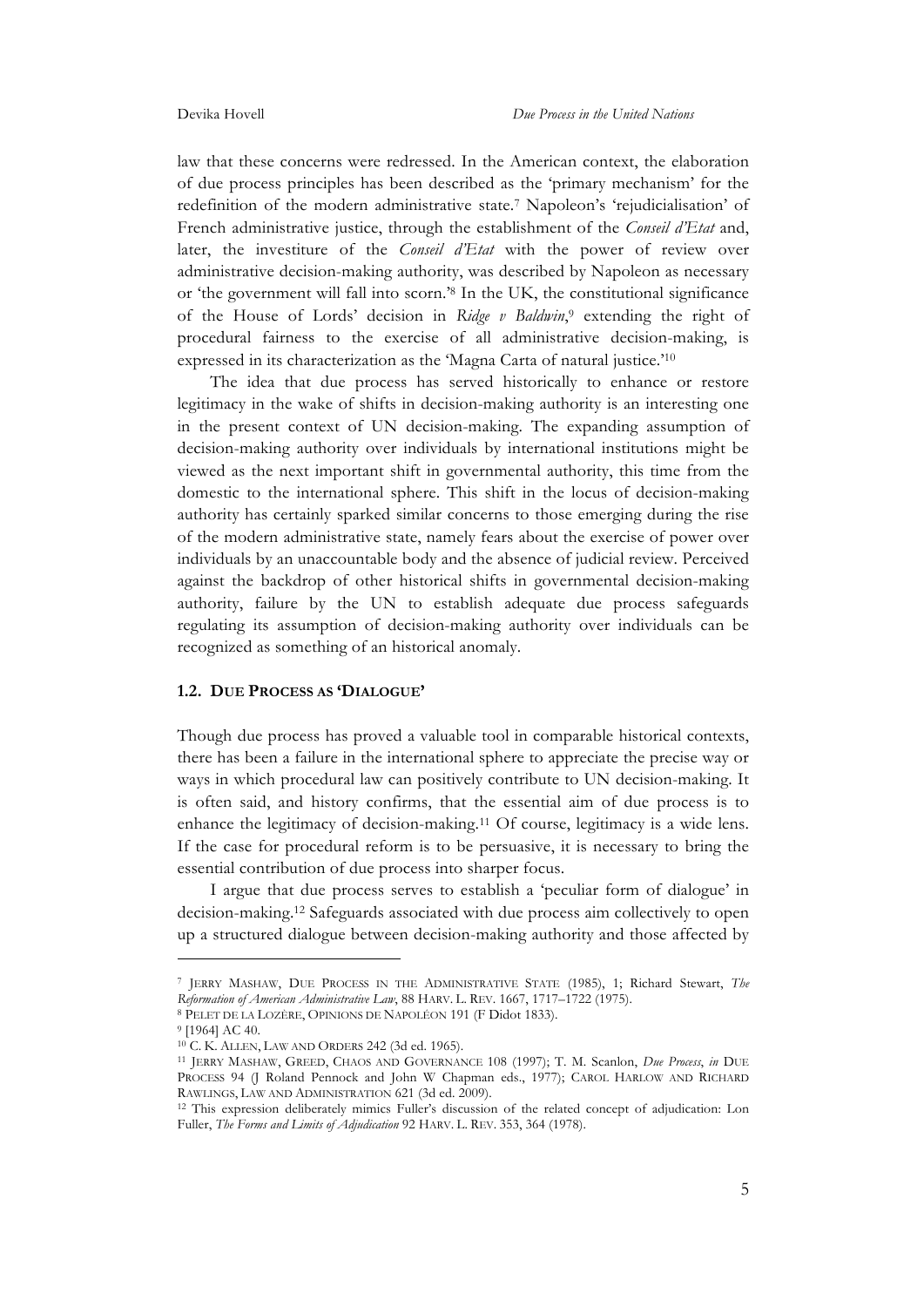law that these concerns were redressed. In the American context, the elaboration of due process principles has been described as the 'primary mechanism' for the redefinition of the modern administrative state.[7] Napoleon's 'rejudicialisation' of French administrative justice, through the establishment of the *Conseil d'Etat* and, later, the investiture of the *Conseil d'Etat* with the power of review over administrative decision-making authority, was described by Napoleon as necessary or 'the government will fall into scorn.'[8] In the UK, the constitutional significance of the House of Lords' decision in *Ridge v Baldwin*,[9] extending the right of procedural fairness to the exercise of all administrative decision-making, is expressed in its characterization as the 'Magna Carta of natural justice.'[10]

The idea that due process has served historically to enhance or restore legitimacy in the wake of shifts in decision-making authority is an interesting one in the present context of UN decision-making. The expanding assumption of decision-making authority over individuals by international institutions might be viewed as the next important shift in governmental authority, this time from the domestic to the international sphere. This shift in the locus of decision-making authority has certainly sparked similar concerns to those emerging during the rise of the modern administrative state, namely fears about the exercise of power over individuals by an unaccountable body and the absence of judicial review. Perceived against the backdrop of other historical shifts in governmental decision-making authority, failure by the UN to establish adequate due process safeguards regulating its assumption of decision-making authority over individuals can be recognized as something of an historical anomaly.

### 1.2. Due Process as 'Dialogue'

Though due process has proved a valuable tool in comparable historical contexts, there has been a failure in the international sphere to appreciate the precise way or ways in which procedural law can positively contribute to UN decision-making. It is often said, and history confirms, that the essential aim of due process is to enhance the legitimacy of decision-making.[11] Of course, legitimacy is a wide lens. If the case for procedural reform is to be persuasive, it is necessary to bring the essential contribution of due process into sharper focus.

I argue that due process serves to establish a 'peculiar form of dialogue' in decision-making.[12] Safeguards associated with due process aim collectively to open up a structured dialogue between decision-making authority and those affected by

---

[7] Jerry Mashaw, Due Process in the Administrative State (1985), 1; Richard Stewart, *The Reformation of American Administrative Law*, 88 Harv. L. Rev. 1667, 1717–1722 (1975).

[8] Pelet de la Lozère, Opinions de Napoléon 191 (F Didot 1833).

[9] [1964] AC 40.

[10] C. K. Allen, Law and Orders 242 (3d ed. 1965).

[11] Jerry Mashaw, Greed, Chaos and Governance 108 (1997); T. M. Scanlon, *Due Process*, *in* Due Process 94 (J Roland Pennock and John W Chapman eds., 1977); Carol Harlow and Richard Rawlings, Law and Administration 621 (3d ed. 2009).

[12] This expression deliberately mimics Fuller's discussion of the related concept of adjudication: Lon Fuller, *The Forms and Limits of Adjudication* 92 Harv. L. Rev. 353, 364 (1978).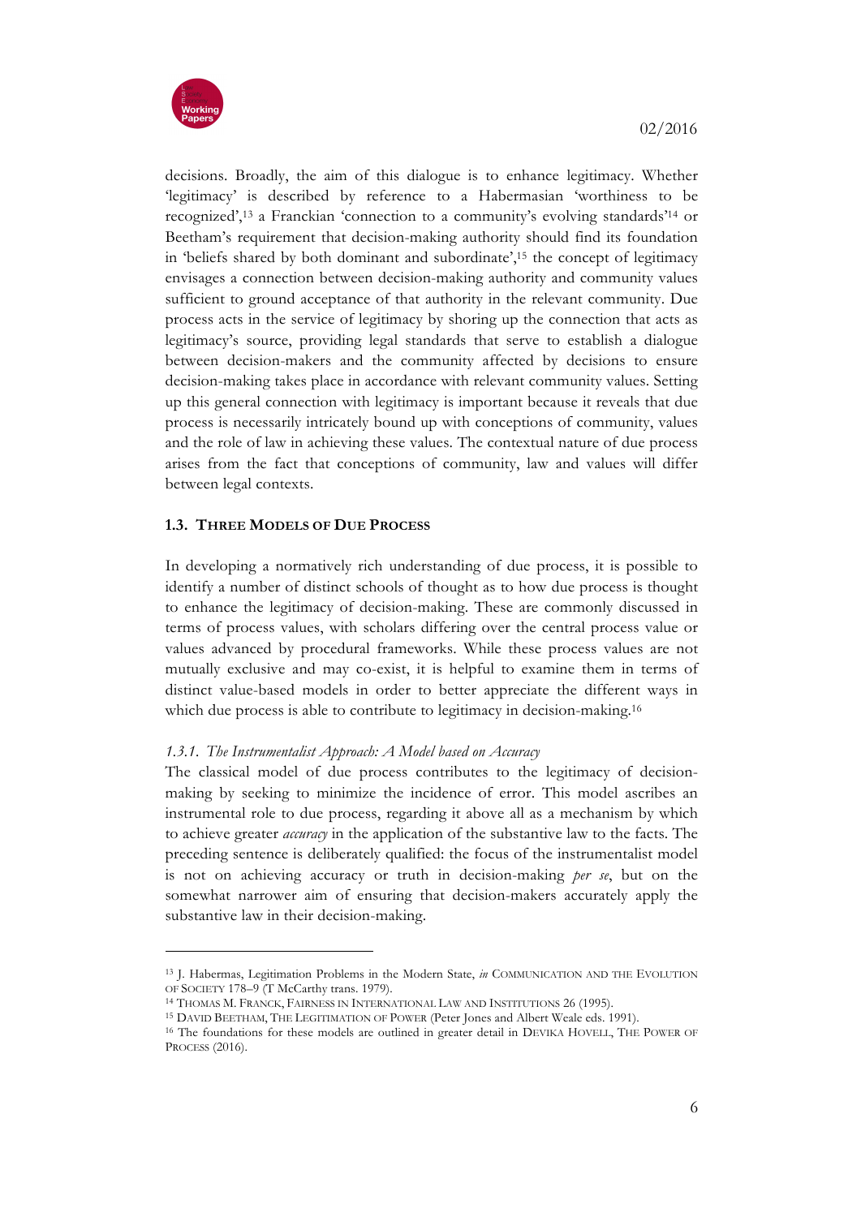decisions. Broadly, the aim of this dialogue is to enhance legitimacy. Whether 'legitimacy' is described by reference to a Habermasian 'worthiness to be recognized',[13] a Franckian 'connection to a community's evolving standards'[14] or Beetham's requirement that decision-making authority should find its foundation in 'beliefs shared by both dominant and subordinate',[15] the concept of legitimacy envisages a connection between decision-making authority and community values sufficient to ground acceptance of that authority in the relevant community. Due process acts in the service of legitimacy by shoring up the connection that acts as legitimacy's source, providing legal standards that serve to establish a dialogue between decision-makers and the community affected by decisions to ensure decision-making takes place in accordance with relevant community values. Setting up this general connection with legitimacy is important because it reveals that due process is necessarily intricately bound up with conceptions of community, values and the role of law in achieving these values. The contextual nature of due process arises from the fact that conceptions of community, law and values will differ between legal contexts.

### 1.3. Three Models of Due Process

In developing a normatively rich understanding of due process, it is possible to identify a number of distinct schools of thought as to how due process is thought to enhance the legitimacy of decision-making. These are commonly discussed in terms of process values, with scholars differing over the central process value or values advanced by procedural frameworks. While these process values are not mutually exclusive and may co-exist, it is helpful to examine them in terms of distinct value-based models in order to better appreciate the different ways in which due process is able to contribute to legitimacy in decision-making.[16]

#### *1.3.1. The Instrumentalist Approach: A Model based on Accuracy*

The classical model of due process contributes to the legitimacy of decision-making by seeking to minimize the incidence of error. This model ascribes an instrumental role to due process, regarding it above all as a mechanism by which to achieve greater *accuracy* in the application of the substantive law to the facts. The preceding sentence is deliberately qualified: the focus of the instrumentalist model is not on achieving accuracy or truth in decision-making *per se*, but on the somewhat narrower aim of ensuring that decision-makers accurately apply the substantive law in their decision-making.

---

[13] J. Habermas, Legitimation Problems in the Modern State, *in* COMMUNICATION AND THE EVOLUTION OF SOCIETY 178–9 (T McCarthy trans. 1979).

[14] THOMAS M. FRANCK, FAIRNESS IN INTERNATIONAL LAW AND INSTITUTIONS 26 (1995).

[15] DAVID BEETHAM, THE LEGITIMATION OF POWER (Peter Jones and Albert Weale eds. 1991).

[16] The foundations for these models are outlined in greater detail in DEVIKA HOVELL, THE POWER OF PROCESS (2016).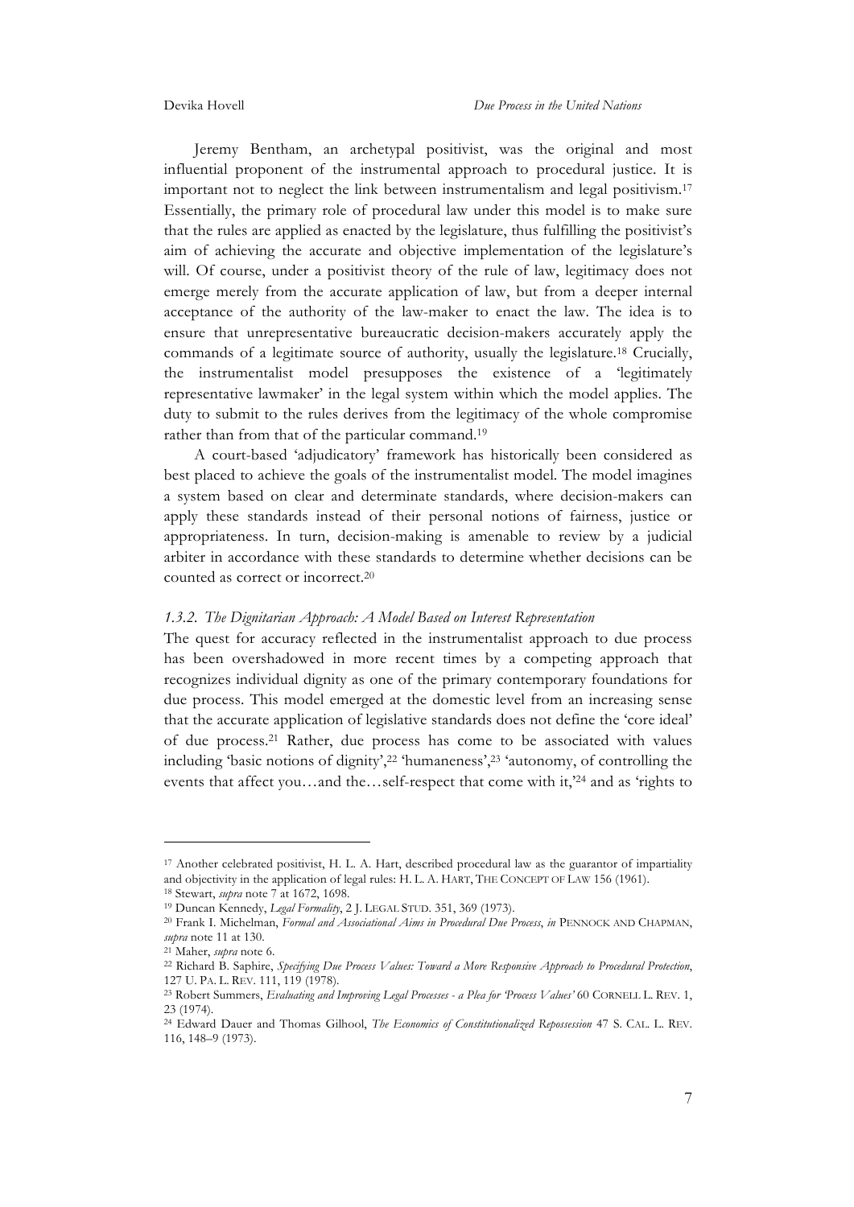Jeremy Bentham, an archetypal positivist, was the original and most influential proponent of the instrumental approach to procedural justice. It is important not to neglect the link between instrumentalism and legal positivism.[17] Essentially, the primary role of procedural law under this model is to make sure that the rules are applied as enacted by the legislature, thus fulfilling the positivist's aim of achieving the accurate and objective implementation of the legislature's will. Of course, under a positivist theory of the rule of law, legitimacy does not emerge merely from the accurate application of law, but from a deeper internal acceptance of the authority of the law-maker to enact the law. The idea is to ensure that unrepresentative bureaucratic decision-makers accurately apply the commands of a legitimate source of authority, usually the legislature.[18] Crucially, the instrumentalist model presupposes the existence of a 'legitimately representative lawmaker' in the legal system within which the model applies. The duty to submit to the rules derives from the legitimacy of the whole compromise rather than from that of the particular command.[19]

A court-based 'adjudicatory' framework has historically been considered as best placed to achieve the goals of the instrumentalist model. The model imagines a system based on clear and determinate standards, where decision-makers can apply these standards instead of their personal notions of fairness, justice or appropriateness. In turn, decision-making is amenable to review by a judicial arbiter in accordance with these standards to determine whether decisions can be counted as correct or incorrect.[20]

### *1.3.2. The Dignitarian Approach: A Model Based on Interest Representation*

The quest for accuracy reflected in the instrumentalist approach to due process has been overshadowed in more recent times by a competing approach that recognizes individual dignity as one of the primary contemporary foundations for due process. This model emerged at the domestic level from an increasing sense that the accurate application of legislative standards does not define the 'core ideal' of due process.[21] Rather, due process has come to be associated with values including 'basic notions of dignity',[22] 'humaneness',[23] 'autonomy, of controlling the events that affect you…and the…self-respect that come with it,'[24] and as 'rights to

---

[17] Another celebrated positivist, H. L. A. Hart, described procedural law as the guarantor of impartiality and objectivity in the application of legal rules: H. L. A. HART, THE CONCEPT OF LAW 156 (1961).

[18] Stewart, *supra* note 7 at 1672, 1698.

[19] Duncan Kennedy, *Legal Formality*, 2 J. LEGAL STUD. 351, 369 (1973).

[20] Frank I. Michelman, *Formal and Associational Aims in Procedural Due Process*, *in* PENNOCK AND CHAPMAN, *supra* note 11 at 130.

[21] Maher, *supra* note 6.

[22] Richard B. Saphire, *Specifying Due Process Values: Toward a More Responsive Approach to Procedural Protection*, 127 U. PA. L. REV. 111, 119 (1978).

[23] Robert Summers, *Evaluating and Improving Legal Processes - a Plea for 'Process Values'* 60 CORNELL L. REV. 1, 23 (1974).

[24] Edward Dauer and Thomas Gilhool, *The Economics of Constitutionalized Repossession* 47 S. CAL. L. REV. 116, 148–9 (1973).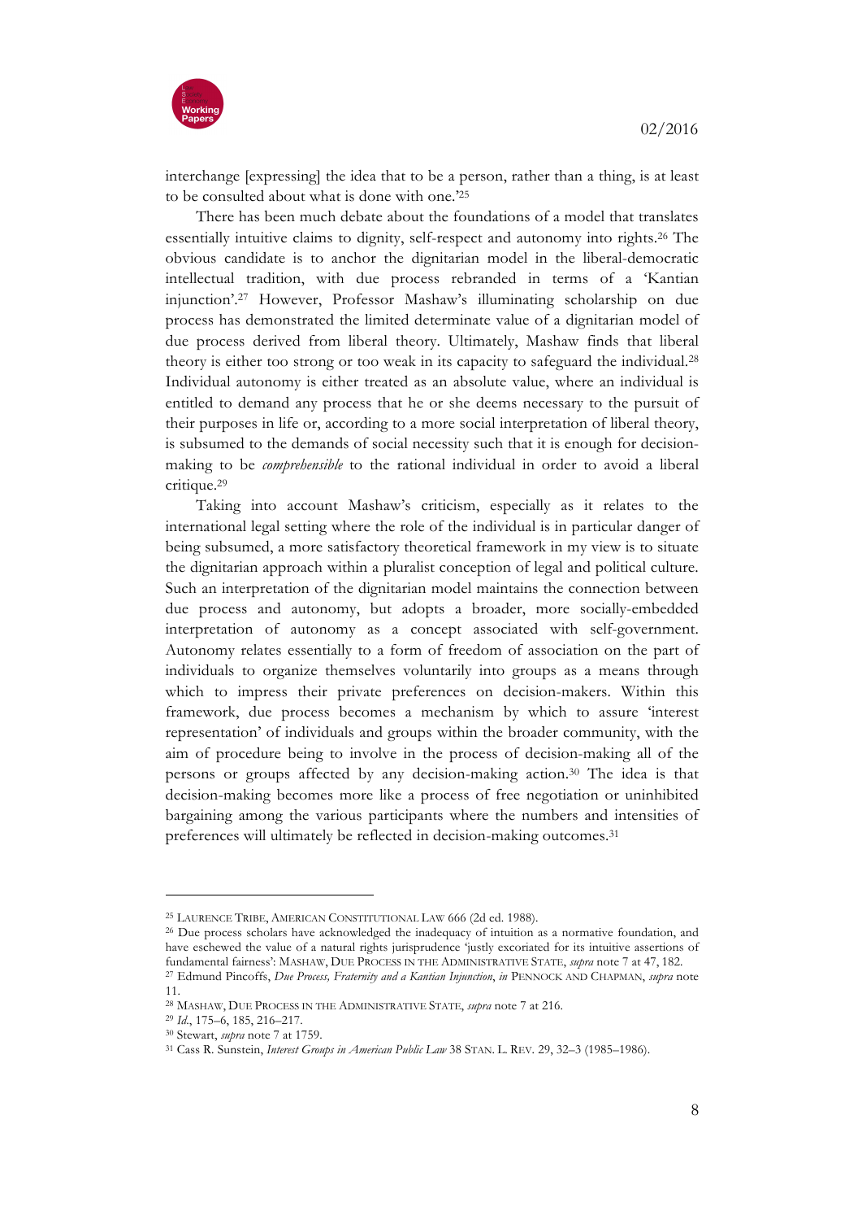interchange [expressing] the idea that to be a person, rather than a thing, is at least to be consulted about what is done with one.'[25]

There has been much debate about the foundations of a model that translates essentially intuitive claims to dignity, self-respect and autonomy into rights.[26] The obvious candidate is to anchor the dignitarian model in the liberal-democratic intellectual tradition, with due process rebranded in terms of a 'Kantian injunction'.[27] However, Professor Mashaw's illuminating scholarship on due process has demonstrated the limited determinate value of a dignitarian model of due process derived from liberal theory. Ultimately, Mashaw finds that liberal theory is either too strong or too weak in its capacity to safeguard the individual.[28] Individual autonomy is either treated as an absolute value, where an individual is entitled to demand any process that he or she deems necessary to the pursuit of their purposes in life or, according to a more social interpretation of liberal theory, is subsumed to the demands of social necessity such that it is enough for decision-making to be *comprehensible* to the rational individual in order to avoid a liberal critique.[29]

Taking into account Mashaw's criticism, especially as it relates to the international legal setting where the role of the individual is in particular danger of being subsumed, a more satisfactory theoretical framework in my view is to situate the dignitarian approach within a pluralist conception of legal and political culture. Such an interpretation of the dignitarian model maintains the connection between due process and autonomy, but adopts a broader, more socially-embedded interpretation of autonomy as a concept associated with self-government. Autonomy relates essentially to a form of freedom of association on the part of individuals to organize themselves voluntarily into groups as a means through which to impress their private preferences on decision-makers. Within this framework, due process becomes a mechanism by which to assure 'interest representation' of individuals and groups within the broader community, with the aim of procedure being to involve in the process of decision-making all of the persons or groups affected by any decision-making action.[30] The idea is that decision-making becomes more like a process of free negotiation or uninhibited bargaining among the various participants where the numbers and intensities of preferences will ultimately be reflected in decision-making outcomes.[31]

---

[25] LAURENCE TRIBE, AMERICAN CONSTITUTIONAL LAW 666 (2d ed. 1988).

[26] Due process scholars have acknowledged the inadequacy of intuition as a normative foundation, and have eschewed the value of a natural rights jurisprudence 'justly excoriated for its intuitive assertions of fundamental fairness': MASHAW, DUE PROCESS IN THE ADMINISTRATIVE STATE, *supra* note 7 at 47, 182.

[27] Edmund Pincoffs, *Due Process, Fraternity and a Kantian Injunction*, *in* PENNOCK AND CHAPMAN, *supra* note 11.

[28] MASHAW, DUE PROCESS IN THE ADMINISTRATIVE STATE, *supra* note 7 at 216.

[29] *Id.*, 175–6, 185, 216–217.

[30] Stewart, *supra* note 7 at 1759.

[31] Cass R. Sunstein, *Interest Groups in American Public Law* 38 STAN. L. REV. 29, 32–3 (1985–1986).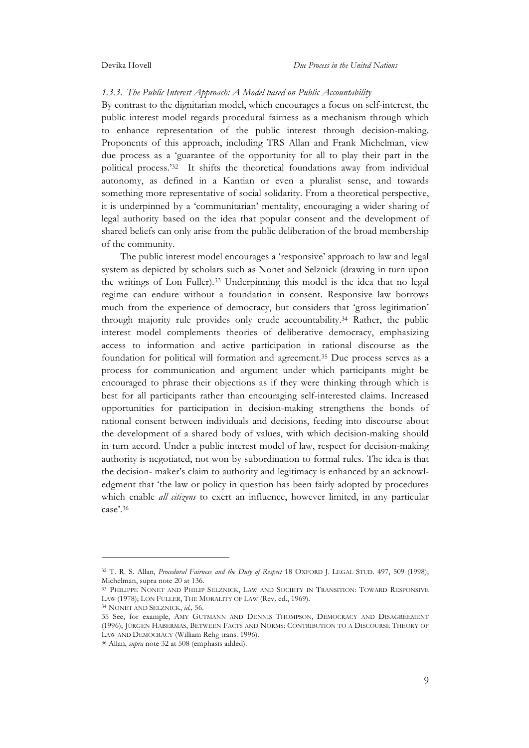### *1.3.3. The Public Interest Approach: A Model based on Public Accountability*

By contrast to the dignitarian model, which encourages a focus on self-interest, the public interest model regards procedural fairness as a mechanism through which to enhance representation of the public interest through decision-making. Proponents of this approach, including TRS Allan and Frank Michelman, view due process as a 'guarantee of the opportunity for all to play their part in the political process.'[32] It shifts the theoretical foundations away from individual autonomy, as defined in a Kantian or even a pluralist sense, and towards something more representative of social solidarity. From a theoretical perspective, it is underpinned by a 'communitarian' mentality, encouraging a wider sharing of legal authority based on the idea that popular consent and the development of shared beliefs can only arise from the public deliberation of the broad membership of the community.

The public interest model encourages a 'responsive' approach to law and legal system as depicted by scholars such as Nonet and Selznick (drawing in turn upon the writings of Lon Fuller).[33] Underpinning this model is the idea that no legal regime can endure without a foundation in consent. Responsive law borrows much from the experience of democracy, but considers that 'gross legitimation' through majority rule provides only crude accountability.[34] Rather, the public interest model complements theories of deliberative democracy, emphasizing access to information and active participation in rational discourse as the foundation for political will formation and agreement.[35] Due process serves as a process for communication and argument under which participants might be encouraged to phrase their objections as if they were thinking through which is best for all participants rather than encouraging self-interested claims. Increased opportunities for participation in decision-making strengthens the bonds of rational consent between individuals and decisions, feeding into discourse about the development of a shared body of values, with which decision-making should in turn accord. Under a public interest model of law, respect for decision-making authority is negotiated, not won by subordination to formal rules. The idea is that the decision- maker's claim to authority and legitimacy is enhanced by an acknowledgment that 'the law or policy in question has been fairly adopted by procedures which enable *all citizens* to exert an influence, however limited, in any particular case'.[36]

---

[32] T. R. S. Allan, *Procedural Fairness and the Duty of Respect* 18 OXFORD J. LEGAL STUD. 497, 509 (1998); Michelman, supra note 20 at 136.

[33] PHILIPPE NONET AND PHILIP SELZNICK, LAW AND SOCIETY IN TRANSITION: TOWARD RESPONSIVE LAW (1978); LON FULLER, THE MORALITY OF LAW (Rev. ed., 1969).

[34] NONET AND SELZNICK, *id.,* 56.

[35] See, for example, AMY GUTMANN AND DENNIS THOMPSON, DEMOCRACY AND DISAGREEMENT (1996); JÜRGEN HABERMAS, BETWEEN FACTS AND NORMS: CONTRIBUTION TO A DISCOURSE THEORY OF LAW AND DEMOCRACY (William Rehg trans. 1996).

[36] Allan, *supra* note 32 at 508 (emphasis added).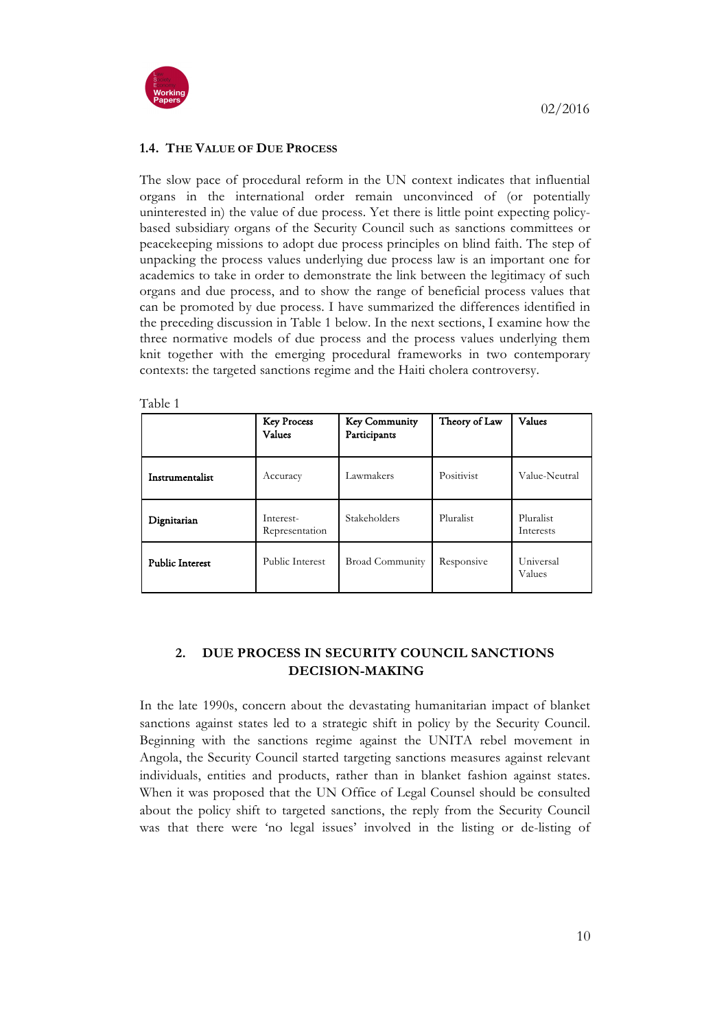### 1.4. THE VALUE OF DUE PROCESS

The slow pace of procedural reform in the UN context indicates that influential organs in the international order remain unconvinced of (or potentially uninterested in) the value of due process. Yet there is little point expecting policy-based subsidiary organs of the Security Council such as sanctions committees or peacekeeping missions to adopt due process principles on blind faith. The step of unpacking the process values underlying due process law is an important one for academics to take in order to demonstrate the link between the legitimacy of such organs and due process, and to show the range of beneficial process values that can be promoted by due process. I have summarized the differences identified in the preceding discussion in Table 1 below. In the next sections, I examine how the three normative models of due process and the process values underlying them knit together with the emerging procedural frameworks in two contemporary contexts: the targeted sanctions regime and the Haiti cholera controversy.

Table 1

| | **Key Process Values** | **Key Community Participants** | **Theory of Law** | **Values** |
|---|---|---|---|---|
| **Instrumentalist** | Accuracy | Lawmakers | Positivist | Value-Neutral |
| **Dignitarian** | Interest-Representation | Stakeholders | Pluralist | Pluralist Interests |
| **Public Interest** | Public Interest | Broad Community | Responsive | Universal Values |

## 2. DUE PROCESS IN SECURITY COUNCIL SANCTIONS DECISION-MAKING

In the late 1990s, concern about the devastating humanitarian impact of blanket sanctions against states led to a strategic shift in policy by the Security Council. Beginning with the sanctions regime against the UNITA rebel movement in Angola, the Security Council started targeting sanctions measures against relevant individuals, entities and products, rather than in blanket fashion against states. When it was proposed that the UN Office of Legal Counsel should be consulted about the policy shift to targeted sanctions, the reply from the Security Council was that there were 'no legal issues' involved in the listing or de-listing of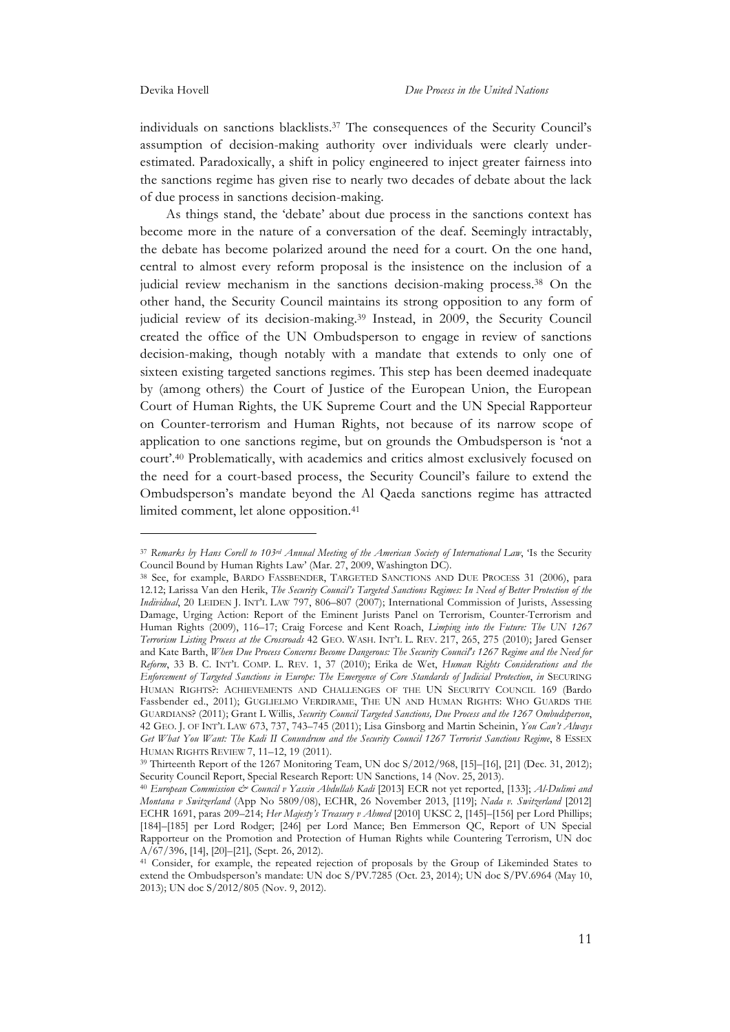individuals on sanctions blacklists.[37] The consequences of the Security Council's assumption of decision-making authority over individuals were clearly under-estimated. Paradoxically, a shift in policy engineered to inject greater fairness into the sanctions regime has given rise to nearly two decades of debate about the lack of due process in sanctions decision-making.

As things stand, the 'debate' about due process in the sanctions context has become more in the nature of a conversation of the deaf. Seemingly intractably, the debate has become polarized around the need for a court. On the one hand, central to almost every reform proposal is the insistence on the inclusion of a judicial review mechanism in the sanctions decision-making process.[38] On the other hand, the Security Council maintains its strong opposition to any form of judicial review of its decision-making.[39] Instead, in 2009, the Security Council created the office of the UN Ombudsperson to engage in review of sanctions decision-making, though notably with a mandate that extends to only one of sixteen existing targeted sanctions regimes. This step has been deemed inadequate by (among others) the Court of Justice of the European Union, the European Court of Human Rights, the UK Supreme Court and the UN Special Rapporteur on Counter-terrorism and Human Rights, not because of its narrow scope of application to one sanctions regime, but on grounds the Ombudsperson is 'not a court'.[40] Problematically, with academics and critics almost exclusively focused on the need for a court-based process, the Security Council's failure to extend the Ombudsperson's mandate beyond the Al Qaeda sanctions regime has attracted limited comment, let alone opposition.[41]

---

[37] *Remarks by Hans Corell to 103rd Annual Meeting of the American Society of International Law*, 'Is the Security Council Bound by Human Rights Law' (Mar. 27, 2009, Washington DC).

[38] See, for example, BARDO FASSBENDER, TARGETED SANCTIONS AND DUE PROCESS 31 (2006), para 12.12; Larissa Van den Herik, *The Security Council's Targeted Sanctions Regimes: In Need of Better Protection of the Individual*, 20 LEIDEN J. INT'L LAW 797, 806–807 (2007); International Commission of Jurists, Assessing Damage, Urging Action: Report of the Eminent Jurists Panel on Terrorism, Counter-Terrorism and Human Rights (2009), 116–17; Craig Forcese and Kent Roach, *Limping into the Future: The UN 1267 Terrorism Listing Process at the Crossroads* 42 GEO. WASH. INT'L L. REV. 217, 265, 275 (2010); Jared Genser and Kate Barth, *When Due Process Concerns Become Dangerous: The Security Council's 1267 Regime and the Need for Reform*, 33 B. C. INT'L COMP. L. REV. 1, 37 (2010); Erika de Wet, *Human Rights Considerations and the Enforcement of Targeted Sanctions in Europe: The Emergence of Core Standards of Judicial Protection*, *in* SECURING HUMAN RIGHTS?: ACHIEVEMENTS AND CHALLENGES OF THE UN SECURITY COUNCIL 169 (Bardo Fassbender ed., 2011); GUGLIELMO VERDIRAME, THE UN AND HUMAN RIGHTS: WHO GUARDS THE GUARDIANS? (2011); Grant L Willis, *Security Council Targeted Sanctions, Due Process and the 1267 Ombudsperson*, 42 GEO. J. OF INT'L LAW 673, 737, 743–745 (2011); Lisa Ginsborg and Martin Scheinin, *You Can't Always Get What You Want: The Kadi II Conundrum and the Security Council 1267 Terrorist Sanctions Regime*, 8 ESSEX HUMAN RIGHTS REVIEW 7, 11–12, 19 (2011).

[39] Thirteenth Report of the 1267 Monitoring Team, UN doc S/2012/968, [15]–[16], [21] (Dec. 31, 2012); Security Council Report, Special Research Report: UN Sanctions, 14 (Nov. 25, 2013).

[40] *European Commission & Council v Yassin Abdullah Kadi* [2013] ECR not yet reported, [133]; *Al-Dulimi and Montana v Switzerland* (App No 5809/08), ECHR, 26 November 2013, [119]; *Nada v. Switzerland* [2012] ECHR 1691, paras 209–214; *Her Majesty's Treasury v Ahmed* [2010] UKSC 2, [145]–[156] per Lord Phillips; [184]–[185] per Lord Rodger; [246] per Lord Mance; Ben Emmerson QC, Report of UN Special Rapporteur on the Promotion and Protection of Human Rights while Countering Terrorism, UN doc A/67/396, [14], [20]–[21], (Sept. 26, 2012).

[41] Consider, for example, the repeated rejection of proposals by the Group of Likeminded States to extend the Ombudsperson's mandate: UN doc S/PV.7285 (Oct. 23, 2014); UN doc S/PV.6964 (May 10, 2013); UN doc S/2012/805 (Nov. 9, 2012).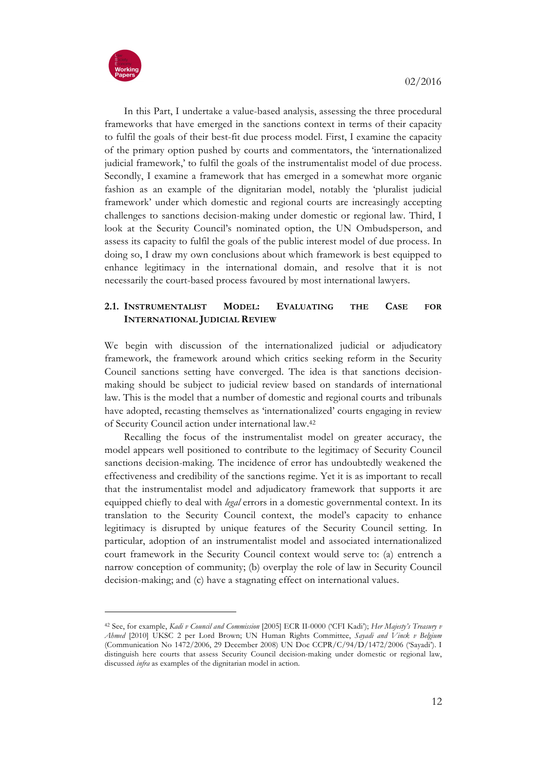In this Part, I undertake a value-based analysis, assessing the three procedural frameworks that have emerged in the sanctions context in terms of their capacity to fulfil the goals of their best-fit due process model. First, I examine the capacity of the primary option pushed by courts and commentators, the 'internationalized judicial framework,' to fulfil the goals of the instrumentalist model of due process. Secondly, I examine a framework that has emerged in a somewhat more organic fashion as an example of the dignitarian model, notably the 'pluralist judicial framework' under which domestic and regional courts are increasingly accepting challenges to sanctions decision-making under domestic or regional law. Third, I look at the Security Council's nominated option, the UN Ombudsperson, and assess its capacity to fulfil the goals of the public interest model of due process. In doing so, I draw my own conclusions about which framework is best equipped to enhance legitimacy in the international domain, and resolve that it is not necessarily the court-based process favoured by most international lawyers.

## 2.1. Instrumentalist Model: Evaluating the Case for International Judicial Review

We begin with discussion of the internationalized judicial or adjudicatory framework, the framework around which critics seeking reform in the Security Council sanctions setting have converged. The idea is that sanctions decision-making should be subject to judicial review based on standards of international law. This is the model that a number of domestic and regional courts and tribunals have adopted, recasting themselves as 'internationalized' courts engaging in review of Security Council action under international law.[42]

Recalling the focus of the instrumentalist model on greater accuracy, the model appears well positioned to contribute to the legitimacy of Security Council sanctions decision-making. The incidence of error has undoubtedly weakened the effectiveness and credibility of the sanctions regime. Yet it is as important to recall that the instrumentalist model and adjudicatory framework that supports it are equipped chiefly to deal with *legal* errors in a domestic governmental context. In its translation to the Security Council context, the model's capacity to enhance legitimacy is disrupted by unique features of the Security Council setting. In particular, adoption of an instrumentalist model and associated internationalized court framework in the Security Council context would serve to: (a) entrench a narrow conception of community; (b) overplay the role of law in Security Council decision-making; and (c) have a stagnating effect on international values.

---

[42] See, for example, *Kadi v Council and Commission* [2005] ECR II-0000 ('CFI Kadi'); *Her Majesty's Treasury v Ahmed* [2010] UKSC 2 per Lord Brown; UN Human Rights Committee, *Sayadi and Vinck v Belgium* (Communication No 1472/2006, 29 December 2008) UN Doc CCPR/C/94/D/1472/2006 ('Sayadi'). I distinguish here courts that assess Security Council decision-making under domestic or regional law, discussed *infra* as examples of the dignitarian model in action.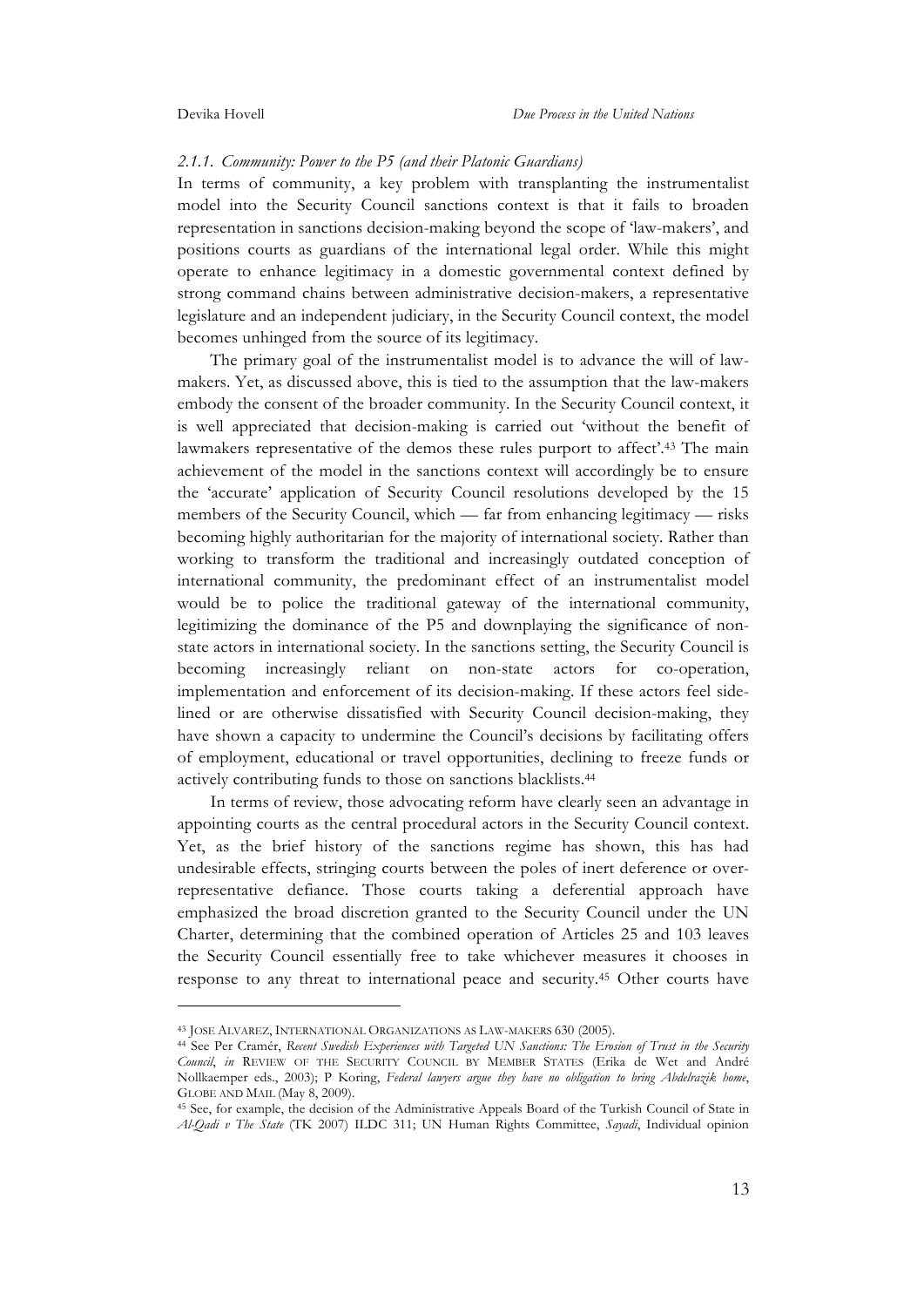### *2.1.1. Community: Power to the P5 (and their Platonic Guardians)*

In terms of community, a key problem with transplanting the instrumentalist model into the Security Council sanctions context is that it fails to broaden representation in sanctions decision-making beyond the scope of 'law-makers', and positions courts as guardians of the international legal order. While this might operate to enhance legitimacy in a domestic governmental context defined by strong command chains between administrative decision-makers, a representative legislature and an independent judiciary, in the Security Council context, the model becomes unhinged from the source of its legitimacy.

The primary goal of the instrumentalist model is to advance the will of law-makers. Yet, as discussed above, this is tied to the assumption that the law-makers embody the consent of the broader community. In the Security Council context, it is well appreciated that decision-making is carried out 'without the benefit of lawmakers representative of the demos these rules purport to affect'.[43] The main achievement of the model in the sanctions context will accordingly be to ensure the 'accurate' application of Security Council resolutions developed by the 15 members of the Security Council, which — far from enhancing legitimacy — risks becoming highly authoritarian for the majority of international society. Rather than working to transform the traditional and increasingly outdated conception of international community, the predominant effect of an instrumentalist model would be to police the traditional gateway of the international community, legitimizing the dominance of the P5 and downplaying the significance of non-state actors in international society. In the sanctions setting, the Security Council is becoming increasingly reliant on non-state actors for co-operation, implementation and enforcement of its decision-making. If these actors feel side-lined or are otherwise dissatisfied with Security Council decision-making, they have shown a capacity to undermine the Council's decisions by facilitating offers of employment, educational or travel opportunities, declining to freeze funds or actively contributing funds to those on sanctions blacklists.[44]

In terms of review, those advocating reform have clearly seen an advantage in appointing courts as the central procedural actors in the Security Council context. Yet, as the brief history of the sanctions regime has shown, this has had undesirable effects, stringing courts between the poles of inert deference or over-representative defiance. Those courts taking a deferential approach have emphasized the broad discretion granted to the Security Council under the UN Charter, determining that the combined operation of Articles 25 and 103 leaves the Security Council essentially free to take whichever measures it chooses in response to any threat to international peace and security.[45] Other courts have

---

[43] JOSE ALVAREZ, INTERNATIONAL ORGANIZATIONS AS LAW-MAKERS 630 (2005).

[44] See Per Cramér, *Recent Swedish Experiences with Targeted UN Sanctions: The Erosion of Trust in the Security Council*, *in* REVIEW OF THE SECURITY COUNCIL BY MEMBER STATES (Erika de Wet and André Nollkaemper eds., 2003); P Koring, *Federal lawyers argue they have no obligation to bring Abdelrazik home*, GLOBE AND MAIL (May 8, 2009).

[45] See, for example, the decision of the Administrative Appeals Board of the Turkish Council of State in *Al-Qadi v The State* (TK 2007) ILDC 311; UN Human Rights Committee, *Sayadi*, Individual opinion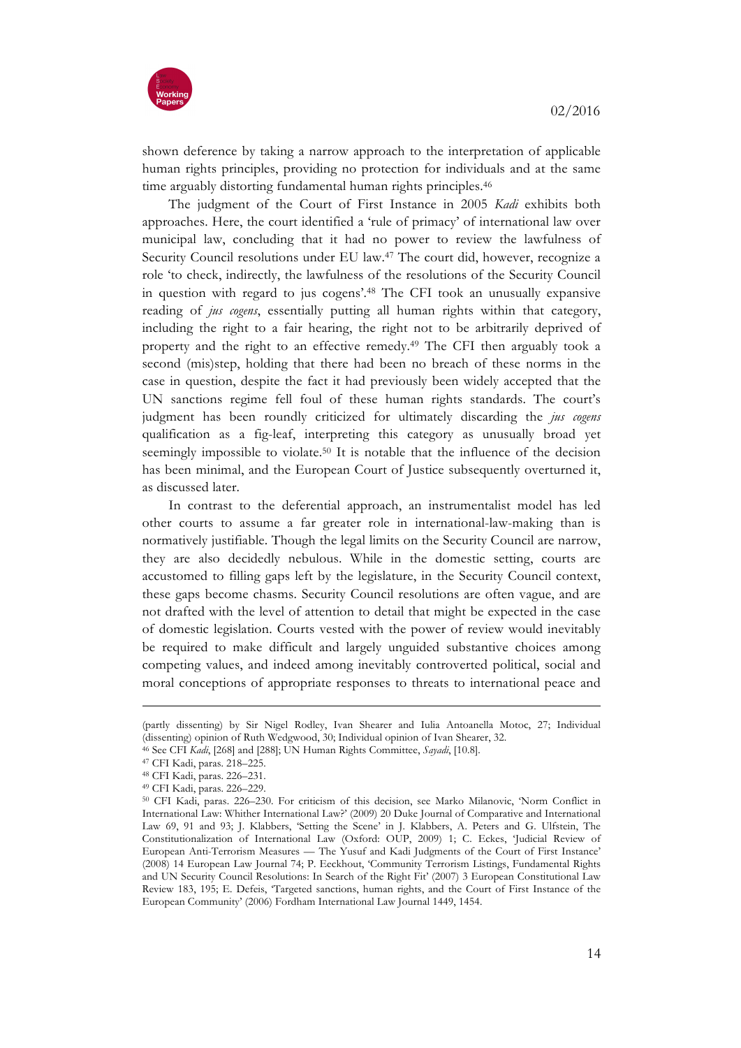shown deference by taking a narrow approach to the interpretation of applicable human rights principles, providing no protection for individuals and at the same time arguably distorting fundamental human rights principles.[46]

The judgment of the Court of First Instance in 2005 *Kadi* exhibits both approaches. Here, the court identified a 'rule of primacy' of international law over municipal law, concluding that it had no power to review the lawfulness of Security Council resolutions under EU law.[47] The court did, however, recognize a role 'to check, indirectly, the lawfulness of the resolutions of the Security Council in question with regard to jus cogens'.[48] The CFI took an unusually expansive reading of *jus cogens*, essentially putting all human rights within that category, including the right to a fair hearing, the right not to be arbitrarily deprived of property and the right to an effective remedy.[49] The CFI then arguably took a second (mis)step, holding that there had been no breach of these norms in the case in question, despite the fact it had previously been widely accepted that the UN sanctions regime fell foul of these human rights standards. The court's judgment has been roundly criticized for ultimately discarding the *jus cogens* qualification as a fig-leaf, interpreting this category as unusually broad yet seemingly impossible to violate.[50] It is notable that the influence of the decision has been minimal, and the European Court of Justice subsequently overturned it, as discussed later.

In contrast to the deferential approach, an instrumentalist model has led other courts to assume a far greater role in international-law-making than is normatively justifiable. Though the legal limits on the Security Council are narrow, they are also decidedly nebulous. While in the domestic setting, courts are accustomed to filling gaps left by the legislature, in the Security Council context, these gaps become chasms. Security Council resolutions are often vague, and are not drafted with the level of attention to detail that might be expected in the case of domestic legislation. Courts vested with the power of review would inevitably be required to make difficult and largely unguided substantive choices among competing values, and indeed among inevitably controverted political, social and moral conceptions of appropriate responses to threats to international peace and

---

(partly dissenting) by Sir Nigel Rodley, Ivan Shearer and Iulia Antoanella Motoc, 27; Individual (dissenting) opinion of Ruth Wedgwood, 30; Individual opinion of Ivan Shearer, 32.

[46] See CFI *Kadi*, [268] and [288]; UN Human Rights Committee, *Sayadi*, [10.8].

[47] CFI Kadi, paras. 218–225.

[48] CFI Kadi, paras. 226–231.

[49] CFI Kadi, paras. 226–229.

[50] CFI Kadi, paras. 226–230. For criticism of this decision, see Marko Milanovic, 'Norm Conflict in International Law: Whither International Law?' (2009) 20 Duke Journal of Comparative and International Law 69, 91 and 93; J. Klabbers, 'Setting the Scene' in J. Klabbers, A. Peters and G. Ulfstein, The Constitutionalization of International Law (Oxford: OUP, 2009) 1; C. Eckes, 'Judicial Review of European Anti-Terrorism Measures — The Yusuf and Kadi Judgments of the Court of First Instance' (2008) 14 European Law Journal 74; P. Eeckhout, 'Community Terrorism Listings, Fundamental Rights and UN Security Council Resolutions: In Search of the Right Fit' (2007) 3 European Constitutional Law Review 183, 195; E. Defeis, 'Targeted sanctions, human rights, and the Court of First Instance of the European Community' (2006) Fordham International Law Journal 1449, 1454.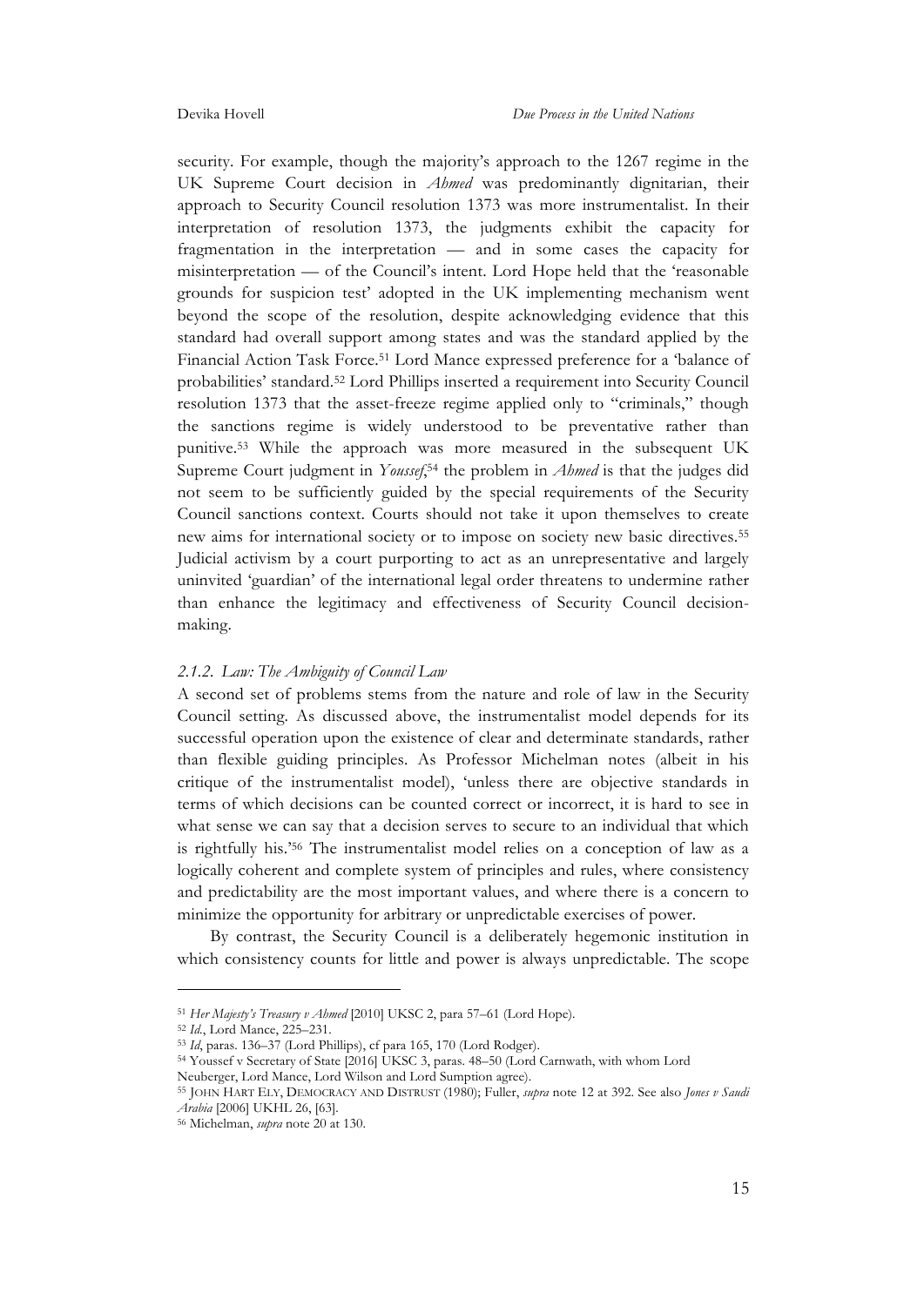security. For example, though the majority's approach to the 1267 regime in the UK Supreme Court decision in *Ahmed* was predominantly dignitarian, their approach to Security Council resolution 1373 was more instrumentalist. In their interpretation of resolution 1373, the judgments exhibit the capacity for fragmentation in the interpretation — and in some cases the capacity for misinterpretation — of the Council's intent. Lord Hope held that the 'reasonable grounds for suspicion test' adopted in the UK implementing mechanism went beyond the scope of the resolution, despite acknowledging evidence that this standard had overall support among states and was the standard applied by the Financial Action Task Force.[51] Lord Mance expressed preference for a 'balance of probabilities' standard.[52] Lord Phillips inserted a requirement into Security Council resolution 1373 that the asset-freeze regime applied only to "criminals," though the sanctions regime is widely understood to be preventative rather than punitive.[53] While the approach was more measured in the subsequent UK Supreme Court judgment in *Youssef*,[54] the problem in *Ahmed* is that the judges did not seem to be sufficiently guided by the special requirements of the Security Council sanctions context. Courts should not take it upon themselves to create new aims for international society or to impose on society new basic directives.[55] Judicial activism by a court purporting to act as an unrepresentative and largely uninvited 'guardian' of the international legal order threatens to undermine rather than enhance the legitimacy and effectiveness of Security Council decision-making.

#### *2.1.2. Law: The Ambiguity of Council Law*

A second set of problems stems from the nature and role of law in the Security Council setting. As discussed above, the instrumentalist model depends for its successful operation upon the existence of clear and determinate standards, rather than flexible guiding principles. As Professor Michelman notes (albeit in his critique of the instrumentalist model), 'unless there are objective standards in terms of which decisions can be counted correct or incorrect, it is hard to see in what sense we can say that a decision serves to secure to an individual that which is rightfully his.'[56] The instrumentalist model relies on a conception of law as a logically coherent and complete system of principles and rules, where consistency and predictability are the most important values, and where there is a concern to minimize the opportunity for arbitrary or unpredictable exercises of power.

By contrast, the Security Council is a deliberately hegemonic institution in which consistency counts for little and power is always unpredictable. The scope

---

[51] *Her Majesty's Treasury v Ahmed* [2010] UKSC 2, para 57–61 (Lord Hope).

[52] *Id.*, Lord Mance, 225–231.

[53] *Id*, paras. 136–37 (Lord Phillips), cf para 165, 170 (Lord Rodger).

[54] Youssef v Secretary of State [2016] UKSC 3, paras. 48–50 (Lord Carnwath, with whom Lord Neuberger, Lord Mance, Lord Wilson and Lord Sumption agree).

[55] JOHN HART ELY, DEMOCRACY AND DISTRUST (1980); Fuller, *supra* note 12 at 392. See also *Jones v Saudi Arabia* [2006] UKHL 26, [63].

[56] Michelman, *supra* note 20 at 130.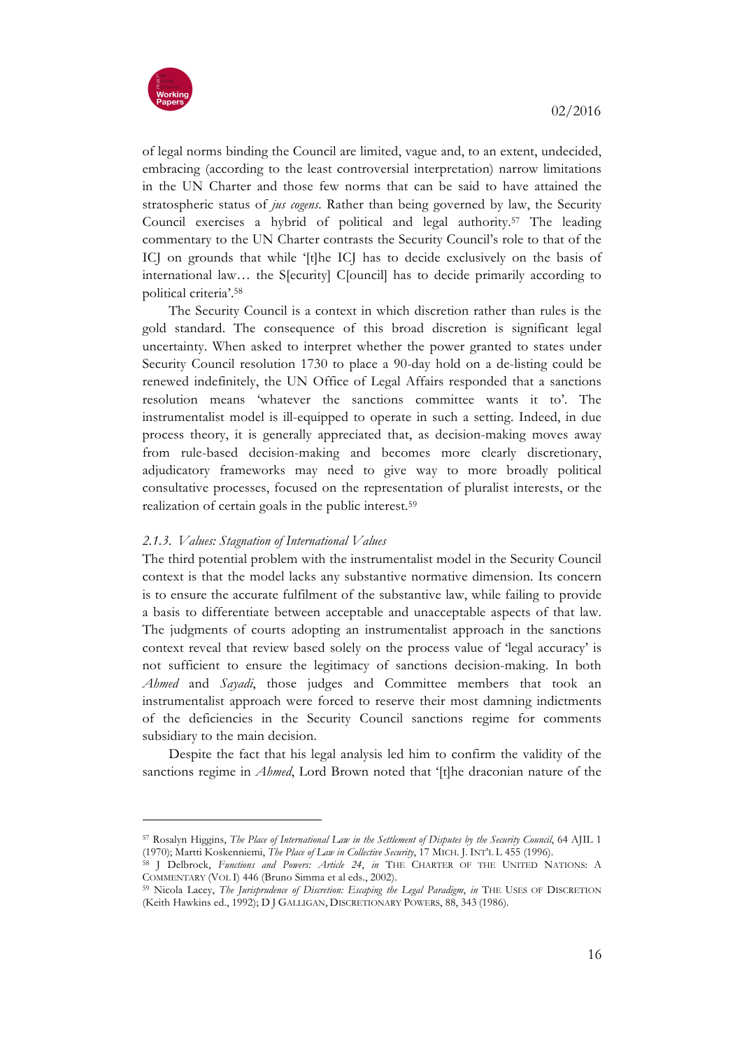of legal norms binding the Council are limited, vague and, to an extent, undecided, embracing (according to the least controversial interpretation) narrow limitations in the UN Charter and those few norms that can be said to have attained the stratospheric status of *jus cogens*. Rather than being governed by law, the Security Council exercises a hybrid of political and legal authority.[57] The leading commentary to the UN Charter contrasts the Security Council's role to that of the ICJ on grounds that while '[t]he ICJ has to decide exclusively on the basis of international law… the S[ecurity] C[ouncil] has to decide primarily according to political criteria'.[58]

The Security Council is a context in which discretion rather than rules is the gold standard. The consequence of this broad discretion is significant legal uncertainty. When asked to interpret whether the power granted to states under Security Council resolution 1730 to place a 90-day hold on a de-listing could be renewed indefinitely, the UN Office of Legal Affairs responded that a sanctions resolution means 'whatever the sanctions committee wants it to'. The instrumentalist model is ill-equipped to operate in such a setting. Indeed, in due process theory, it is generally appreciated that, as decision-making moves away from rule-based decision-making and becomes more clearly discretionary, adjudicatory frameworks may need to give way to more broadly political consultative processes, focused on the representation of pluralist interests, or the realization of certain goals in the public interest.[59]

### *2.1.3. Values: Stagnation of International Values*

The third potential problem with the instrumentalist model in the Security Council context is that the model lacks any substantive normative dimension. Its concern is to ensure the accurate fulfilment of the substantive law, while failing to provide a basis to differentiate between acceptable and unacceptable aspects of that law. The judgments of courts adopting an instrumentalist approach in the sanctions context reveal that review based solely on the process value of 'legal accuracy' is not sufficient to ensure the legitimacy of sanctions decision-making. In both *Ahmed* and *Sayadi*, those judges and Committee members that took an instrumentalist approach were forced to reserve their most damning indictments of the deficiencies in the Security Council sanctions regime for comments subsidiary to the main decision.

Despite the fact that his legal analysis led him to confirm the validity of the sanctions regime in *Ahmed*, Lord Brown noted that '[t]he draconian nature of the

---

[57] Rosalyn Higgins, *The Place of International Law in the Settlement of Disputes by the Security Council*, 64 AJIL 1 (1970); Martti Koskenniemi, *The Place of Law in Collective Security*, 17 MICH. J. INT'L L 455 (1996).

[58] J Delbrock, *Functions and Powers: Article 24*, *in* THE CHARTER OF THE UNITED NATIONS: A COMMENTARY (VOL I) 446 (Bruno Simma et al eds., 2002).

[59] Nicola Lacey, *The Jurisprudence of Discretion: Escaping the Legal Paradigm*, *in* THE USES OF DISCRETION (Keith Hawkins ed., 1992); D J GALLIGAN, DISCRETIONARY POWERS, 88, 343 (1986).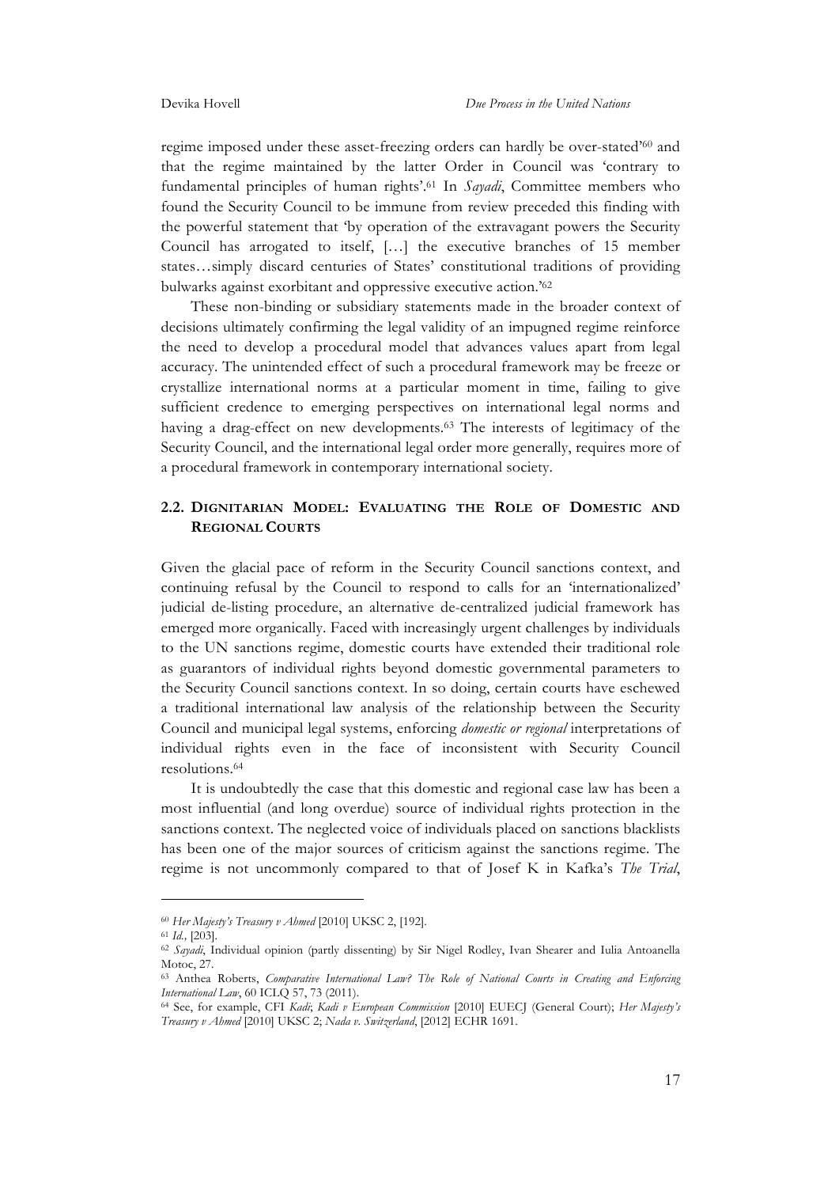regime imposed under these asset-freezing orders can hardly be over-stated'[60] and that the regime maintained by the latter Order in Council was 'contrary to fundamental principles of human rights'.[61] In *Sayadi*, Committee members who found the Security Council to be immune from review preceded this finding with the powerful statement that 'by operation of the extravagant powers the Security Council has arrogated to itself, […] the executive branches of 15 member states…simply discard centuries of States' constitutional traditions of providing bulwarks against exorbitant and oppressive executive action.'[62]

These non-binding or subsidiary statements made in the broader context of decisions ultimately confirming the legal validity of an impugned regime reinforce the need to develop a procedural model that advances values apart from legal accuracy. The unintended effect of such a procedural framework may be freeze or crystallize international norms at a particular moment in time, failing to give sufficient credence to emerging perspectives on international legal norms and having a drag-effect on new developments.[63] The interests of legitimacy of the Security Council, and the international legal order more generally, requires more of a procedural framework in contemporary international society.

## 2.2. DIGNITARIAN MODEL: EVALUATING THE ROLE OF DOMESTIC AND REGIONAL COURTS

Given the glacial pace of reform in the Security Council sanctions context, and continuing refusal by the Council to respond to calls for an 'internationalized' judicial de-listing procedure, an alternative de-centralized judicial framework has emerged more organically. Faced with increasingly urgent challenges by individuals to the UN sanctions regime, domestic courts have extended their traditional role as guarantors of individual rights beyond domestic governmental parameters to the Security Council sanctions context. In so doing, certain courts have eschewed a traditional international law analysis of the relationship between the Security Council and municipal legal systems, enforcing *domestic or regional* interpretations of individual rights even in the face of inconsistent with Security Council resolutions.[64]

It is undoubtedly the case that this domestic and regional case law has been a most influential (and long overdue) source of individual rights protection in the sanctions context. The neglected voice of individuals placed on sanctions blacklists has been one of the major sources of criticism against the sanctions regime. The regime is not uncommonly compared to that of Josef K in Kafka's *The Trial*,

---

[60] *Her Majesty's Treasury v Ahmed* [2010] UKSC 2, [192].

[61] *Id.,* [203].

[62] *Sayadi*, Individual opinion (partly dissenting) by Sir Nigel Rodley, Ivan Shearer and Iulia Antoanella Motoc, 27.

[63] Anthea Roberts, *Comparative International Law? The Role of National Courts in Creating and Enforcing International Law*, 60 ICLQ 57, 73 (2011).

[64] See, for example, CFI *Kadi*; *Kadi v European Commission* [2010] EUECJ (General Court); *Her Majesty's Treasury v Ahmed* [2010] UKSC 2; *Nada v. Switzerland*, [2012] ECHR 1691.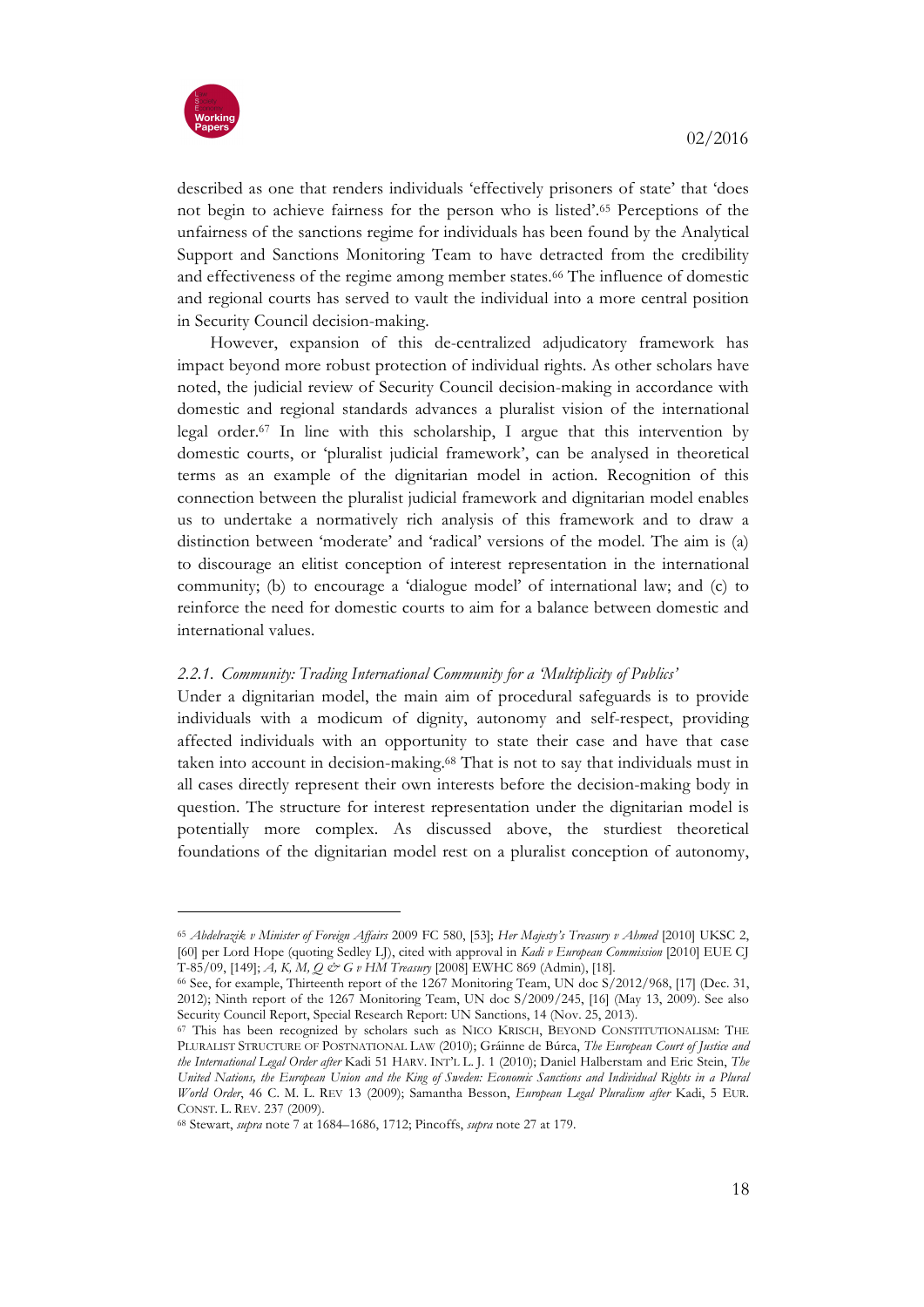described as one that renders individuals 'effectively prisoners of state' that 'does not begin to achieve fairness for the person who is listed'.[65] Perceptions of the unfairness of the sanctions regime for individuals has been found by the Analytical Support and Sanctions Monitoring Team to have detracted from the credibility and effectiveness of the regime among member states.[66] The influence of domestic and regional courts has served to vault the individual into a more central position in Security Council decision-making.

However, expansion of this de-centralized adjudicatory framework has impact beyond more robust protection of individual rights. As other scholars have noted, the judicial review of Security Council decision-making in accordance with domestic and regional standards advances a pluralist vision of the international legal order.[67] In line with this scholarship, I argue that this intervention by domestic courts, or 'pluralist judicial framework', can be analysed in theoretical terms as an example of the dignitarian model in action. Recognition of this connection between the pluralist judicial framework and dignitarian model enables us to undertake a normatively rich analysis of this framework and to draw a distinction between 'moderate' and 'radical' versions of the model. The aim is (a) to discourage an elitist conception of interest representation in the international community; (b) to encourage a 'dialogue model' of international law; and (c) to reinforce the need for domestic courts to aim for a balance between domestic and international values.

### *2.2.1. Community: Trading International Community for a 'Multiplicity of Publics'*

Under a dignitarian model, the main aim of procedural safeguards is to provide individuals with a modicum of dignity, autonomy and self-respect, providing affected individuals with an opportunity to state their case and have that case taken into account in decision-making.[68] That is not to say that individuals must in all cases directly represent their own interests before the decision-making body in question. The structure for interest representation under the dignitarian model is potentially more complex. As discussed above, the sturdiest theoretical foundations of the dignitarian model rest on a pluralist conception of autonomy,

---

[65] *Abdelrazik v Minister of Foreign Affairs* 2009 FC 580, [53]; *Her Majesty's Treasury v Ahmed* [2010] UKSC 2, [60] per Lord Hope (quoting Sedley LJ), cited with approval in *Kadi v European Commission* [2010] EUE CJ T-85/09, [149]; *A, K, M, Q & G v HM Treasury* [2008] EWHC 869 (Admin), [18].

[66] See, for example, Thirteenth report of the 1267 Monitoring Team, UN doc S/2012/968, [17] (Dec. 31, 2012); Ninth report of the 1267 Monitoring Team, UN doc S/2009/245, [16] (May 13, 2009). See also Security Council Report, Special Research Report: UN Sanctions, 14 (Nov. 25, 2013).

[67] This has been recognized by scholars such as NICO KRISCH, BEYOND CONSTITUTIONALISM: THE PLURALIST STRUCTURE OF POSTNATIONAL LAW (2010); Gráinne de Búrca, *The European Court of Justice and the International Legal Order after* Kadi 51 HARV. INT'L L. J. 1 (2010); Daniel Halberstam and Eric Stein, *The United Nations, the European Union and the King of Sweden: Economic Sanctions and Individual Rights in a Plural World Order*, 46 C. M. L. REV 13 (2009); Samantha Besson, *European Legal Pluralism after* Kadi, 5 EUR. CONST. L. REV. 237 (2009).

[68] Stewart, *supra* note 7 at 1684–1686, 1712; Pincoffs, *supra* note 27 at 179.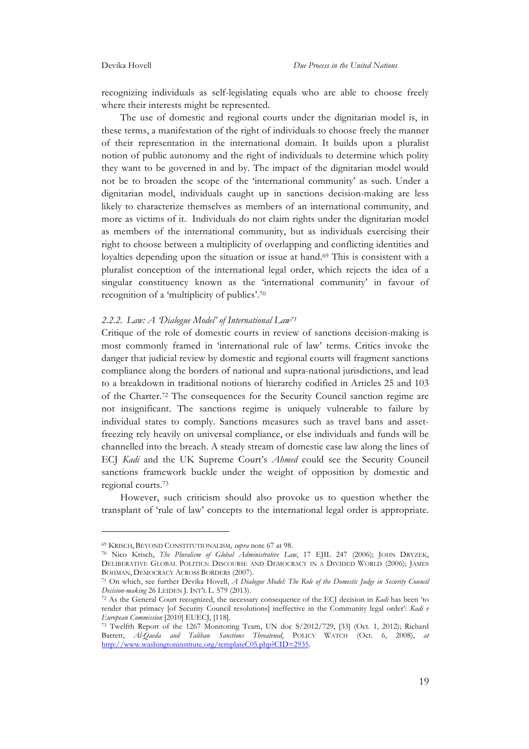recognizing individuals as self-legislating equals who are able to choose freely where their interests might be represented.

The use of domestic and regional courts under the dignitarian model is, in these terms, a manifestation of the right of individuals to choose freely the manner of their representation in the international domain. It builds upon a pluralist notion of public autonomy and the right of individuals to determine which polity they want to be governed in and by. The impact of the dignitarian model would not be to broaden the scope of the 'international community' as such. Under a dignitarian model, individuals caught up in sanctions decision-making are less likely to characterize themselves as members of an international community, and more as victims of it. Individuals do not claim rights under the dignitarian model as members of the international community, but as individuals exercising their right to choose between a multiplicity of overlapping and conflicting identities and loyalties depending upon the situation or issue at hand.[69] This is consistent with a pluralist conception of the international legal order, which rejects the idea of a singular constituency known as the 'international community' in favour of recognition of a 'multiplicity of publics'.[70]

### *2.2.2. Law: A 'Dialogue Model' of International Law*[71]

Critique of the role of domestic courts in review of sanctions decision-making is most commonly framed in 'international rule of law' terms. Critics invoke the danger that judicial review by domestic and regional courts will fragment sanctions compliance along the borders of national and supra-national jurisdictions, and lead to a breakdown in traditional notions of hierarchy codified in Articles 25 and 103 of the Charter.[72] The consequences for the Security Council sanction regime are not insignificant. The sanctions regime is uniquely vulnerable to failure by individual states to comply. Sanctions measures such as travel bans and asset-freezing rely heavily on universal compliance, or else individuals and funds will be channelled into the breach. A steady stream of domestic case law along the lines of ECJ *Kadi* and the UK Supreme Court's *Ahmed* could see the Security Council sanctions framework buckle under the weight of opposition by domestic and regional courts.[73]

However, such criticism should also provoke us to question whether the transplant of 'rule of law' concepts to the international legal order is appropriate.

---

[69] KRISCH, BEYOND CONSTITUTIONALISM, *supra* note 67 at 98.

[70] Nico Krisch, *The Pluralism of Global Administrative Law*, 17 EJIL 247 (2006); JOHN DRYZEK, DELIBERATIVE GLOBAL POLITICS: DISCOURSE AND DEMOCRACY IN A DIVIDED WORLD (2006); JAMES BOHMAN, DEMOCRACY ACROSS BORDERS (2007).

[71] On which, see further Devika Hovell, *A Dialogue Model: The Role of the Domestic Judge in Security Council Decision-making* 26 LEIDEN J. INT'L L. 579 (2013).

[72] As the General Court recognized, the necessary consequence of the ECJ decision in *Kadi* has been 'to render that primacy [of Security Council resolutions] ineffective in the Community legal order': *Kadi v European Commission* [2010] EUECJ, [118].

[73] Twelfth Report of the 1267 Monitoring Team, UN doc S/2012/729, [33] (Oct. 1, 2012); Richard Barrett, *Al-Qaeda and Taliban Sanctions Threatened*, POLICY WATCH (Oct. 6, 2008), *at* http://www.washingtoninstitute.org/templateC05.php?CID=2935.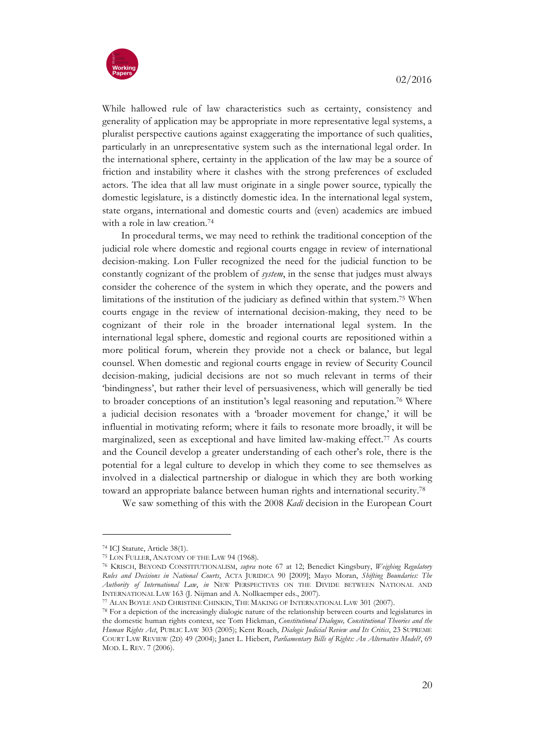While hallowed rule of law characteristics such as certainty, consistency and generality of application may be appropriate in more representative legal systems, a pluralist perspective cautions against exaggerating the importance of such qualities, particularly in an unrepresentative system such as the international legal order. In the international sphere, certainty in the application of the law may be a source of friction and instability where it clashes with the strong preferences of excluded actors. The idea that all law must originate in a single power source, typically the domestic legislature, is a distinctly domestic idea. In the international legal system, state organs, international and domestic courts and (even) academics are imbued with a role in law creation.[74]

In procedural terms, we may need to rethink the traditional conception of the judicial role where domestic and regional courts engage in review of international decision-making. Lon Fuller recognized the need for the judicial function to be constantly cognizant of the problem of *system*, in the sense that judges must always consider the coherence of the system in which they operate, and the powers and limitations of the institution of the judiciary as defined within that system.[75] When courts engage in the review of international decision-making, they need to be cognizant of their role in the broader international legal system. In the international legal sphere, domestic and regional courts are repositioned within a more political forum, wherein they provide not a check or balance, but legal counsel. When domestic and regional courts engage in review of Security Council decision-making, judicial decisions are not so much relevant in terms of their 'bindingness', but rather their level of persuasiveness, which will generally be tied to broader conceptions of an institution's legal reasoning and reputation.[76] Where a judicial decision resonates with a 'broader movement for change,' it will be influential in motivating reform; where it fails to resonate more broadly, it will be marginalized, seen as exceptional and have limited law-making effect.[77] As courts and the Council develop a greater understanding of each other's role, there is the potential for a legal culture to develop in which they come to see themselves as involved in a dialectical partnership or dialogue in which they are both working toward an appropriate balance between human rights and international security.[78]

We saw something of this with the 2008 *Kadi* decision in the European Court

---

[74] ICJ Statute, Article 38(1).

[75] LON FULLER, ANATOMY OF THE LAW 94 (1968).

[76] KRISCH, BEYOND CONSTITUTIONALISM, *supra* note 67 at 12; Benedict Kingsbury, *Weighing Regulatory Rules and Decisions in National Courts*, ACTA JURIDICA 90 [2009]; Mayo Moran, *Shifting Boundaries: The Authority of International Law*, *in* NEW PERSPECTIVES ON THE DIVIDE BETWEEN NATIONAL AND INTERNATIONAL LAW 163 (J. Nijman and A. Nollkaemper eds., 2007).

[77] ALAN BOYLE AND CHRISTINE CHINKIN, THE MAKING OF INTERNATIONAL LAW 301 (2007).

[78] For a depiction of the increasingly dialogic nature of the relationship between courts and legislatures in the domestic human rights context, see Tom Hickman, *Constitutional Dialogue, Constitutional Theories and the Human Rights Act*, PUBLIC LAW 303 (2005); Kent Roach, *Dialogic Judicial Review and Its Critics*, 23 SUPREME COURT LAW REVIEW (2D) 49 (2004); Janet L. Hiebert, *Parliamentary Bills of Rights: An Alternative Model?*, 69 MOD. L. REV. 7 (2006).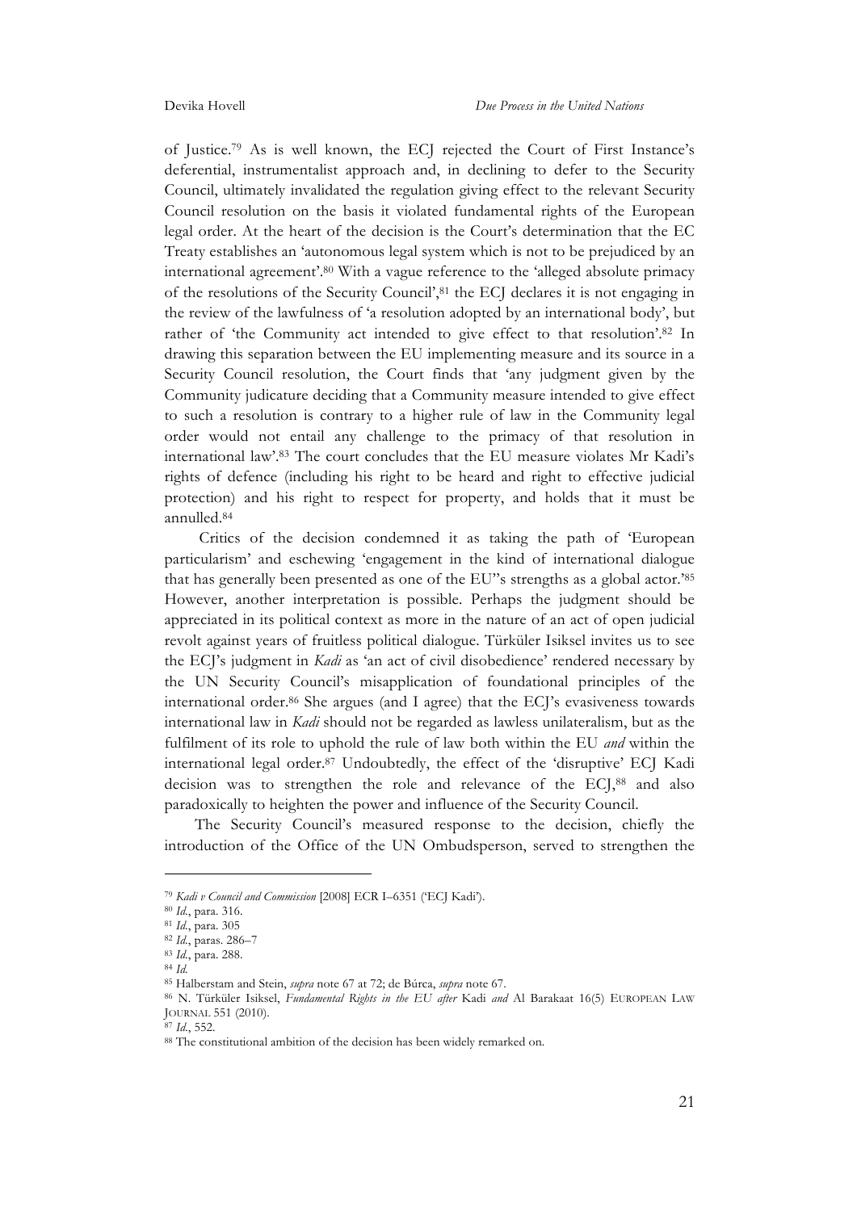of Justice.[79] As is well known, the ECJ rejected the Court of First Instance's deferential, instrumentalist approach and, in declining to defer to the Security Council, ultimately invalidated the regulation giving effect to the relevant Security Council resolution on the basis it violated fundamental rights of the European legal order. At the heart of the decision is the Court's determination that the EC Treaty establishes an 'autonomous legal system which is not to be prejudiced by an international agreement'.[80] With a vague reference to the 'alleged absolute primacy of the resolutions of the Security Council',[81] the ECJ declares it is not engaging in the review of the lawfulness of 'a resolution adopted by an international body', but rather of 'the Community act intended to give effect to that resolution'.[82] In drawing this separation between the EU implementing measure and its source in a Security Council resolution, the Court finds that 'any judgment given by the Community judicature deciding that a Community measure intended to give effect to such a resolution is contrary to a higher rule of law in the Community legal order would not entail any challenge to the primacy of that resolution in international law'.[83] The court concludes that the EU measure violates Mr Kadi's rights of defence (including his right to be heard and right to effective judicial protection) and his right to respect for property, and holds that it must be annulled.[84]

Critics of the decision condemned it as taking the path of 'European particularism' and eschewing 'engagement in the kind of international dialogue that has generally been presented as one of the EU''s strengths as a global actor.'[85] However, another interpretation is possible. Perhaps the judgment should be appreciated in its political context as more in the nature of an act of open judicial revolt against years of fruitless political dialogue. Türküler Isiksel invites us to see the ECJ's judgment in *Kadi* as 'an act of civil disobedience' rendered necessary by the UN Security Council's misapplication of foundational principles of the international order.[86] She argues (and I agree) that the ECJ's evasiveness towards international law in *Kadi* should not be regarded as lawless unilateralism, but as the fulfilment of its role to uphold the rule of law both within the EU *and* within the international legal order.[87] Undoubtedly, the effect of the 'disruptive' ECJ Kadi decision was to strengthen the role and relevance of the ECJ,[88] and also paradoxically to heighten the power and influence of the Security Council.

The Security Council's measured response to the decision, chiefly the introduction of the Office of the UN Ombudsperson, served to strengthen the

---

[79] *Kadi v Council and Commission* [2008] ECR I–6351 ('ECJ Kadi').

[80] *Id.*, para. 316.

[81] *Id.*, para. 305

[82] *Id.*, paras. 286–7

[83] *Id.*, para. 288.

[84] *Id.*

[85] Halberstam and Stein, *supra* note 67 at 72; de Búrca, *supra* note 67.

[86] N. Türküler Isiksel, *Fundamental Rights in the EU after* Kadi *and* Al Barakaat 16(5) EUROPEAN LAW JOURNAL 551 (2010).

[87] *Id.*, 552.

[88] The constitutional ambition of the decision has been widely remarked on.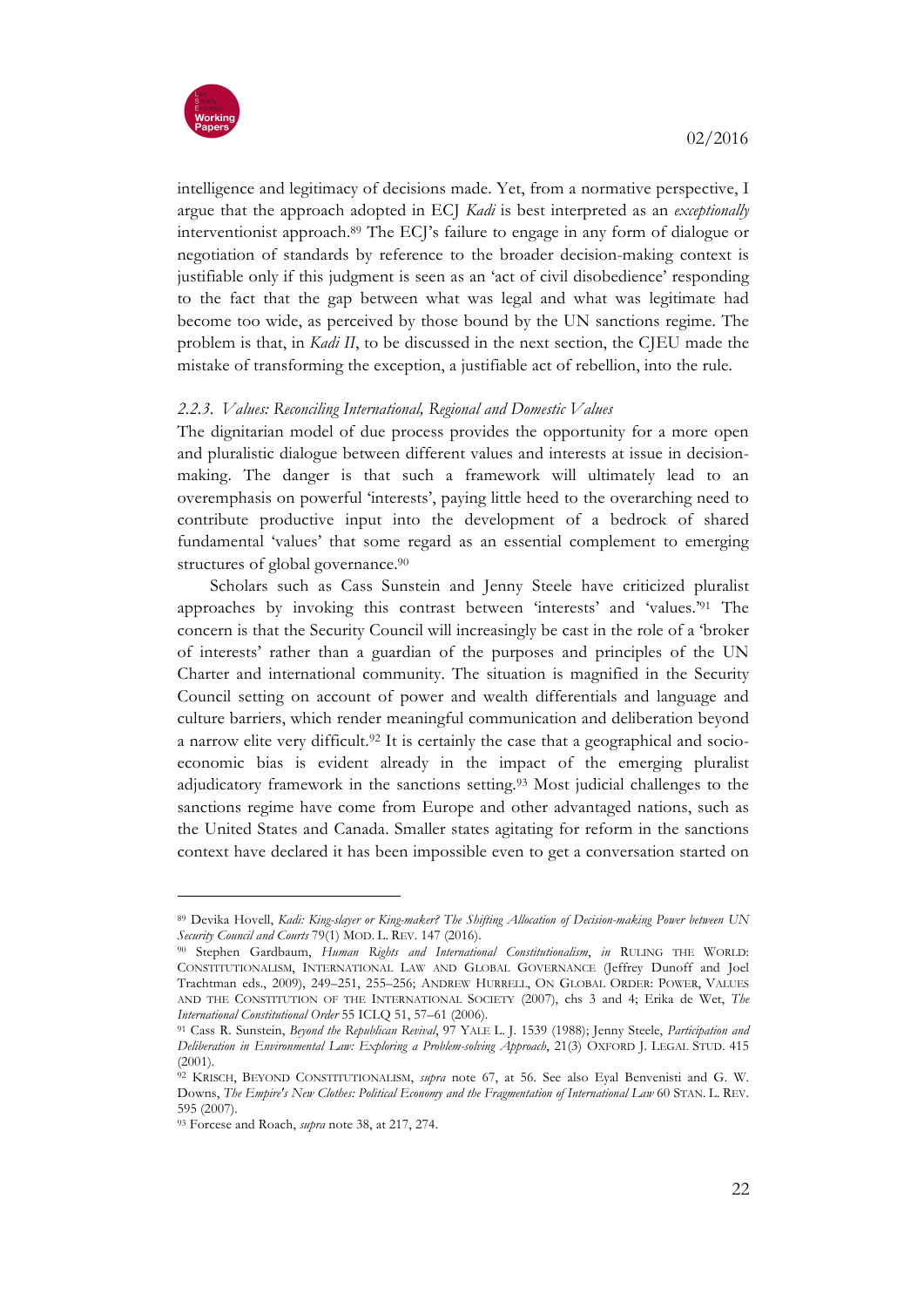intelligence and legitimacy of decisions made. Yet, from a normative perspective, I argue that the approach adopted in ECJ *Kadi* is best interpreted as an *exceptionally* interventionist approach.[89] The ECJ's failure to engage in any form of dialogue or negotiation of standards by reference to the broader decision-making context is justifiable only if this judgment is seen as an 'act of civil disobedience' responding to the fact that the gap between what was legal and what was legitimate had become too wide, as perceived by those bound by the UN sanctions regime. The problem is that, in *Kadi II*, to be discussed in the next section, the CJEU made the mistake of transforming the exception, a justifiable act of rebellion, into the rule.

#### *2.2.3. Values: Reconciling International, Regional and Domestic Values*

The dignitarian model of due process provides the opportunity for a more open and pluralistic dialogue between different values and interests at issue in decision-making. The danger is that such a framework will ultimately lead to an overemphasis on powerful 'interests', paying little heed to the overarching need to contribute productive input into the development of a bedrock of shared fundamental 'values' that some regard as an essential complement to emerging structures of global governance.[90]

Scholars such as Cass Sunstein and Jenny Steele have criticized pluralist approaches by invoking this contrast between 'interests' and 'values.'[91] The concern is that the Security Council will increasingly be cast in the role of a 'broker of interests' rather than a guardian of the purposes and principles of the UN Charter and international community. The situation is magnified in the Security Council setting on account of power and wealth differentials and language and culture barriers, which render meaningful communication and deliberation beyond a narrow elite very difficult.[92] It is certainly the case that a geographical and socio-economic bias is evident already in the impact of the emerging pluralist adjudicatory framework in the sanctions setting.[93] Most judicial challenges to the sanctions regime have come from Europe and other advantaged nations, such as the United States and Canada. Smaller states agitating for reform in the sanctions context have declared it has been impossible even to get a conversation started on

---

[89] Devika Hovell, *Kadi: King-slayer or King-maker? The Shifting Allocation of Decision-making Power between UN Security Council and Courts* 79(1) MOD. L. REV. 147 (2016).

[90] Stephen Gardbaum, *Human Rights and International Constitutionalism*, *in* RULING THE WORLD: CONSTITUTIONALISM, INTERNATIONAL LAW AND GLOBAL GOVERNANCE (Jeffrey Dunoff and Joel Trachtman eds., 2009), 249–251, 255–256; ANDREW HURRELL, ON GLOBAL ORDER: POWER, VALUES AND THE CONSTITUTION OF THE INTERNATIONAL SOCIETY (2007), chs 3 and 4; Erika de Wet, *The International Constitutional Order* 55 ICLQ 51, 57–61 (2006).

[91] Cass R. Sunstein, *Beyond the Republican Revival*, 97 YALE L. J. 1539 (1988); Jenny Steele, *Participation and Deliberation in Environmental Law: Exploring a Problem-solving Approach*, 21(3) OXFORD J. LEGAL STUD. 415 (2001).

[92] KRISCH, BEYOND CONSTITUTIONALISM, *supra* note 67, at 56. See also Eyal Benvenisti and G. W. Downs, *The Empire's New Clothes: Political Economy and the Fragmentation of International Law* 60 STAN. L. REV. 595 (2007).

[93] Forcese and Roach, *supra* note 38, at 217, 274.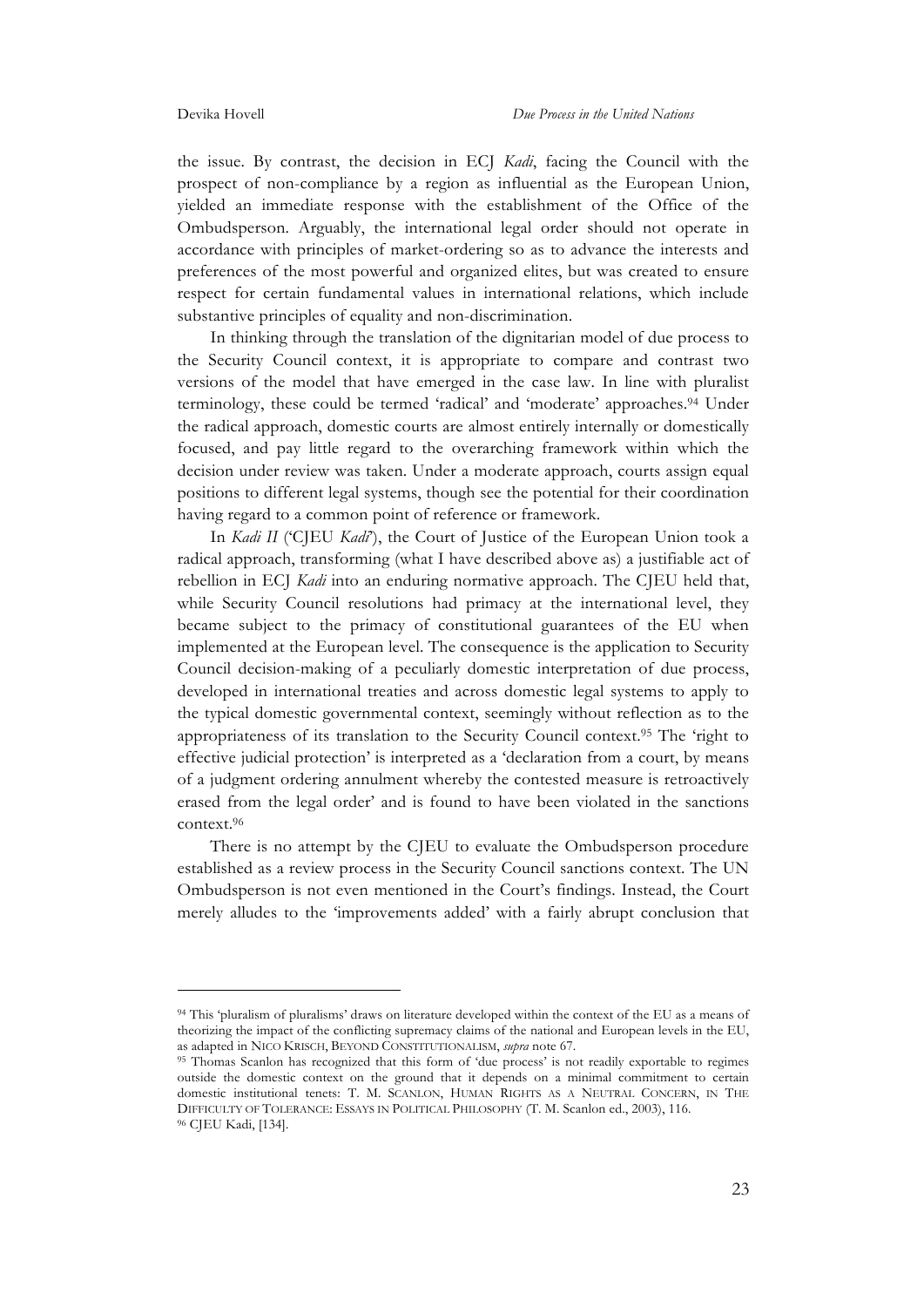the issue. By contrast, the decision in ECJ *Kadi*, facing the Council with the prospect of non-compliance by a region as influential as the European Union, yielded an immediate response with the establishment of the Office of the Ombudsperson. Arguably, the international legal order should not operate in accordance with principles of market-ordering so as to advance the interests and preferences of the most powerful and organized elites, but was created to ensure respect for certain fundamental values in international relations, which include substantive principles of equality and non-discrimination.

In thinking through the translation of the dignitarian model of due process to the Security Council context, it is appropriate to compare and contrast two versions of the model that have emerged in the case law. In line with pluralist terminology, these could be termed 'radical' and 'moderate' approaches.[94] Under the radical approach, domestic courts are almost entirely internally or domestically focused, and pay little regard to the overarching framework within which the decision under review was taken. Under a moderate approach, courts assign equal positions to different legal systems, though see the potential for their coordination having regard to a common point of reference or framework.

In *Kadi II* ('CJEU *Kadi*'), the Court of Justice of the European Union took a radical approach, transforming (what I have described above as) a justifiable act of rebellion in ECJ *Kadi* into an enduring normative approach. The CJEU held that, while Security Council resolutions had primacy at the international level, they became subject to the primacy of constitutional guarantees of the EU when implemented at the European level. The consequence is the application to Security Council decision-making of a peculiarly domestic interpretation of due process, developed in international treaties and across domestic legal systems to apply to the typical domestic governmental context, seemingly without reflection as to the appropriateness of its translation to the Security Council context.[95] The 'right to effective judicial protection' is interpreted as a 'declaration from a court, by means of a judgment ordering annulment whereby the contested measure is retroactively erased from the legal order' and is found to have been violated in the sanctions context.[96]

There is no attempt by the CJEU to evaluate the Ombudsperson procedure established as a review process in the Security Council sanctions context. The UN Ombudsperson is not even mentioned in the Court's findings. Instead, the Court merely alludes to the 'improvements added' with a fairly abrupt conclusion that

---

[94] This 'pluralism of pluralisms' draws on literature developed within the context of the EU as a means of theorizing the impact of the conflicting supremacy claims of the national and European levels in the EU, as adapted in NICO KRISCH, BEYOND CONSTITUTIONALISM, *supra* note 67.

[95] Thomas Scanlon has recognized that this form of 'due process' is not readily exportable to regimes outside the domestic context on the ground that it depends on a minimal commitment to certain domestic institutional tenets: T. M. SCANLON, HUMAN RIGHTS AS A NEUTRAL CONCERN, IN THE DIFFICULTY OF TOLERANCE: ESSAYS IN POLITICAL PHILOSOPHY (T. M. Scanlon ed., 2003), 116.

[96] CJEU Kadi, [134].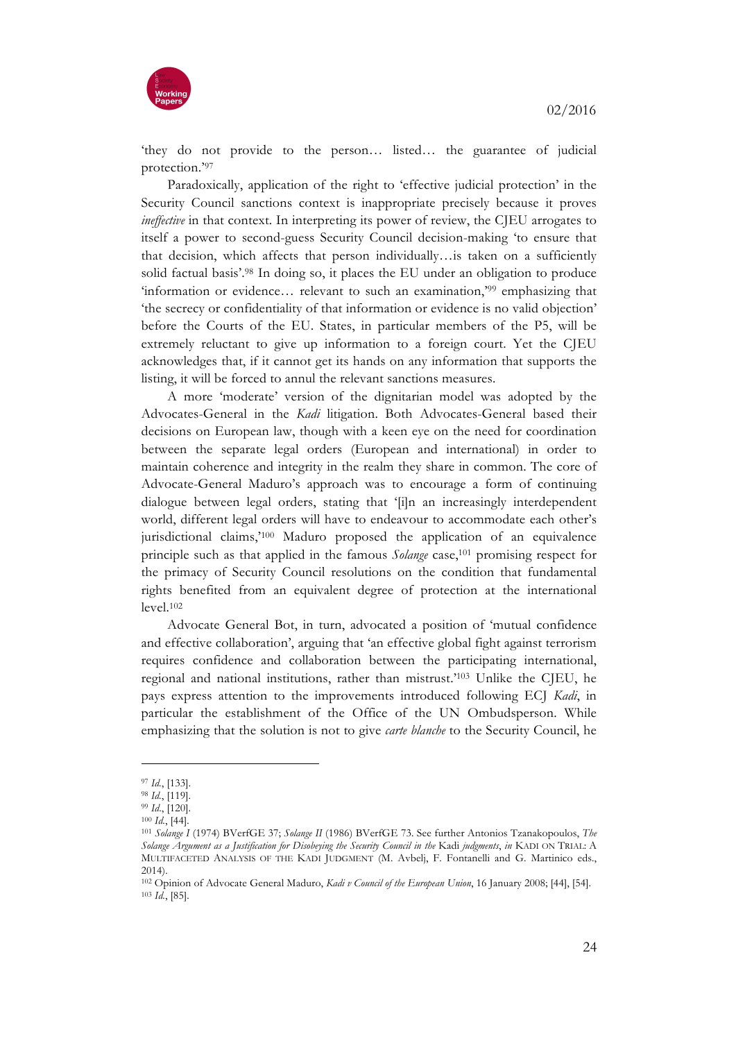'they do not provide to the person… listed… the guarantee of judicial protection.'[97]

Paradoxically, application of the right to 'effective judicial protection' in the Security Council sanctions context is inappropriate precisely because it proves *ineffective* in that context. In interpreting its power of review, the CJEU arrogates to itself a power to second-guess Security Council decision-making 'to ensure that that decision, which affects that person individually…is taken on a sufficiently solid factual basis'.[98] In doing so, it places the EU under an obligation to produce 'information or evidence… relevant to such an examination,'[99] emphasizing that 'the secrecy or confidentiality of that information or evidence is no valid objection' before the Courts of the EU. States, in particular members of the P5, will be extremely reluctant to give up information to a foreign court. Yet the CJEU acknowledges that, if it cannot get its hands on any information that supports the listing, it will be forced to annul the relevant sanctions measures.

A more 'moderate' version of the dignitarian model was adopted by the Advocates-General in the *Kadi* litigation. Both Advocates-General based their decisions on European law, though with a keen eye on the need for coordination between the separate legal orders (European and international) in order to maintain coherence and integrity in the realm they share in common. The core of Advocate-General Maduro's approach was to encourage a form of continuing dialogue between legal orders, stating that '[i]n an increasingly interdependent world, different legal orders will have to endeavour to accommodate each other's jurisdictional claims,'[100] Maduro proposed the application of an equivalence principle such as that applied in the famous *Solange* case,[101] promising respect for the primacy of Security Council resolutions on the condition that fundamental rights benefited from an equivalent degree of protection at the international level.[102]

Advocate General Bot, in turn, advocated a position of 'mutual confidence and effective collaboration', arguing that 'an effective global fight against terrorism requires confidence and collaboration between the participating international, regional and national institutions, rather than mistrust.'[103] Unlike the CJEU, he pays express attention to the improvements introduced following ECJ *Kadi*, in particular the establishment of the Office of the UN Ombudsperson. While emphasizing that the solution is not to give *carte blanche* to the Security Council, he

---

[97] *Id.*, [133].

[98] *Id.*, [119].

[99] *Id.*, [120].

[100] *Id.*, [44].

[101] *Solange I* (1974) BVerfGE 37; *Solange II* (1986) BVerfGE 73. See further Antonios Tzanakopoulos, *The Solange Argument as a Justification for Disobeying the Security Council in the* Kadi *judgments*, *in* KADI ON TRIAL: A MULTIFACETED ANALYSIS OF THE KADI JUDGMENT (M. Avbelj, F. Fontanelli and G. Martinico eds., 2014).

[102] Opinion of Advocate General Maduro, *Kadi v Council of the European Union*, 16 January 2008; [44], [54].

[103] *Id.*, [85].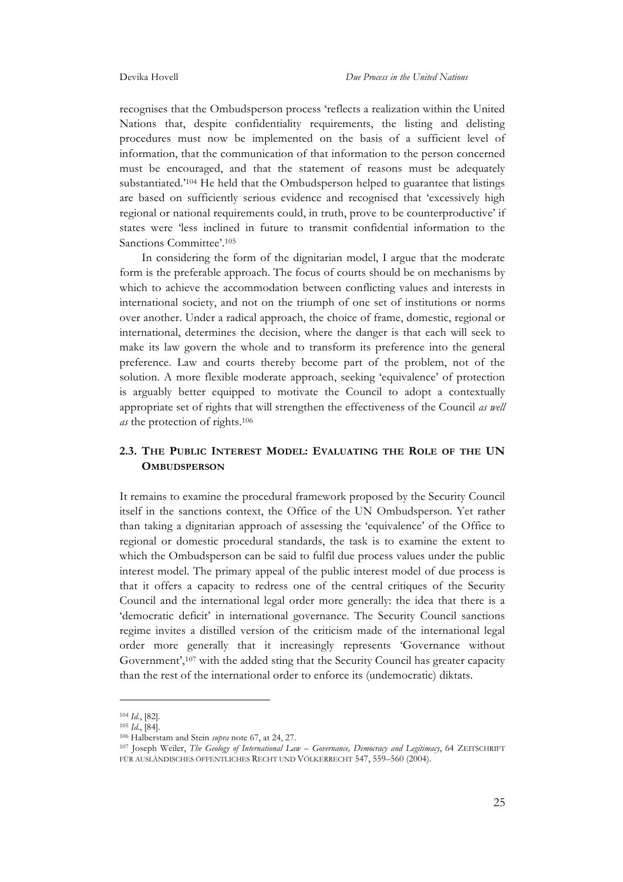recognises that the Ombudsperson process 'reflects a realization within the United Nations that, despite confidentiality requirements, the listing and delisting procedures must now be implemented on the basis of a sufficient level of information, that the communication of that information to the person concerned must be encouraged, and that the statement of reasons must be adequately substantiated.'[104] He held that the Ombudsperson helped to guarantee that listings are based on sufficiently serious evidence and recognised that 'excessively high regional or national requirements could, in truth, prove to be counterproductive' if states were 'less inclined in future to transmit confidential information to the Sanctions Committee'.[105]

In considering the form of the dignitarian model, I argue that the moderate form is the preferable approach. The focus of courts should be on mechanisms by which to achieve the accommodation between conflicting values and interests in international society, and not on the triumph of one set of institutions or norms over another. Under a radical approach, the choice of frame, domestic, regional or international, determines the decision, where the danger is that each will seek to make its law govern the whole and to transform its preference into the general preference. Law and courts thereby become part of the problem, not of the solution. A more flexible moderate approach, seeking 'equivalence' of protection is arguably better equipped to motivate the Council to adopt a contextually appropriate set of rights that will strengthen the effectiveness of the Council *as well as* the protection of rights.[106]

### 2.3. The Public Interest Model: Evaluating the Role of the UN Ombudsperson

It remains to examine the procedural framework proposed by the Security Council itself in the sanctions context, the Office of the UN Ombudsperson. Yet rather than taking a dignitarian approach of assessing the 'equivalence' of the Office to regional or domestic procedural standards, the task is to examine the extent to which the Ombudsperson can be said to fulfil due process values under the public interest model. The primary appeal of the public interest model of due process is that it offers a capacity to redress one of the central critiques of the Security Council and the international legal order more generally: the idea that there is a 'democratic deficit' in international governance. The Security Council sanctions regime invites a distilled version of the criticism made of the international legal order more generally that it increasingly represents 'Governance without Government',[107] with the added sting that the Security Council has greater capacity than the rest of the international order to enforce its (undemocratic) diktats.

---

[104] *Id.*, [82].

[105] *Id.*, [84].

[106] Halberstam and Stein *supra* note 67, at 24, 27.

[107] Joseph Weiler, *The Geology of International Law – Governance, Democracy and Legitimacy*, 64 ZEITSCHRIFT FÜR AUSLÄNDISCHES ÖFFENTLICHES RECHT UND VÖLKERRECHT 547, 559–560 (2004).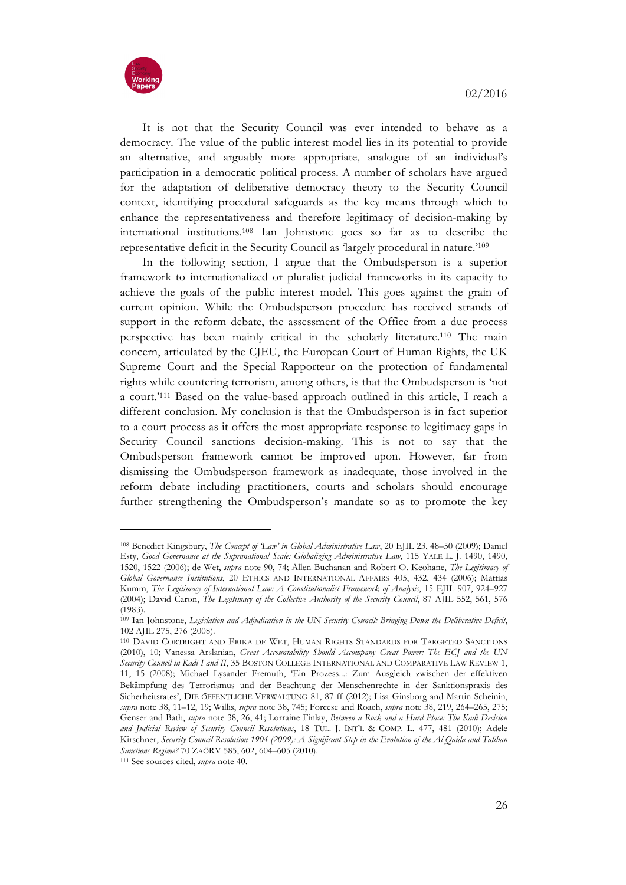It is not that the Security Council was ever intended to behave as a democracy. The value of the public interest model lies in its potential to provide an alternative, and arguably more appropriate, analogue of an individual's participation in a democratic political process. A number of scholars have argued for the adaptation of deliberative democracy theory to the Security Council context, identifying procedural safeguards as the key means through which to enhance the representativeness and therefore legitimacy of decision-making by international institutions.[108] Ian Johnstone goes so far as to describe the representative deficit in the Security Council as 'largely procedural in nature.'[109]

In the following section, I argue that the Ombudsperson is a superior framework to internationalized or pluralist judicial frameworks in its capacity to achieve the goals of the public interest model. This goes against the grain of current opinion. While the Ombudsperson procedure has received strands of support in the reform debate, the assessment of the Office from a due process perspective has been mainly critical in the scholarly literature.[110] The main concern, articulated by the CJEU, the European Court of Human Rights, the UK Supreme Court and the Special Rapporteur on the protection of fundamental rights while countering terrorism, among others, is that the Ombudsperson is 'not a court.'[111] Based on the value-based approach outlined in this article, I reach a different conclusion. My conclusion is that the Ombudsperson is in fact superior to a court process as it offers the most appropriate response to legitimacy gaps in Security Council sanctions decision-making. This is not to say that the Ombudsperson framework cannot be improved upon. However, far from dismissing the Ombudsperson framework as inadequate, those involved in the reform debate including practitioners, courts and scholars should encourage further strengthening the Ombudsperson's mandate so as to promote the key

---

[108] Benedict Kingsbury, *The Concept of 'Law' in Global Administrative Law*, 20 EJIL 23, 48–50 (2009); Daniel Esty, *Good Governance at the Supranational Scale: Globalizing Administrative Law*, 115 YALE L. J. 1490, 1490, 1520, 1522 (2006); de Wet, *supra* note 90, 74; Allen Buchanan and Robert O. Keohane, *The Legitimacy of Global Governance Institutions*, 20 ETHICS AND INTERNATIONAL AFFAIRS 405, 432, 434 (2006); Mattias Kumm, *The Legitimacy of International Law: A Constitutionalist Framework of Analysis*, 15 EJIL 907, 924–927 (2004); David Caron, *The Legitimacy of the Collective Authority of the Security Council*, 87 AJIL 552, 561, 576 (1983).

[109] Ian Johnstone, *Legislation and Adjudication in the UN Security Council: Bringing Down the Deliberative Deficit*, 102 AJIL 275, 276 (2008).

[110] DAVID CORTRIGHT AND ERIKA DE WET, HUMAN RIGHTS STANDARDS FOR TARGETED SANCTIONS (2010), 10; Vanessa Arslanian, *Great Accountability Should Accompany Great Power: The ECJ and the UN Security Council in Kadi I and II*, 35 BOSTON COLLEGE INTERNATIONAL AND COMPARATIVE LAW REVIEW 1, 11, 15 (2008); Michael Lysander Fremuth, 'Ein Prozess...: Zum Ausgleich zwischen der effektiven Bekämpfung des Terrorismus und der Beachtung der Menschenrechte in der Sanktionspraxis des Sicherheitsrates', DIE ÖFFENTLICHE VERWALTUNG 81, 87 ff (2012); Lisa Ginsborg and Martin Scheinin, *supra* note 38, 11–12, 19; Willis, *supra* note 38, 745; Forcese and Roach, *supra* note 38, 219, 264–265, 275; Genser and Bath, *supra* note 38, 26, 41; Lorraine Finlay, *Between a Rock and a Hard Place: The Kadi Decision and Judicial Review of Security Council Resolutions*, 18 TUL. J. INT'L & COMP. L. 477, 481 (2010); Adele Kirschner, *Security Council Resolution 1904 (2009): A Significant Step in the Evolution of the Al Qaida and Taliban Sanctions Regime?* 70 ZAÖRV 585, 602, 604–605 (2010).

[111] See sources cited, *supra* note 40.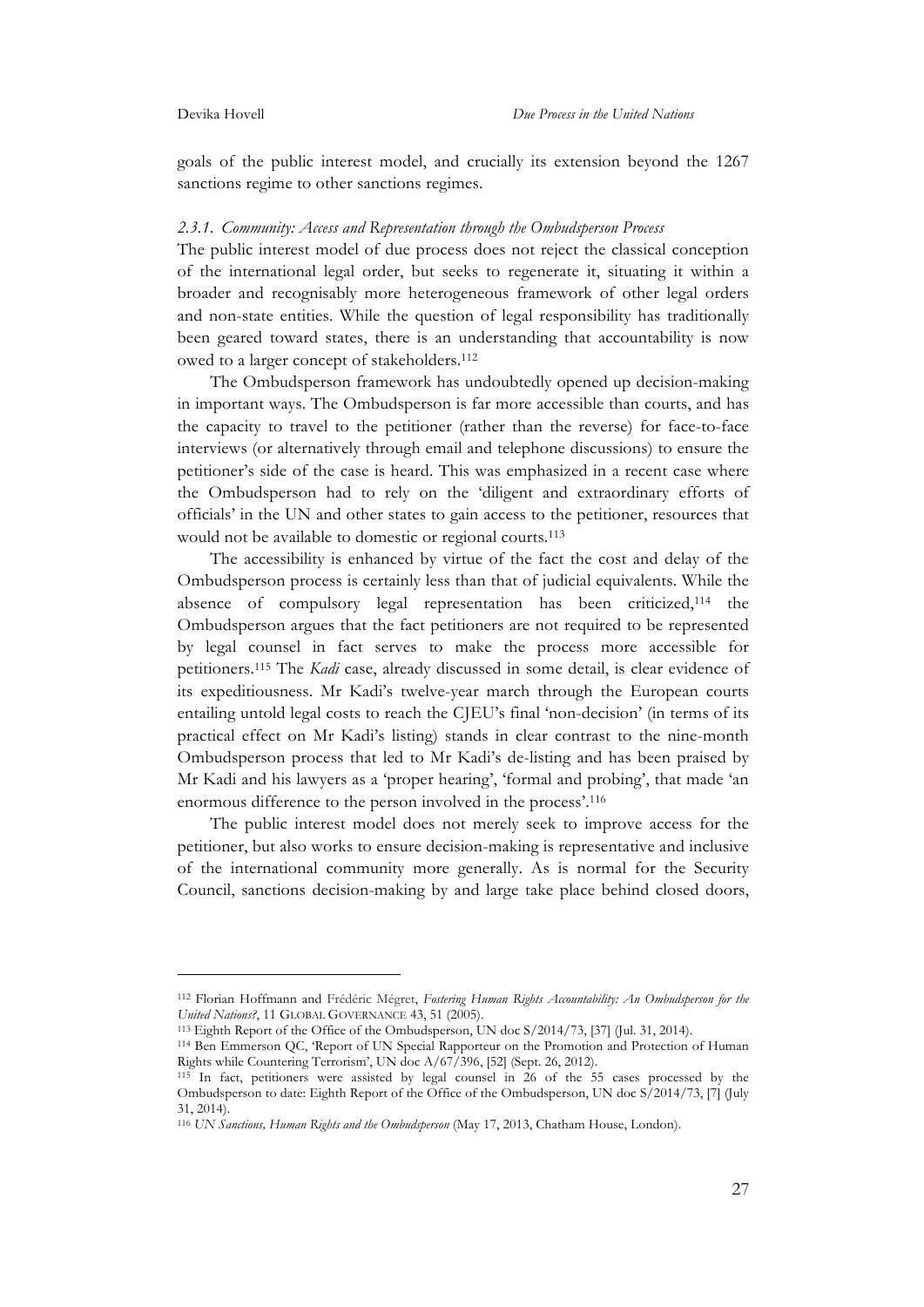goals of the public interest model, and crucially its extension beyond the 1267 sanctions regime to other sanctions regimes.

### *2.3.1. Community: Access and Representation through the Ombudsperson Process*

The public interest model of due process does not reject the classical conception of the international legal order, but seeks to regenerate it, situating it within a broader and recognisably more heterogeneous framework of other legal orders and non-state entities. While the question of legal responsibility has traditionally been geared toward states, there is an understanding that accountability is now owed to a larger concept of stakeholders.[112]

The Ombudsperson framework has undoubtedly opened up decision-making in important ways. The Ombudsperson is far more accessible than courts, and has the capacity to travel to the petitioner (rather than the reverse) for face-to-face interviews (or alternatively through email and telephone discussions) to ensure the petitioner's side of the case is heard. This was emphasized in a recent case where the Ombudsperson had to rely on the 'diligent and extraordinary efforts of officials' in the UN and other states to gain access to the petitioner, resources that would not be available to domestic or regional courts.[113]

The accessibility is enhanced by virtue of the fact the cost and delay of the Ombudsperson process is certainly less than that of judicial equivalents. While the absence of compulsory legal representation has been criticized,[114] the Ombudsperson argues that the fact petitioners are not required to be represented by legal counsel in fact serves to make the process more accessible for petitioners.[115] The *Kadi* case, already discussed in some detail, is clear evidence of its expeditiousness. Mr Kadi's twelve-year march through the European courts entailing untold legal costs to reach the CJEU's final 'non-decision' (in terms of its practical effect on Mr Kadi's listing) stands in clear contrast to the nine-month Ombudsperson process that led to Mr Kadi's de-listing and has been praised by Mr Kadi and his lawyers as a 'proper hearing', 'formal and probing', that made 'an enormous difference to the person involved in the process'.[116]

The public interest model does not merely seek to improve access for the petitioner, but also works to ensure decision-making is representative and inclusive of the international community more generally. As is normal for the Security Council, sanctions decision-making by and large take place behind closed doors,

---

[112] Florian Hoffmann and Frédéric Mégret, *Fostering Human Rights Accountability: An Ombudsperson for the United Nations?*, 11 GLOBAL GOVERNANCE 43, 51 (2005).

[113] Eighth Report of the Office of the Ombudsperson, UN doc S/2014/73, [37] (Jul. 31, 2014).

[114] Ben Emmerson QC, 'Report of UN Special Rapporteur on the Promotion and Protection of Human Rights while Countering Terrorism', UN doc A/67/396, [52] (Sept. 26, 2012).

[115] In fact, petitioners were assisted by legal counsel in 26 of the 55 cases processed by the Ombudsperson to date: Eighth Report of the Office of the Ombudsperson, UN doc S/2014/73, [7] (July 31, 2014).

[116] *UN Sanctions, Human Rights and the Ombudsperson* (May 17, 2013, Chatham House, London).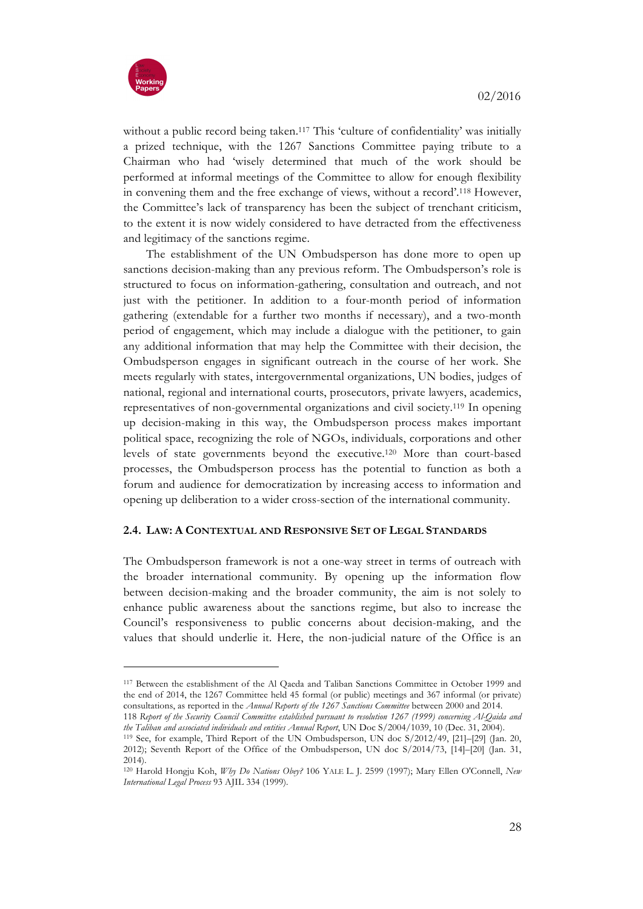without a public record being taken.[117] This 'culture of confidentiality' was initially a prized technique, with the 1267 Sanctions Committee paying tribute to a Chairman who had 'wisely determined that much of the work should be performed at informal meetings of the Committee to allow for enough flexibility in convening them and the free exchange of views, without a record'.[118] However, the Committee's lack of transparency has been the subject of trenchant criticism, to the extent it is now widely considered to have detracted from the effectiveness and legitimacy of the sanctions regime.

The establishment of the UN Ombudsperson has done more to open up sanctions decision-making than any previous reform. The Ombudsperson's role is structured to focus on information-gathering, consultation and outreach, and not just with the petitioner. In addition to a four-month period of information gathering (extendable for a further two months if necessary), and a two-month period of engagement, which may include a dialogue with the petitioner, to gain any additional information that may help the Committee with their decision, the Ombudsperson engages in significant outreach in the course of her work. She meets regularly with states, intergovernmental organizations, UN bodies, judges of national, regional and international courts, prosecutors, private lawyers, academics, representatives of non-governmental organizations and civil society.[119] In opening up decision-making in this way, the Ombudsperson process makes important political space, recognizing the role of NGOs, individuals, corporations and other levels of state governments beyond the executive.[120] More than court-based processes, the Ombudsperson process has the potential to function as both a forum and audience for democratization by increasing access to information and opening up deliberation to a wider cross-section of the international community.

### 2.4. LAW: A CONTEXTUAL AND RESPONSIVE SET OF LEGAL STANDARDS

The Ombudsperson framework is not a one-way street in terms of outreach with the broader international community. By opening up the information flow between decision-making and the broader community, the aim is not solely to enhance public awareness about the sanctions regime, but also to increase the Council's responsiveness to public concerns about decision-making, and the values that should underlie it. Here, the non-judicial nature of the Office is an

---

[117] Between the establishment of the Al Qaeda and Taliban Sanctions Committee in October 1999 and the end of 2014, the 1267 Committee held 45 formal (or public) meetings and 367 informal (or private) consultations, as reported in the *Annual Reports of the 1267 Sanctions Committee* between 2000 and 2014.

118 *Report of the Security Council Committee established pursuant to resolution 1267 (1999) concerning Al-Qaida and the Taliban and associated individuals and entities Annual Report*, UN Doc S/2004/1039, 10 (Dec. 31, 2004).

[119] See, for example, Third Report of the UN Ombudsperson, UN doc S/2012/49, [21]–[29] (Jan. 20, 2012); Seventh Report of the Office of the Ombudsperson, UN doc S/2014/73, [14]–[20] (Jan. 31, 2014).

[120] Harold Hongju Koh, *Why Do Nations Obey?* 106 YALE L. J. 2599 (1997); Mary Ellen O'Connell, *New International Legal Process* 93 AJIL 334 (1999).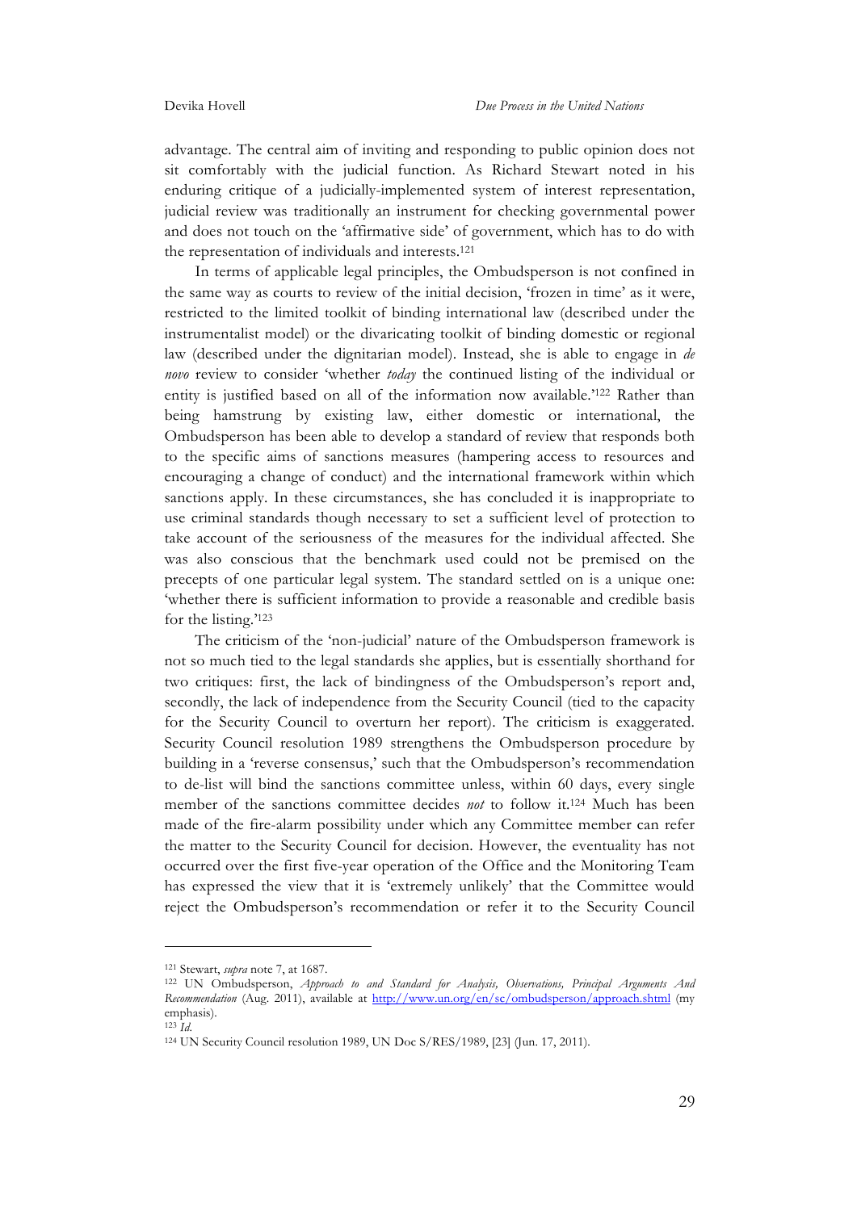advantage. The central aim of inviting and responding to public opinion does not sit comfortably with the judicial function. As Richard Stewart noted in his enduring critique of a judicially-implemented system of interest representation, judicial review was traditionally an instrument for checking governmental power and does not touch on the 'affirmative side' of government, which has to do with the representation of individuals and interests.[121]

In terms of applicable legal principles, the Ombudsperson is not confined in the same way as courts to review of the initial decision, 'frozen in time' as it were, restricted to the limited toolkit of binding international law (described under the instrumentalist model) or the divaricating toolkit of binding domestic or regional law (described under the dignitarian model). Instead, she is able to engage in *de novo* review to consider 'whether *today* the continued listing of the individual or entity is justified based on all of the information now available.'[122] Rather than being hamstrung by existing law, either domestic or international, the Ombudsperson has been able to develop a standard of review that responds both to the specific aims of sanctions measures (hampering access to resources and encouraging a change of conduct) and the international framework within which sanctions apply. In these circumstances, she has concluded it is inappropriate to use criminal standards though necessary to set a sufficient level of protection to take account of the seriousness of the measures for the individual affected. She was also conscious that the benchmark used could not be premised on the precepts of one particular legal system. The standard settled on is a unique one: 'whether there is sufficient information to provide a reasonable and credible basis for the listing.'[123]

The criticism of the 'non-judicial' nature of the Ombudsperson framework is not so much tied to the legal standards she applies, but is essentially shorthand for two critiques: first, the lack of bindingness of the Ombudsperson's report and, secondly, the lack of independence from the Security Council (tied to the capacity for the Security Council to overturn her report). The criticism is exaggerated. Security Council resolution 1989 strengthens the Ombudsperson procedure by building in a 'reverse consensus,' such that the Ombudsperson's recommendation to de-list will bind the sanctions committee unless, within 60 days, every single member of the sanctions committee decides *not* to follow it.[124] Much has been made of the fire-alarm possibility under which any Committee member can refer the matter to the Security Council for decision. However, the eventuality has not occurred over the first five-year operation of the Office and the Monitoring Team has expressed the view that it is 'extremely unlikely' that the Committee would reject the Ombudsperson's recommendation or refer it to the Security Council

---

[121] Stewart, *supra* note 7, at 1687.

[122] UN Ombudsperson, *Approach to and Standard for Analysis, Observations, Principal Arguments And Recommendation* (Aug. 2011), available at http://www.un.org/en/sc/ombudsperson/approach.shtml (my emphasis).

[123] *Id.*

[124] UN Security Council resolution 1989, UN Doc S/RES/1989, [23] (Jun. 17, 2011).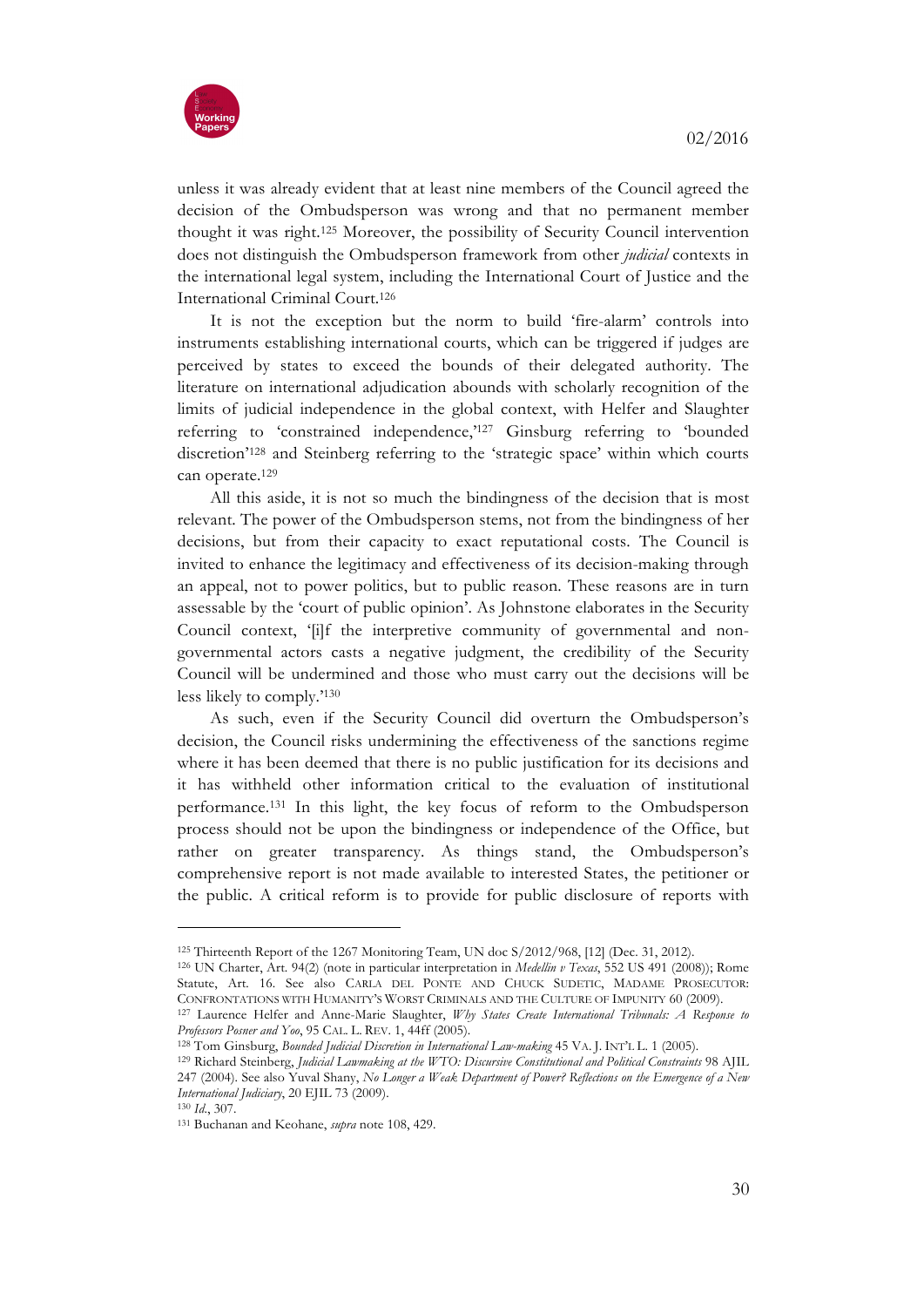unless it was already evident that at least nine members of the Council agreed the decision of the Ombudsperson was wrong and that no permanent member thought it was right.[125] Moreover, the possibility of Security Council intervention does not distinguish the Ombudsperson framework from other *judicial* contexts in the international legal system, including the International Court of Justice and the International Criminal Court.[126]

It is not the exception but the norm to build 'fire-alarm' controls into instruments establishing international courts, which can be triggered if judges are perceived by states to exceed the bounds of their delegated authority. The literature on international adjudication abounds with scholarly recognition of the limits of judicial independence in the global context, with Helfer and Slaughter referring to 'constrained independence,'[127] Ginsburg referring to 'bounded discretion'[128] and Steinberg referring to the 'strategic space' within which courts can operate.[129]

All this aside, it is not so much the bindingness of the decision that is most relevant. The power of the Ombudsperson stems, not from the bindingness of her decisions, but from their capacity to exact reputational costs. The Council is invited to enhance the legitimacy and effectiveness of its decision-making through an appeal, not to power politics, but to public reason. These reasons are in turn assessable by the 'court of public opinion'. As Johnstone elaborates in the Security Council context, '[i]f the interpretive community of governmental and non-governmental actors casts a negative judgment, the credibility of the Security Council will be undermined and those who must carry out the decisions will be less likely to comply.'[130]

As such, even if the Security Council did overturn the Ombudsperson's decision, the Council risks undermining the effectiveness of the sanctions regime where it has been deemed that there is no public justification for its decisions and it has withheld other information critical to the evaluation of institutional performance.[131] In this light, the key focus of reform to the Ombudsperson process should not be upon the bindingness or independence of the Office, but rather on greater transparency. As things stand, the Ombudsperson's comprehensive report is not made available to interested States, the petitioner or the public. A critical reform is to provide for public disclosure of reports with

---

[125] Thirteenth Report of the 1267 Monitoring Team, UN doc S/2012/968, [12] (Dec. 31, 2012).

[126] UN Charter, Art. 94(2) (note in particular interpretation in *Medellin v Texas*, 552 US 491 (2008)); Rome Statute, Art. 16. See also CARLA DEL PONTE AND CHUCK SUDETIC, MADAME PROSECUTOR: CONFRONTATIONS WITH HUMANITY'S WORST CRIMINALS AND THE CULTURE OF IMPUNITY 60 (2009).

[127] Laurence Helfer and Anne-Marie Slaughter, *Why States Create International Tribunals: A Response to Professors Posner and Yoo*, 95 CAL. L. REV. 1, 44ff (2005).

[128] Tom Ginsburg, *Bounded Judicial Discretion in International Law-making* 45 VA. J. INT'L L. 1 (2005).

[129] Richard Steinberg, *Judicial Lawmaking at the WTO: Discursive Constitutional and Political Constraints* 98 AJIL 247 (2004). See also Yuval Shany, *No Longer a Weak Department of Power? Reflections on the Emergence of a New International Judiciary*, 20 EJIL 73 (2009).

[130] *Id.*, 307.

[131] Buchanan and Keohane, *supra* note 108, 429.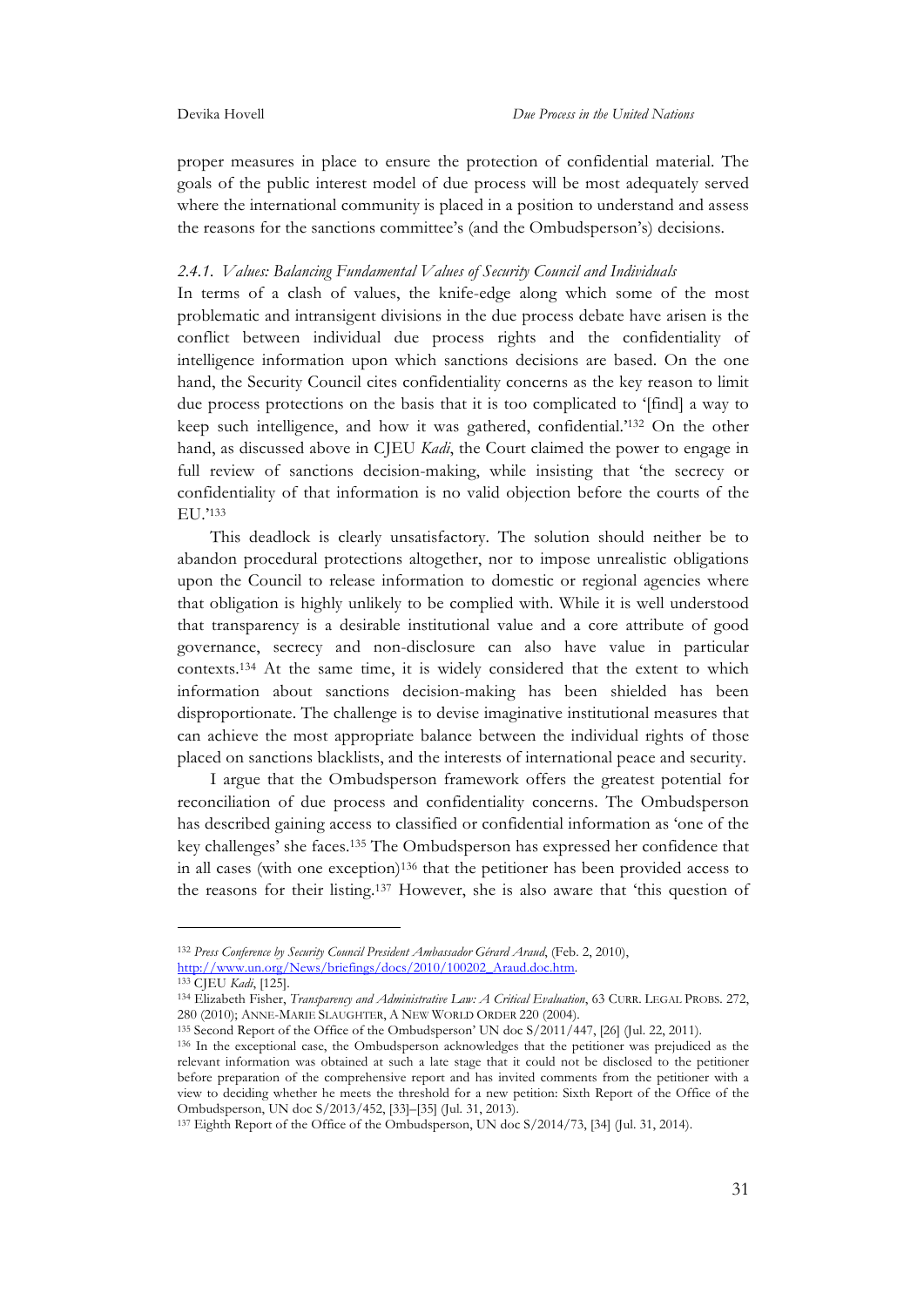proper measures in place to ensure the protection of confidential material. The goals of the public interest model of due process will be most adequately served where the international community is placed in a position to understand and assess the reasons for the sanctions committee's (and the Ombudsperson's) decisions.

#### *2.4.1. Values: Balancing Fundamental Values of Security Council and Individuals*

In terms of a clash of values, the knife-edge along which some of the most problematic and intransigent divisions in the due process debate have arisen is the conflict between individual due process rights and the confidentiality of intelligence information upon which sanctions decisions are based. On the one hand, the Security Council cites confidentiality concerns as the key reason to limit due process protections on the basis that it is too complicated to '[find] a way to keep such intelligence, and how it was gathered, confidential.'[132] On the other hand, as discussed above in CJEU *Kadi*, the Court claimed the power to engage in full review of sanctions decision-making, while insisting that 'the secrecy or confidentiality of that information is no valid objection before the courts of the EU.'[133]

This deadlock is clearly unsatisfactory. The solution should neither be to abandon procedural protections altogether, nor to impose unrealistic obligations upon the Council to release information to domestic or regional agencies where that obligation is highly unlikely to be complied with. While it is well understood that transparency is a desirable institutional value and a core attribute of good governance, secrecy and non-disclosure can also have value in particular contexts.[134] At the same time, it is widely considered that the extent to which information about sanctions decision-making has been shielded has been disproportionate. The challenge is to devise imaginative institutional measures that can achieve the most appropriate balance between the individual rights of those placed on sanctions blacklists, and the interests of international peace and security.

I argue that the Ombudsperson framework offers the greatest potential for reconciliation of due process and confidentiality concerns. The Ombudsperson has described gaining access to classified or confidential information as 'one of the key challenges' she faces.[135] The Ombudsperson has expressed her confidence that in all cases (with one exception)[136] that the petitioner has been provided access to the reasons for their listing.[137] However, she is also aware that 'this question of

---

[132] *Press Conference by Security Council President Ambassador Gérard Araud*, (Feb. 2, 2010), http://www.un.org/News/briefings/docs/2010/100202_Araud.doc.htm.

[133] CJEU *Kadi*, [125].

[134] Elizabeth Fisher, *Transparency and Administrative Law: A Critical Evaluation*, 63 CURR. LEGAL PROBS. 272, 280 (2010); ANNE-MARIE SLAUGHTER, A NEW WORLD ORDER 220 (2004).

[135] Second Report of the Office of the Ombudsperson' UN doc S/2011/447, [26] (Jul. 22, 2011).

[136] In the exceptional case, the Ombudsperson acknowledges that the petitioner was prejudiced as the relevant information was obtained at such a late stage that it could not be disclosed to the petitioner before preparation of the comprehensive report and has invited comments from the petitioner with a view to deciding whether he meets the threshold for a new petition: Sixth Report of the Office of the Ombudsperson, UN doc S/2013/452, [33]–[35] (Jul. 31, 2013).

[137] Eighth Report of the Office of the Ombudsperson, UN doc S/2014/73, [34] (Jul. 31, 2014).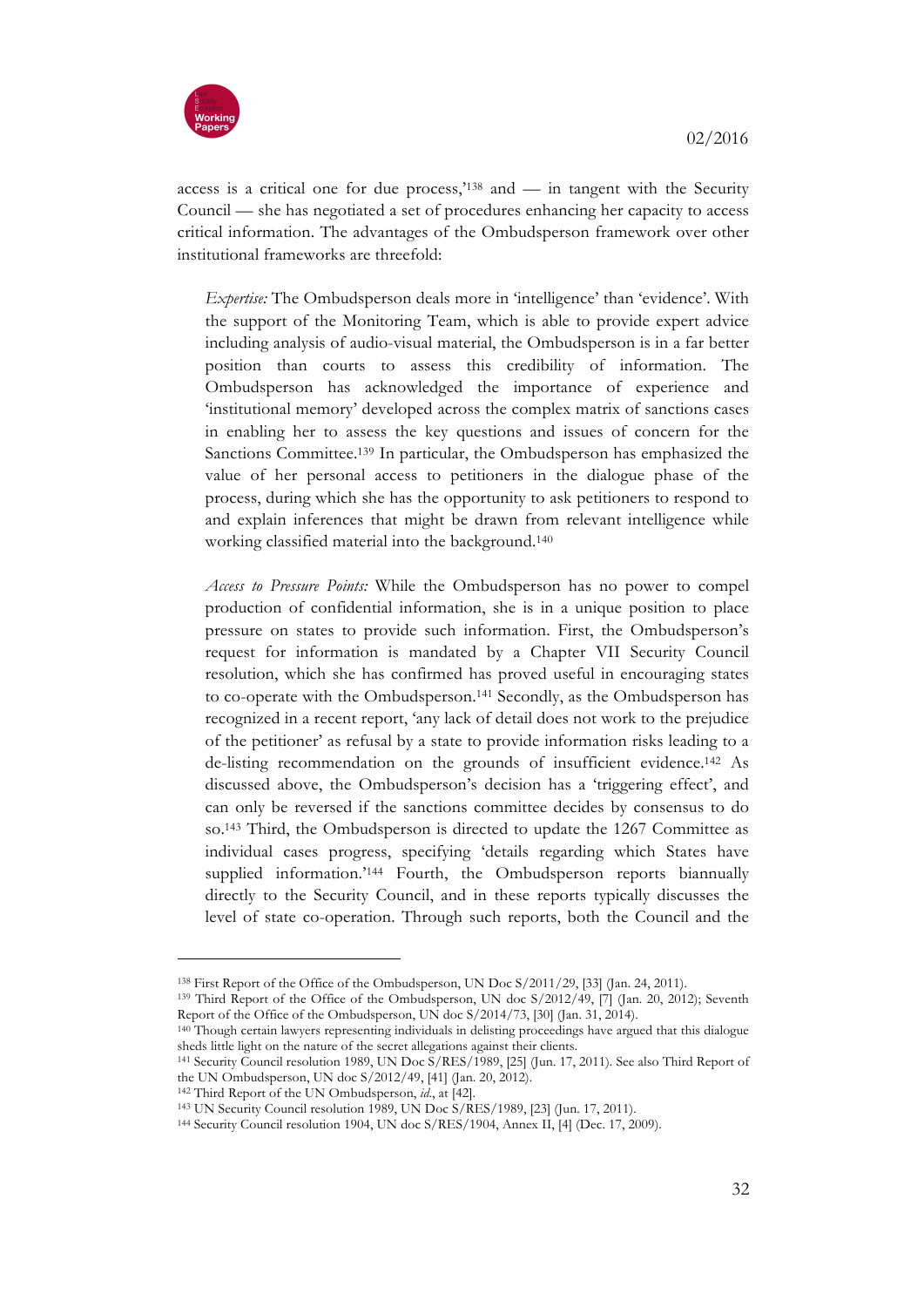access is a critical one for due process,'[138] and — in tangent with the Security Council — she has negotiated a set of procedures enhancing her capacity to access critical information. The advantages of the Ombudsperson framework over other institutional frameworks are threefold:

> *Expertise:* The Ombudsperson deals more in 'intelligence' than 'evidence'. With the support of the Monitoring Team, which is able to provide expert advice including analysis of audio-visual material, the Ombudsperson is in a far better position than courts to assess this credibility of information. The Ombudsperson has acknowledged the importance of experience and 'institutional memory' developed across the complex matrix of sanctions cases in enabling her to assess the key questions and issues of concern for the Sanctions Committee.[139] In particular, the Ombudsperson has emphasized the value of her personal access to petitioners in the dialogue phase of the process, during which she has the opportunity to ask petitioners to respond to and explain inferences that might be drawn from relevant intelligence while working classified material into the background.[140]
>
> *Access to Pressure Points:* While the Ombudsperson has no power to compel production of confidential information, she is in a unique position to place pressure on states to provide such information. First, the Ombudsperson's request for information is mandated by a Chapter VII Security Council resolution, which she has confirmed has proved useful in encouraging states to co-operate with the Ombudsperson.[141] Secondly, as the Ombudsperson has recognized in a recent report, 'any lack of detail does not work to the prejudice of the petitioner' as refusal by a state to provide information risks leading to a de-listing recommendation on the grounds of insufficient evidence.[142] As discussed above, the Ombudsperson's decision has a 'triggering effect', and can only be reversed if the sanctions committee decides by consensus to do so.[143] Third, the Ombudsperson is directed to update the 1267 Committee as individual cases progress, specifying 'details regarding which States have supplied information.'[144] Fourth, the Ombudsperson reports biannually directly to the Security Council, and in these reports typically discusses the level of state co-operation. Through such reports, both the Council and the

---

[138] First Report of the Office of the Ombudsperson, UN Doc S/2011/29, [33] (Jan. 24, 2011).

[139] Third Report of the Office of the Ombudsperson, UN doc S/2012/49, [7] (Jan. 20, 2012); Seventh Report of the Office of the Ombudsperson, UN doc S/2014/73, [30] (Jan. 31, 2014).

[140] Though certain lawyers representing individuals in delisting proceedings have argued that this dialogue sheds little light on the nature of the secret allegations against their clients.

[141] Security Council resolution 1989, UN Doc S/RES/1989, [25] (Jun. 17, 2011). See also Third Report of the UN Ombudsperson, UN doc S/2012/49, [41] (Jan. 20, 2012).

[142] Third Report of the UN Ombudsperson, *id.*, at [42].

[143] UN Security Council resolution 1989, UN Doc S/RES/1989, [23] (Jun. 17, 2011).

[144] Security Council resolution 1904, UN doc S/RES/1904, Annex II, [4] (Dec. 17, 2009).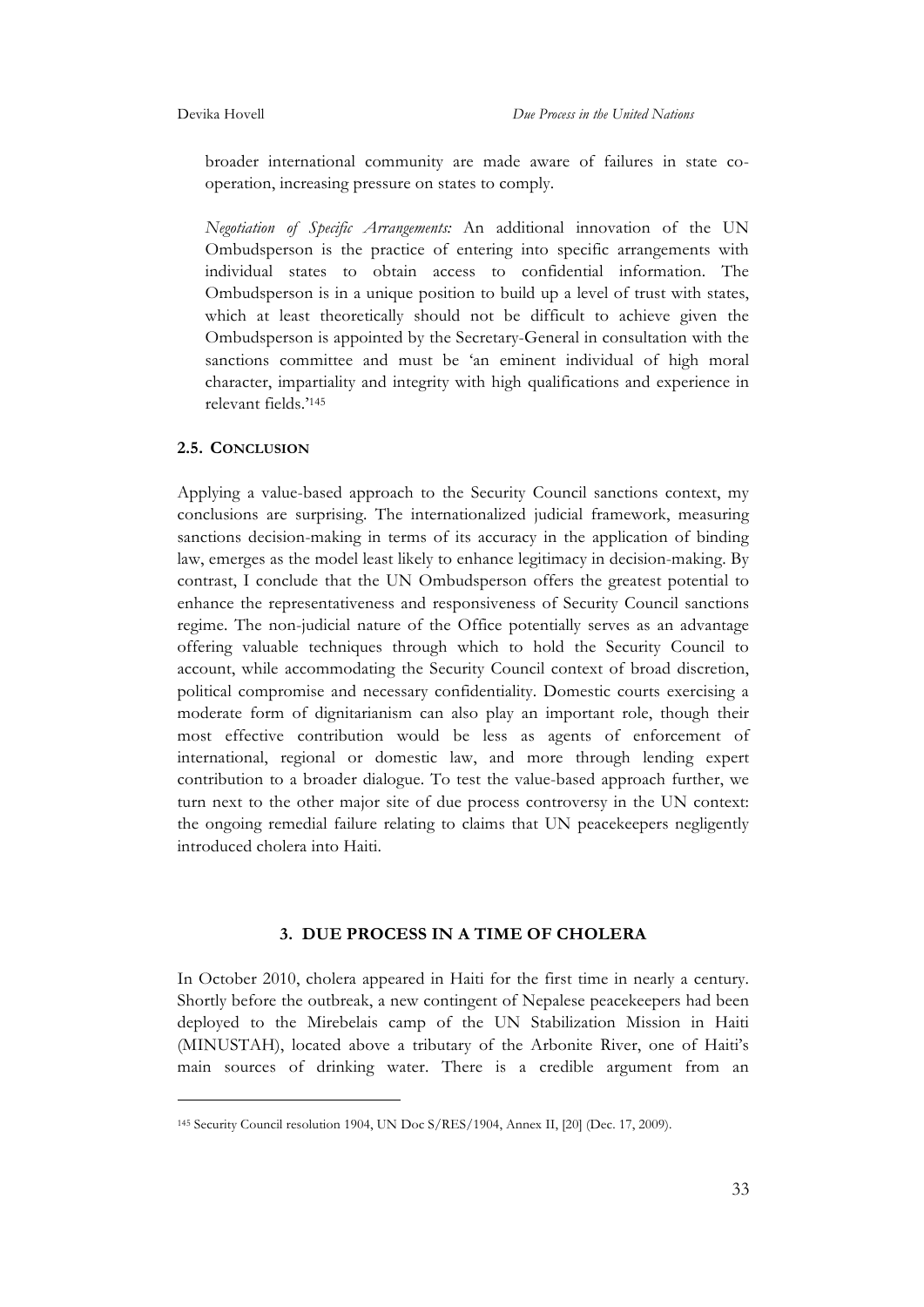broader international community are made aware of failures in state co-operation, increasing pressure on states to comply.

*Negotiation of Specific Arrangements:* An additional innovation of the UN Ombudsperson is the practice of entering into specific arrangements with individual states to obtain access to confidential information. The Ombudsperson is in a unique position to build up a level of trust with states, which at least theoretically should not be difficult to achieve given the Ombudsperson is appointed by the Secretary-General in consultation with the sanctions committee and must be 'an eminent individual of high moral character, impartiality and integrity with high qualifications and experience in relevant fields.'[145]

### 2.5. CONCLUSION

Applying a value-based approach to the Security Council sanctions context, my conclusions are surprising. The internationalized judicial framework, measuring sanctions decision-making in terms of its accuracy in the application of binding law, emerges as the model least likely to enhance legitimacy in decision-making. By contrast, I conclude that the UN Ombudsperson offers the greatest potential to enhance the representativeness and responsiveness of Security Council sanctions regime. The non-judicial nature of the Office potentially serves as an advantage offering valuable techniques through which to hold the Security Council to account, while accommodating the Security Council context of broad discretion, political compromise and necessary confidentiality. Domestic courts exercising a moderate form of dignitarianism can also play an important role, though their most effective contribution would be less as agents of enforcement of international, regional or domestic law, and more through lending expert contribution to a broader dialogue. To test the value-based approach further, we turn next to the other major site of due process controversy in the UN context: the ongoing remedial failure relating to claims that UN peacekeepers negligently introduced cholera into Haiti.

## 3. DUE PROCESS IN A TIME OF CHOLERA

In October 2010, cholera appeared in Haiti for the first time in nearly a century. Shortly before the outbreak, a new contingent of Nepalese peacekeepers had been deployed to the Mirebelais camp of the UN Stabilization Mission in Haiti (MINUSTAH), located above a tributary of the Arbonite River, one of Haiti's main sources of drinking water. There is a credible argument from an

---

[145] Security Council resolution 1904, UN Doc S/RES/1904, Annex II, [20] (Dec. 17, 2009).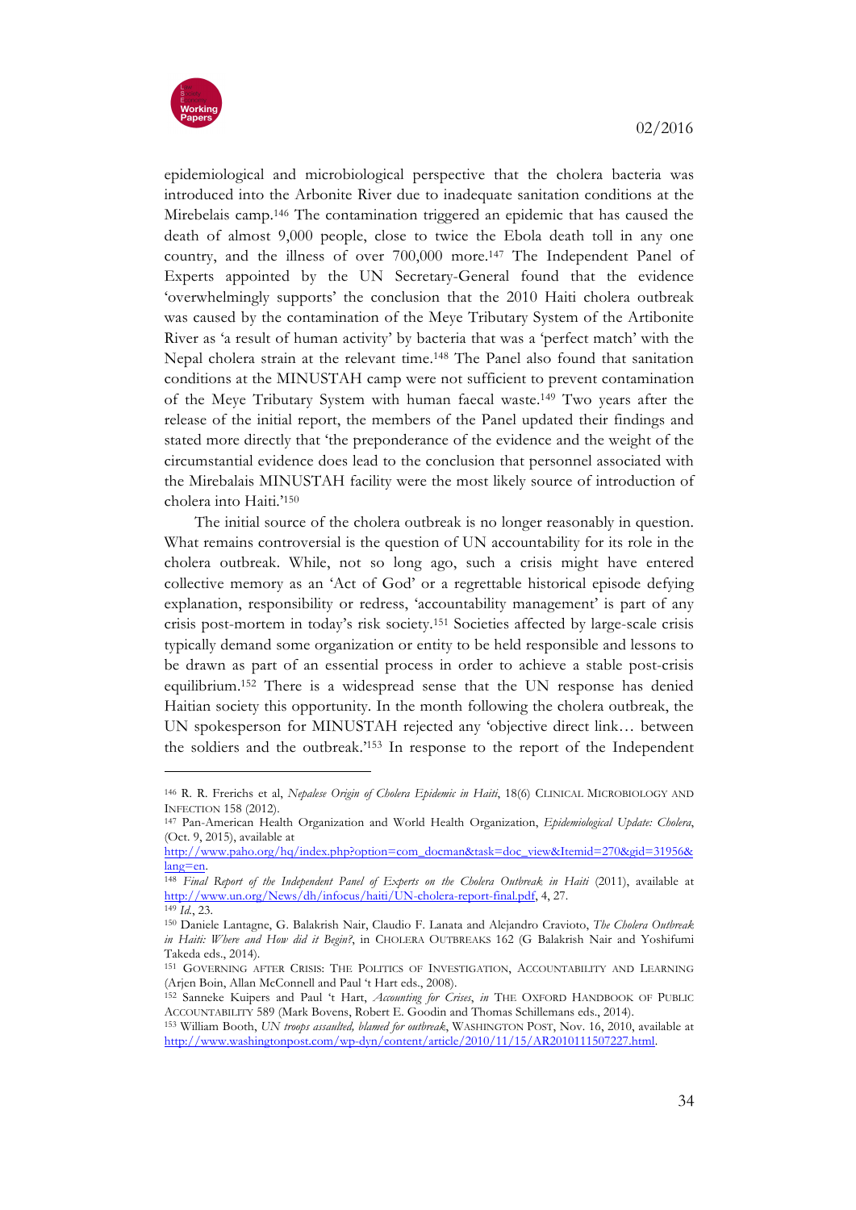epidemiological and microbiological perspective that the cholera bacteria was introduced into the Arbonite River due to inadequate sanitation conditions at the Mirebelais camp.[146] The contamination triggered an epidemic that has caused the death of almost 9,000 people, close to twice the Ebola death toll in any one country, and the illness of over 700,000 more.[147] The Independent Panel of Experts appointed by the UN Secretary-General found that the evidence 'overwhelmingly supports' the conclusion that the 2010 Haiti cholera outbreak was caused by the contamination of the Meye Tributary System of the Artibonite River as 'a result of human activity' by bacteria that was a 'perfect match' with the Nepal cholera strain at the relevant time.[148] The Panel also found that sanitation conditions at the MINUSTAH camp were not sufficient to prevent contamination of the Meye Tributary System with human faecal waste.[149] Two years after the release of the initial report, the members of the Panel updated their findings and stated more directly that 'the preponderance of the evidence and the weight of the circumstantial evidence does lead to the conclusion that personnel associated with the Mirebalais MINUSTAH facility were the most likely source of introduction of cholera into Haiti.'[150]

The initial source of the cholera outbreak is no longer reasonably in question. What remains controversial is the question of UN accountability for its role in the cholera outbreak. While, not so long ago, such a crisis might have entered collective memory as an 'Act of God' or a regrettable historical episode defying explanation, responsibility or redress, 'accountability management' is part of any crisis post-mortem in today's risk society.[151] Societies affected by large-scale crisis typically demand some organization or entity to be held responsible and lessons to be drawn as part of an essential process in order to achieve a stable post-crisis equilibrium.[152] There is a widespread sense that the UN response has denied Haitian society this opportunity. In the month following the cholera outbreak, the UN spokesperson for MINUSTAH rejected any 'objective direct link… between the soldiers and the outbreak.'[153] In response to the report of the Independent

---

[146] R. R. Frerichs et al, *Nepalese Origin of Cholera Epidemic in Haiti*, 18(6) CLINICAL MICROBIOLOGY AND INFECTION 158 (2012).

[147] Pan-American Health Organization and World Health Organization, *Epidemiological Update: Cholera*, (Oct. 9, 2015), available at http://www.paho.org/hq/index.php?option=com_docman&task=doc_view&Itemid=270&gid=31956&lang=en.

[148] *Final Report of the Independent Panel of Experts on the Cholera Outbreak in Haiti* (2011), available at http://www.un.org/News/dh/infocus/haiti/UN-cholera-report-final.pdf, 4, 27.

[149] *Id.*, 23.

[150] Daniele Lantagne, G. Balakrish Nair, Claudio F. Lanata and Alejandro Cravioto, *The Cholera Outbreak in Haiti: Where and How did it Begin?*, in CHOLERA OUTBREAKS 162 (G Balakrish Nair and Yoshifumi Takeda eds., 2014).

[151] GOVERNING AFTER CRISIS: THE POLITICS OF INVESTIGATION, ACCOUNTABILITY AND LEARNING (Arjen Boin, Allan McConnell and Paul 't Hart eds., 2008).

[152] Sanneke Kuipers and Paul 't Hart, *Accounting for Crises*, *in* THE OXFORD HANDBOOK OF PUBLIC ACCOUNTABILITY 589 (Mark Bovens, Robert E. Goodin and Thomas Schillemans eds., 2014).

[153] William Booth, *UN troops assaulted, blamed for outbreak*, WASHINGTON POST, Nov. 16, 2010, available at http://www.washingtonpost.com/wp-dyn/content/article/2010/11/15/AR2010111507227.html.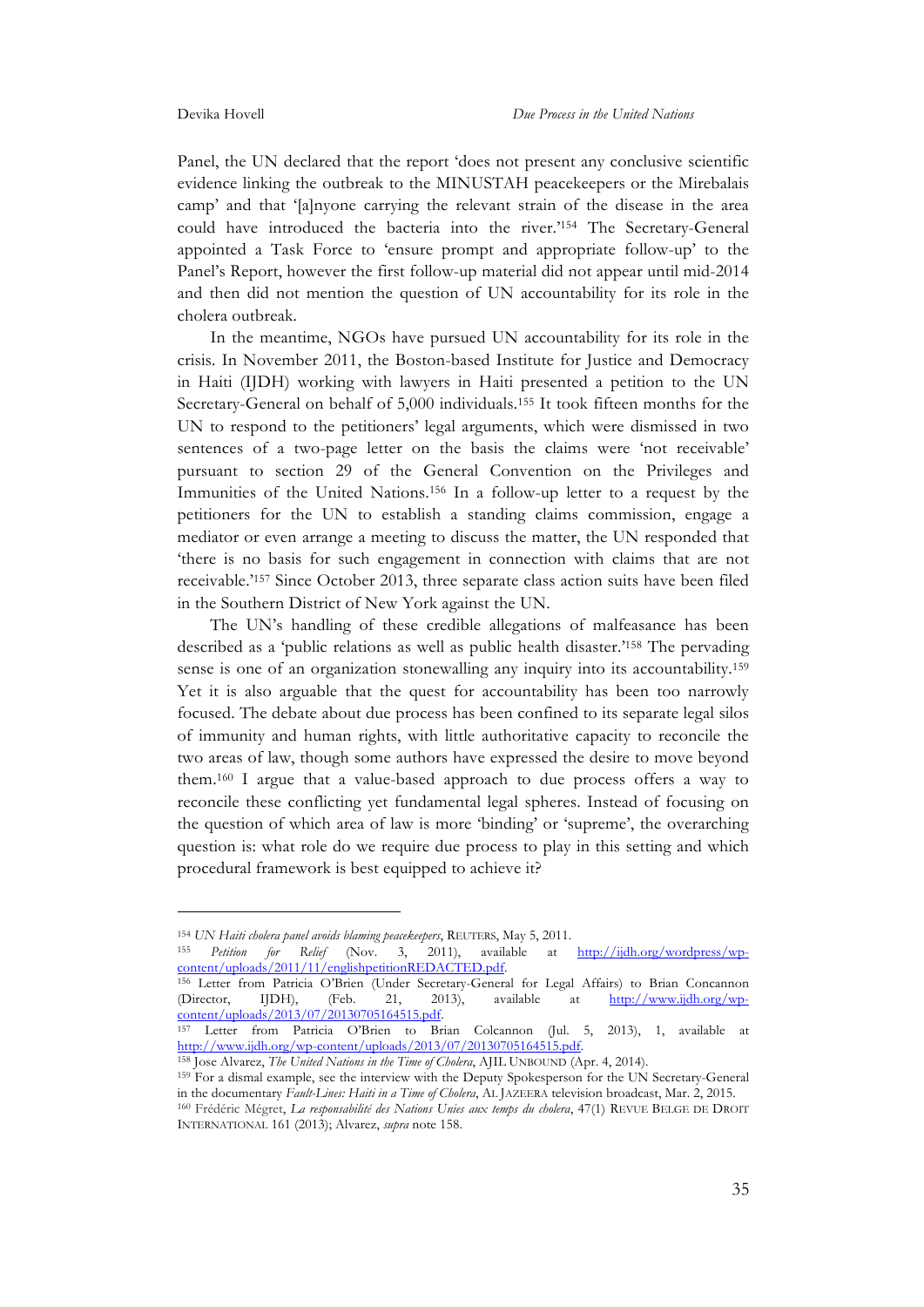Panel, the UN declared that the report 'does not present any conclusive scientific evidence linking the outbreak to the MINUSTAH peacekeepers or the Mirebalais camp' and that '[a]nyone carrying the relevant strain of the disease in the area could have introduced the bacteria into the river.'[154] The Secretary-General appointed a Task Force to 'ensure prompt and appropriate follow-up' to the Panel's Report, however the first follow-up material did not appear until mid-2014 and then did not mention the question of UN accountability for its role in the cholera outbreak.

In the meantime, NGOs have pursued UN accountability for its role in the crisis. In November 2011, the Boston-based Institute for Justice and Democracy in Haiti (IJDH) working with lawyers in Haiti presented a petition to the UN Secretary-General on behalf of 5,000 individuals.[155] It took fifteen months for the UN to respond to the petitioners' legal arguments, which were dismissed in two sentences of a two-page letter on the basis the claims were 'not receivable' pursuant to section 29 of the General Convention on the Privileges and Immunities of the United Nations.[156] In a follow-up letter to a request by the petitioners for the UN to establish a standing claims commission, engage a mediator or even arrange a meeting to discuss the matter, the UN responded that 'there is no basis for such engagement in connection with claims that are not receivable.'[157] Since October 2013, three separate class action suits have been filed in the Southern District of New York against the UN.

The UN's handling of these credible allegations of malfeasance has been described as a 'public relations as well as public health disaster.'[158] The pervading sense is one of an organization stonewalling any inquiry into its accountability.[159] Yet it is also arguable that the quest for accountability has been too narrowly focused. The debate about due process has been confined to its separate legal silos of immunity and human rights, with little authoritative capacity to reconcile the two areas of law, though some authors have expressed the desire to move beyond them.[160] I argue that a value-based approach to due process offers a way to reconcile these conflicting yet fundamental legal spheres. Instead of focusing on the question of which area of law is more 'binding' or 'supreme', the overarching question is: what role do we require due process to play in this setting and which procedural framework is best equipped to achieve it?

---

[154] *UN Haiti cholera panel avoids blaming peacekeepers*, REUTERS, May 5, 2011.

[155] *Petition for Relief* (Nov. 3, 2011), available at http://ijdh.org/wordpress/wp-content/uploads/2011/11/englishpetitionREDACTED.pdf.

[156] Letter from Patricia O'Brien (Under Secretary-General for Legal Affairs) to Brian Concannon (Director, IJDH), (Feb. 21, 2013), available at http://www.ijdh.org/wp-content/uploads/2013/07/20130705164515.pdf.

[157] Letter from Patricia O'Brien to Brian Colcannon (Jul. 5, 2013), 1, available at http://www.ijdh.org/wp-content/uploads/2013/07/20130705164515.pdf.

[158] Jose Alvarez, *The United Nations in the Time of Cholera*, AJIL UNBOUND (Apr. 4, 2014).

[159] For a dismal example, see the interview with the Deputy Spokesperson for the UN Secretary-General in the documentary *Fault-Lines: Haiti in a Time of Cholera*, AL JAZEERA television broadcast, Mar. 2, 2015.

[160] Frédéric Mégret, *La responsabilité des Nations Unies aux temps du cholera*, 47(1) REVUE BELGE DE DROIT INTERNATIONAL 161 (2013); Alvarez, *supra* note 158.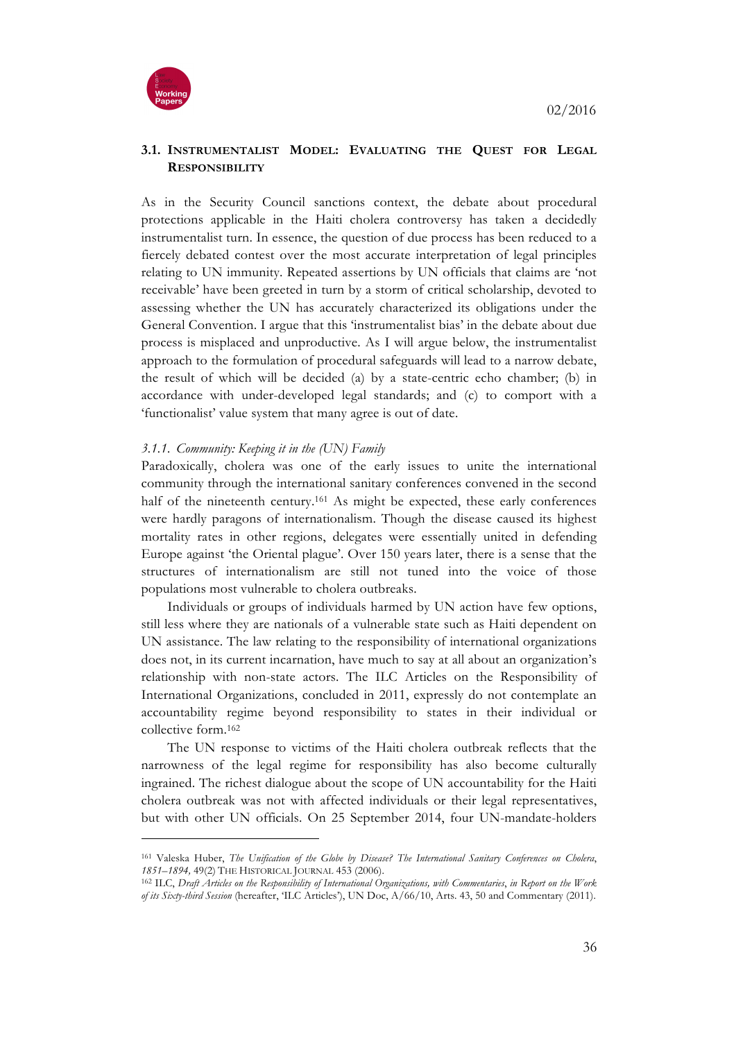### 3.1. Instrumentalist Model: Evaluating the Quest for Legal Responsibility

As in the Security Council sanctions context, the debate about procedural protections applicable in the Haiti cholera controversy has taken a decidedly instrumentalist turn. In essence, the question of due process has been reduced to a fiercely debated contest over the most accurate interpretation of legal principles relating to UN immunity. Repeated assertions by UN officials that claims are 'not receivable' have been greeted in turn by a storm of critical scholarship, devoted to assessing whether the UN has accurately characterized its obligations under the General Convention. I argue that this 'instrumentalist bias' in the debate about due process is misplaced and unproductive. As I will argue below, the instrumentalist approach to the formulation of procedural safeguards will lead to a narrow debate, the result of which will be decided (a) by a state-centric echo chamber; (b) in accordance with under-developed legal standards; and (c) to comport with a 'functionalist' value system that many agree is out of date.

#### *3.1.1. Community: Keeping it in the (UN) Family*

Paradoxically, cholera was one of the early issues to unite the international community through the international sanitary conferences convened in the second half of the nineteenth century.[161] As might be expected, these early conferences were hardly paragons of internationalism. Though the disease caused its highest mortality rates in other regions, delegates were essentially united in defending Europe against 'the Oriental plague'. Over 150 years later, there is a sense that the structures of internationalism are still not tuned into the voice of those populations most vulnerable to cholera outbreaks.

Individuals or groups of individuals harmed by UN action have few options, still less where they are nationals of a vulnerable state such as Haiti dependent on UN assistance. The law relating to the responsibility of international organizations does not, in its current incarnation, have much to say at all about an organization's relationship with non-state actors. The ILC Articles on the Responsibility of International Organizations, concluded in 2011, expressly do not contemplate an accountability regime beyond responsibility to states in their individual or collective form.[162]

The UN response to victims of the Haiti cholera outbreak reflects that the narrowness of the legal regime for responsibility has also become culturally ingrained. The richest dialogue about the scope of UN accountability for the Haiti cholera outbreak was not with affected individuals or their legal representatives, but with other UN officials. On 25 September 2014, four UN-mandate-holders

---

[161] Valeska Huber, *The Unification of the Globe by Disease? The International Sanitary Conferences on Cholera, 1851–1894*, 49(2) The Historical Journal 453 (2006).

[162] ILC, *Draft Articles on the Responsibility of International Organizations, with Commentaries*, *in Report on the Work of its Sixty-third Session* (hereafter, 'ILC Articles'), UN Doc, A/66/10, Arts. 43, 50 and Commentary (2011).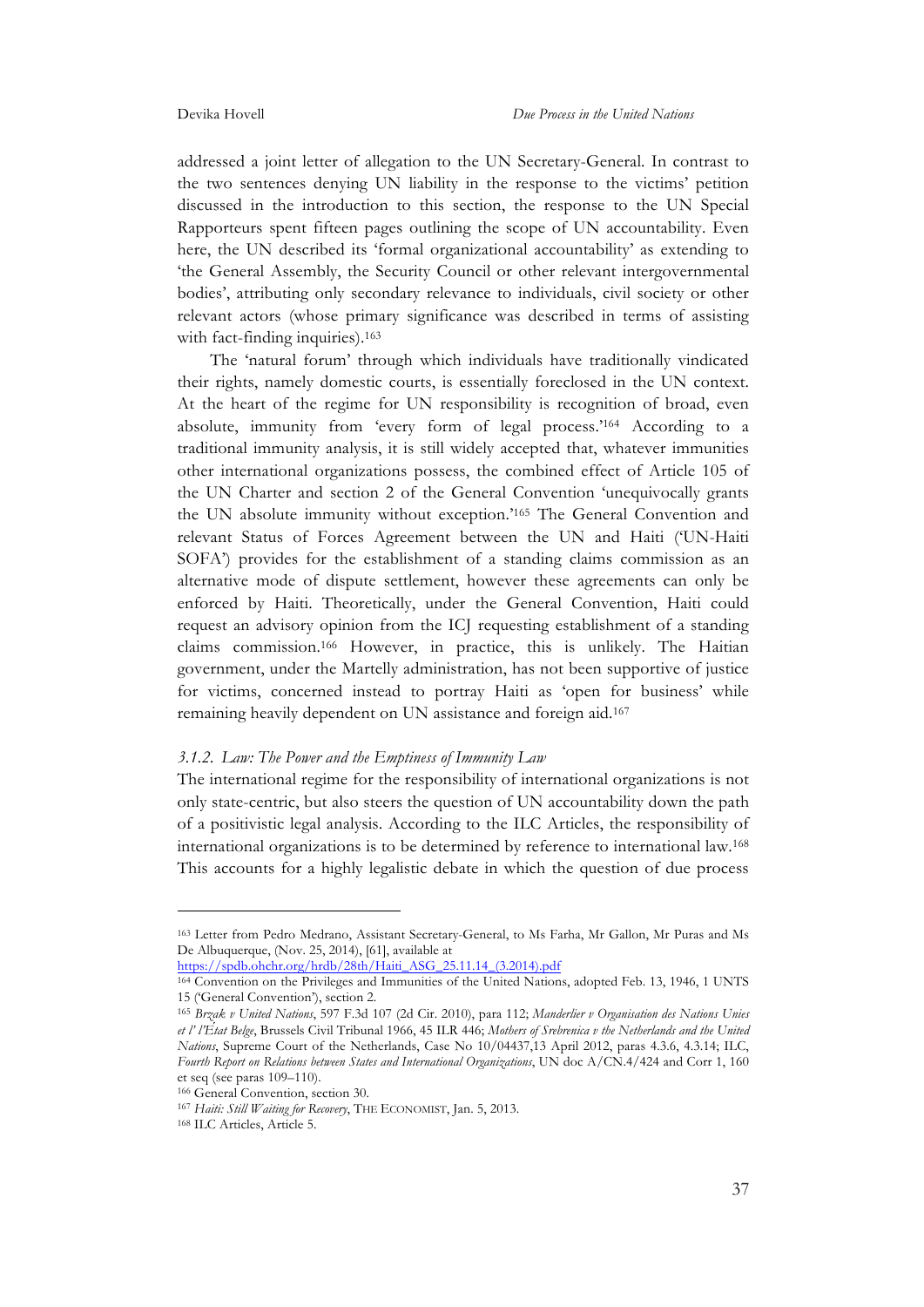addressed a joint letter of allegation to the UN Secretary-General. In contrast to the two sentences denying UN liability in the response to the victims' petition discussed in the introduction to this section, the response to the UN Special Rapporteurs spent fifteen pages outlining the scope of UN accountability. Even here, the UN described its 'formal organizational accountability' as extending to 'the General Assembly, the Security Council or other relevant intergovernmental bodies', attributing only secondary relevance to individuals, civil society or other relevant actors (whose primary significance was described in terms of assisting with fact-finding inquiries).[163]

The 'natural forum' through which individuals have traditionally vindicated their rights, namely domestic courts, is essentially foreclosed in the UN context. At the heart of the regime for UN responsibility is recognition of broad, even absolute, immunity from 'every form of legal process.'[164] According to a traditional immunity analysis, it is still widely accepted that, whatever immunities other international organizations possess, the combined effect of Article 105 of the UN Charter and section 2 of the General Convention 'unequivocally grants the UN absolute immunity without exception.'[165] The General Convention and relevant Status of Forces Agreement between the UN and Haiti ('UN-Haiti SOFA') provides for the establishment of a standing claims commission as an alternative mode of dispute settlement, however these agreements can only be enforced by Haiti. Theoretically, under the General Convention, Haiti could request an advisory opinion from the ICJ requesting establishment of a standing claims commission.[166] However, in practice, this is unlikely. The Haitian government, under the Martelly administration, has not been supportive of justice for victims, concerned instead to portray Haiti as 'open for business' while remaining heavily dependent on UN assistance and foreign aid.[167]

### *3.1.2. Law: The Power and the Emptiness of Immunity Law*

The international regime for the responsibility of international organizations is not only state-centric, but also steers the question of UN accountability down the path of a positivistic legal analysis. According to the ILC Articles, the responsibility of international organizations is to be determined by reference to international law.[168] This accounts for a highly legalistic debate in which the question of due process

---

[163] Letter from Pedro Medrano, Assistant Secretary-General, to Ms Farha, Mr Gallon, Mr Puras and Ms De Albuquerque, (Nov. 25, 2014), [61], available at https://spdb.ohchr.org/hrdb/28th/Haiti_ASG_25.11.14_(3.2014).pdf

[164] Convention on the Privileges and Immunities of the United Nations, adopted Feb. 13, 1946, 1 UNTS 15 ('General Convention'), section 2.

[165] *Brzak v United Nations*, 597 F.3d 107 (2d Cir. 2010), para 112; *Manderlier v Organisation des Nations Unies et l' l'État Belge*, Brussels Civil Tribunal 1966, 45 ILR 446; *Mothers of Srebrenica v the Netherlands and the United Nations*, Supreme Court of the Netherlands, Case No 10/04437,13 April 2012, paras 4.3.6, 4.3.14; ILC, *Fourth Report on Relations between States and International Organizations*, UN doc A/CN.4/424 and Corr 1, 160 et seq (see paras 109–110).

[166] General Convention, section 30.

[167] *Haiti: Still Waiting for Recovery*, THE ECONOMIST, Jan. 5, 2013.

[168] ILC Articles, Article 5.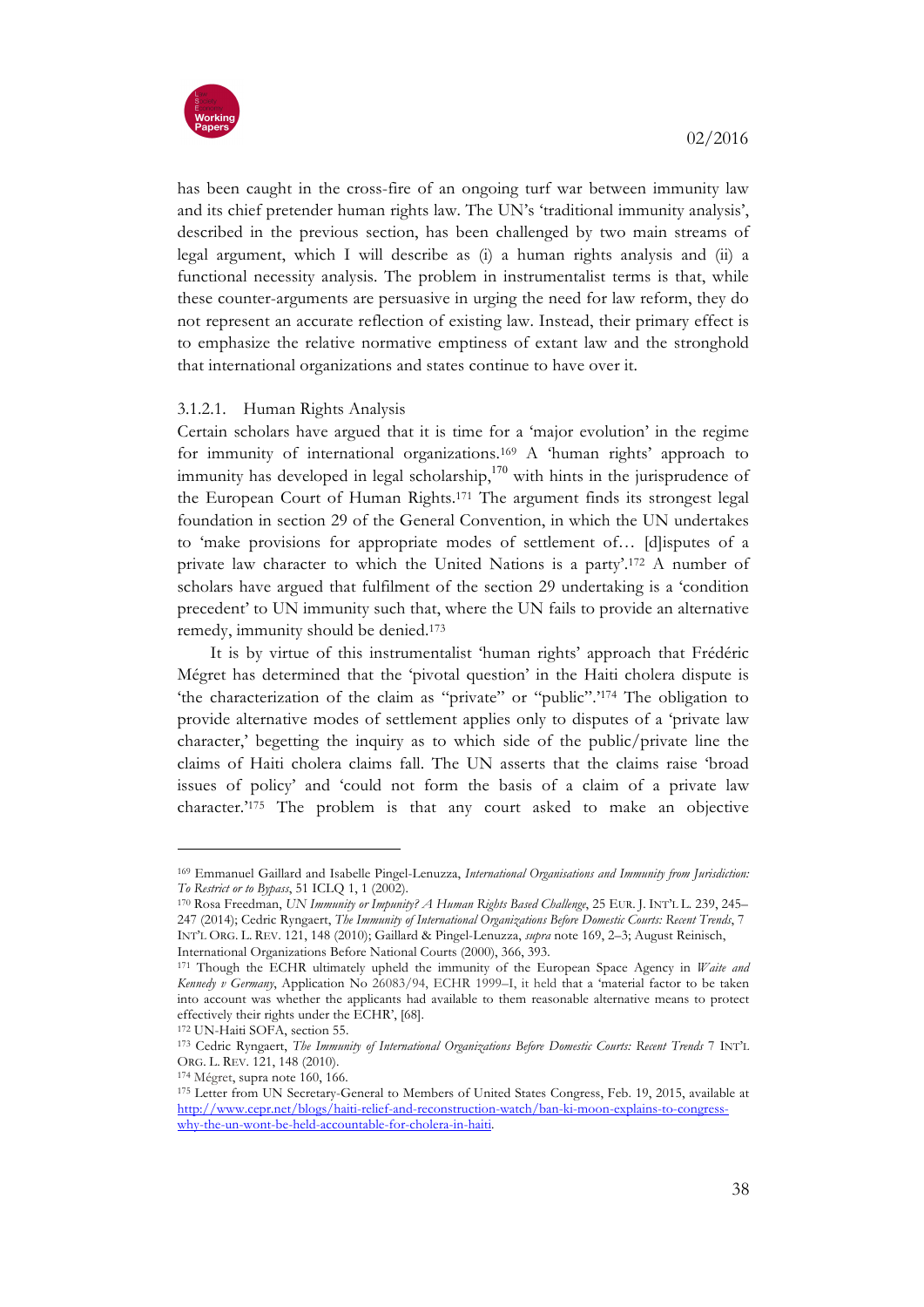has been caught in the cross-fire of an ongoing turf war between immunity law and its chief pretender human rights law. The UN's 'traditional immunity analysis', described in the previous section, has been challenged by two main streams of legal argument, which I will describe as (i) a human rights analysis and (ii) a functional necessity analysis. The problem in instrumentalist terms is that, while these counter-arguments are persuasive in urging the need for law reform, they do not represent an accurate reflection of existing law. Instead, their primary effect is to emphasize the relative normative emptiness of extant law and the stronghold that international organizations and states continue to have over it.

#### 3.1.2.1. Human Rights Analysis

Certain scholars have argued that it is time for a 'major evolution' in the regime for immunity of international organizations.[169] A 'human rights' approach to immunity has developed in legal scholarship,[170] with hints in the jurisprudence of the European Court of Human Rights.[171] The argument finds its strongest legal foundation in section 29 of the General Convention, in which the UN undertakes to 'make provisions for appropriate modes of settlement of… [d]isputes of a private law character to which the United Nations is a party'.[172] A number of scholars have argued that fulfilment of the section 29 undertaking is a 'condition precedent' to UN immunity such that, where the UN fails to provide an alternative remedy, immunity should be denied.[173]

It is by virtue of this instrumentalist 'human rights' approach that Frédéric Mégret has determined that the 'pivotal question' in the Haiti cholera dispute is 'the characterization of the claim as "private" or "public".'[174] The obligation to provide alternative modes of settlement applies only to disputes of a 'private law character,' begetting the inquiry as to which side of the public/private line the claims of Haiti cholera claims fall. The UN asserts that the claims raise 'broad issues of policy' and 'could not form the basis of a claim of a private law character.'[175] The problem is that any court asked to make an objective

---

[169] Emmanuel Gaillard and Isabelle Pingel-Lenuzza, *International Organisations and Immunity from Jurisdiction: To Restrict or to Bypass*, 51 ICLQ 1, 1 (2002).

[170] Rosa Freedman, *UN Immunity or Impunity? A Human Rights Based Challenge*, 25 EUR. J. INT'L L. 239, 245–247 (2014); Cedric Ryngaert, *The Immunity of International Organizations Before Domestic Courts: Recent Trends*, 7 INT'L ORG. L. REV. 121, 148 (2010); Gaillard & Pingel-Lenuzza, *supra* note 169, 2–3; August Reinisch, International Organizations Before National Courts (2000), 366, 393.

[171] Though the ECHR ultimately upheld the immunity of the European Space Agency in *Waite and Kennedy v Germany*, Application No 26083/94, ECHR 1999–I, it held that a 'material factor to be taken into account was whether the applicants had available to them reasonable alternative means to protect effectively their rights under the ECHR', [68].

[172] UN-Haiti SOFA, section 55.

[173] Cedric Ryngaert, *The Immunity of International Organizations Before Domestic Courts: Recent Trends* 7 INT'L ORG. L. REV. 121, 148 (2010).

[174] Mégret, supra note 160, 166.

[175] Letter from UN Secretary-General to Members of United States Congress, Feb. 19, 2015, available at http://www.cepr.net/blogs/haiti-relief-and-reconstruction-watch/ban-ki-moon-explains-to-congress-why-the-un-wont-be-held-accountable-for-cholera-in-haiti.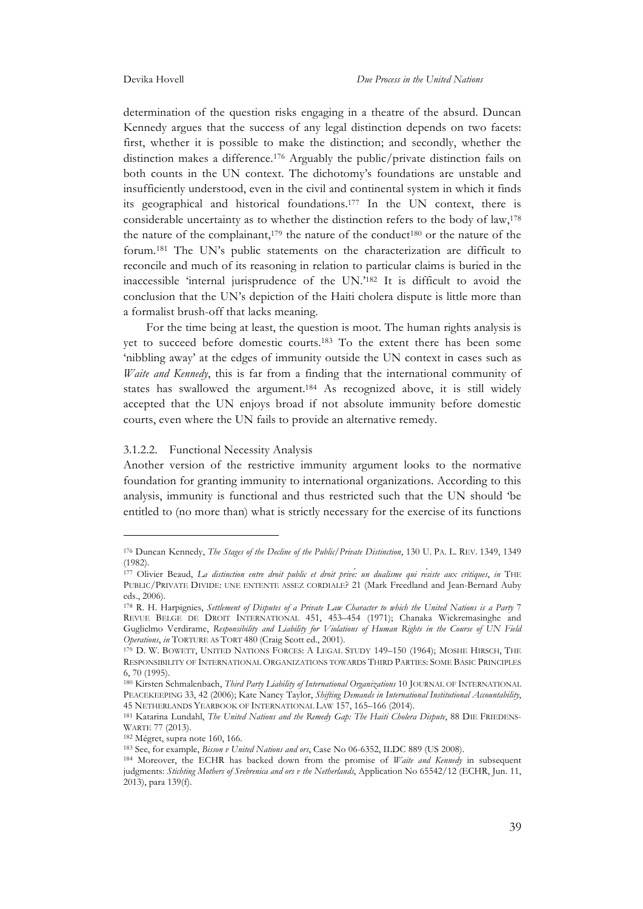determination of the question risks engaging in a theatre of the absurd. Duncan Kennedy argues that the success of any legal distinction depends on two facets: first, whether it is possible to make the distinction; and secondly, whether the distinction makes a difference.[176] Arguably the public/private distinction fails on both counts in the UN context. The dichotomy's foundations are unstable and insufficiently understood, even in the civil and continental system in which it finds its geographical and historical foundations.[177] In the UN context, there is considerable uncertainty as to whether the distinction refers to the body of law,[178] the nature of the complainant,[179] the nature of the conduct[180] or the nature of the forum.[181] The UN's public statements on the characterization are difficult to reconcile and much of its reasoning in relation to particular claims is buried in the inaccessible 'internal jurisprudence of the UN.'[182] It is difficult to avoid the conclusion that the UN's depiction of the Haiti cholera dispute is little more than a formalist brush-off that lacks meaning.

For the time being at least, the question is moot. The human rights analysis is yet to succeed before domestic courts.[183] To the extent there has been some 'nibbling away' at the edges of immunity outside the UN context in cases such as *Waite and Kennedy*, this is far from a finding that the international community of states has swallowed the argument.[184] As recognized above, it is still widely accepted that the UN enjoys broad if not absolute immunity before domestic courts, even where the UN fails to provide an alternative remedy.

#### 3.1.2.2. Functional Necessity Analysis

Another version of the restrictive immunity argument looks to the normative foundation for granting immunity to international organizations. According to this analysis, immunity is functional and thus restricted such that the UN should 'be entitled to (no more than) what is strictly necessary for the exercise of its functions

---

[176] Duncan Kennedy, *The Stages of the Decline of the Public/Private Distinction*, 130 U. PA. L. REV. 1349, 1349 (1982).

[177] Olivier Beaud, *La distinction entre droit public et droit privé: un dualisme qui résiste aux critiques*, *in* THE PUBLIC/PRIVATE DIVIDE: UNE ENTENTE ASSEZ CORDIALE? 21 (Mark Freedland and Jean-Bernard Auby eds., 2006).

[178] R. H. Harpignies, *Settlement of Disputes of a Private Law Character to which the United Nations is a Party* 7 REVUE BELGE DE DROIT INTERNATIONAL 451, 453–454 (1971); Chanaka Wickremasinghe and Guglielmo Verdirame, *Responsibility and Liability for Violations of Human Rights in the Course of UN Field Operations*, *in* TORTURE AS TORT 480 (Craig Scott ed., 2001).

[179] D. W. BOWETT, UNITED NATIONS FORCES: A LEGAL STUDY 149–150 (1964); MOSHE HIRSCH, THE RESPONSIBILITY OF INTERNATIONAL ORGANIZATIONS TOWARDS THIRD PARTIES: SOME BASIC PRINCIPLES 6, 70 (1995).

[180] Kirsten Schmalenbach, *Third Party Liability of International Organizations* 10 JOURNAL OF INTERNATIONAL PEACEKEEPING 33, 42 (2006); Kate Nancy Taylor, *Shifting Demands in International Institutional Accountability*, 45 NETHERLANDS YEARBOOK OF INTERNATIONAL LAW 157, 165–166 (2014).

[181] Katarina Lundahl, *The United Nations and the Remedy Gap: The Haiti Cholera Dispute*, 88 DIE FRIEDENS-WARTE 77 (2013).

[182] Mégret, supra note 160, 166.

[183] See, for example, *Bisson v United Nations and ors*, Case No 06-6352, ILDC 889 (US 2008).

[184] Moreover, the ECHR has backed down from the promise of *Waite and Kennedy* in subsequent judgments: *Stichting Mothers of Srebrenica and ors v the Netherlands*, Application No 65542/12 (ECHR, Jun. 11, 2013), para 139(f).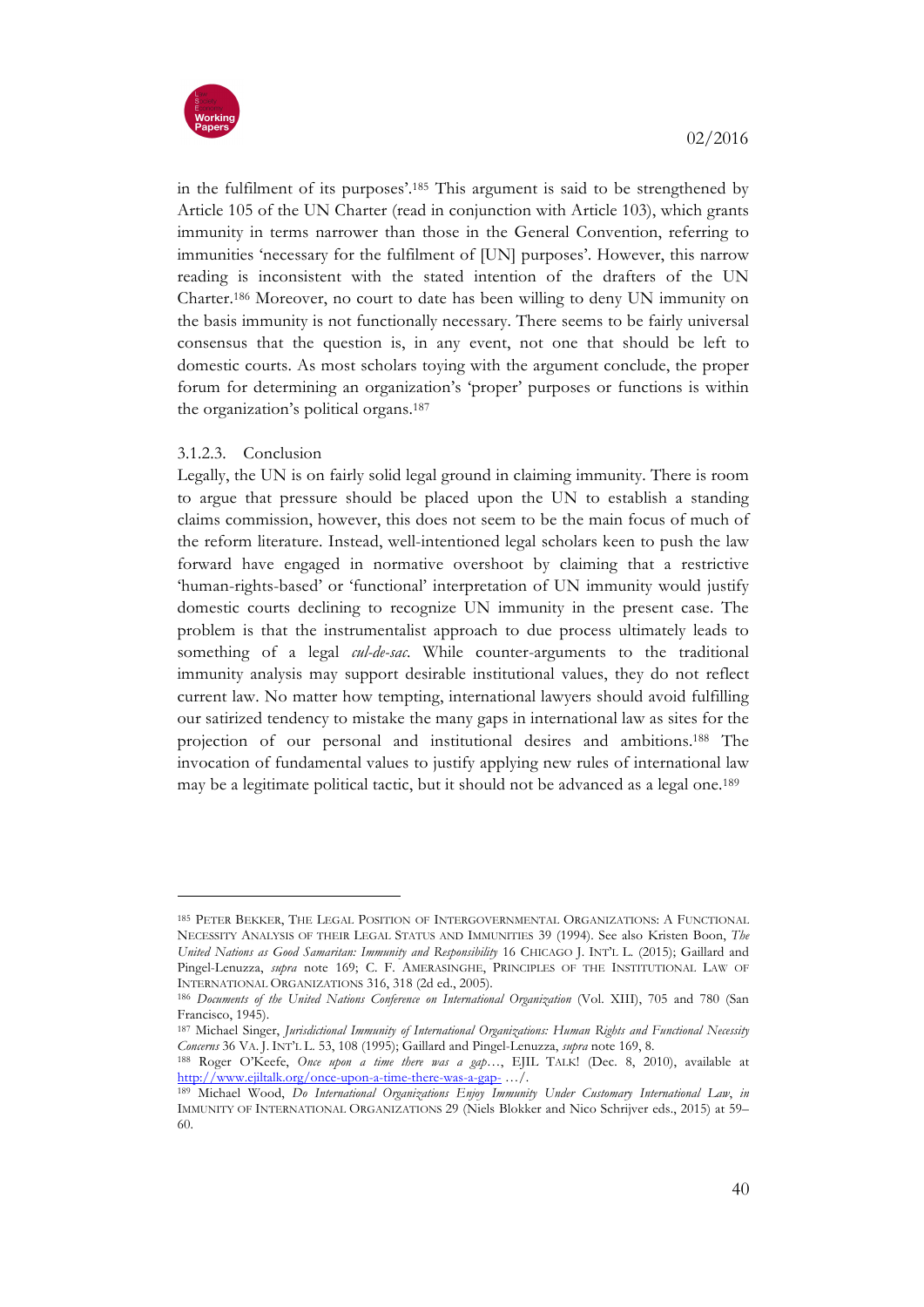in the fulfilment of its purposes'.[185] This argument is said to be strengthened by Article 105 of the UN Charter (read in conjunction with Article 103), which grants immunity in terms narrower than those in the General Convention, referring to immunities 'necessary for the fulfilment of [UN] purposes'. However, this narrow reading is inconsistent with the stated intention of the drafters of the UN Charter.[186] Moreover, no court to date has been willing to deny UN immunity on the basis immunity is not functionally necessary. There seems to be fairly universal consensus that the question is, in any event, not one that should be left to domestic courts. As most scholars toying with the argument conclude, the proper forum for determining an organization's 'proper' purposes or functions is within the organization's political organs.[187]

#### 3.1.2.3. Conclusion

Legally, the UN is on fairly solid legal ground in claiming immunity. There is room to argue that pressure should be placed upon the UN to establish a standing claims commission, however, this does not seem to be the main focus of much of the reform literature. Instead, well-intentioned legal scholars keen to push the law forward have engaged in normative overshoot by claiming that a restrictive 'human-rights-based' or 'functional' interpretation of UN immunity would justify domestic courts declining to recognize UN immunity in the present case. The problem is that the instrumentalist approach to due process ultimately leads to something of a legal *cul-de-sac*. While counter-arguments to the traditional immunity analysis may support desirable institutional values, they do not reflect current law. No matter how tempting, international lawyers should avoid fulfilling our satirized tendency to mistake the many gaps in international law as sites for the projection of our personal and institutional desires and ambitions.[188] The invocation of fundamental values to justify applying new rules of international law may be a legitimate political tactic, but it should not be advanced as a legal one.[189]

---

[185] PETER BEKKER, THE LEGAL POSITION OF INTERGOVERNMENTAL ORGANIZATIONS: A FUNCTIONAL NECESSITY ANALYSIS OF THEIR LEGAL STATUS AND IMMUNITIES 39 (1994). See also Kristen Boon, *The United Nations as Good Samaritan: Immunity and Responsibility* 16 CHICAGO J. INT'L L. (2015); Gaillard and Pingel-Lenuzza, *supra* note 169; C. F. AMERASINGHE, PRINCIPLES OF THE INSTITUTIONAL LAW OF INTERNATIONAL ORGANIZATIONS 316, 318 (2d ed., 2005).

[186] *Documents of the United Nations Conference on International Organization* (Vol. XIII), 705 and 780 (San Francisco, 1945).

[187] Michael Singer, *Jurisdictional Immunity of International Organizations: Human Rights and Functional Necessity Concerns* 36 VA. J. INT'L L. 53, 108 (1995); Gaillard and Pingel-Lenuzza, *supra* note 169, 8.

[188] Roger O'Keefe, *Once upon a time there was a gap…*, EJIL TALK! (Dec. 8, 2010), available at http://www.ejiltalk.org/once-upon-a-time-there-was-a-gap- …/.

[189] Michael Wood, *Do International Organizations Enjoy Immunity Under Customary International Law*, *in* IMMUNITY OF INTERNATIONAL ORGANIZATIONS 29 (Niels Blokker and Nico Schrijver eds., 2015) at 59–60.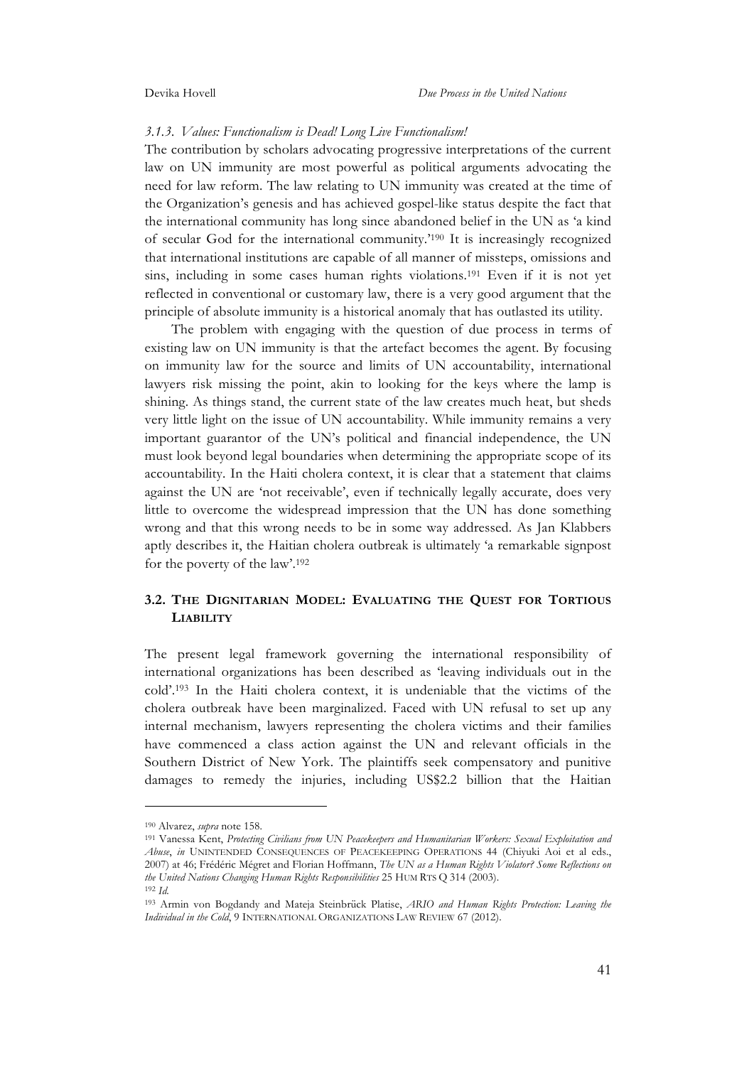*3.1.3. Values: Functionalism is Dead! Long Live Functionalism!*

The contribution by scholars advocating progressive interpretations of the current law on UN immunity are most powerful as political arguments advocating the need for law reform. The law relating to UN immunity was created at the time of the Organization's genesis and has achieved gospel-like status despite the fact that the international community has long since abandoned belief in the UN as 'a kind of secular God for the international community.'[190] It is increasingly recognized that international institutions are capable of all manner of missteps, omissions and sins, including in some cases human rights violations.[191] Even if it is not yet reflected in conventional or customary law, there is a very good argument that the principle of absolute immunity is a historical anomaly that has outlasted its utility.

The problem with engaging with the question of due process in terms of existing law on UN immunity is that the artefact becomes the agent. By focusing on immunity law for the source and limits of UN accountability, international lawyers risk missing the point, akin to looking for the keys where the lamp is shining. As things stand, the current state of the law creates much heat, but sheds very little light on the issue of UN accountability. While immunity remains a very important guarantor of the UN's political and financial independence, the UN must look beyond legal boundaries when determining the appropriate scope of its accountability. In the Haiti cholera context, it is clear that a statement that claims against the UN are 'not receivable', even if technically legally accurate, does very little to overcome the widespread impression that the UN has done something wrong and that this wrong needs to be in some way addressed. As Jan Klabbers aptly describes it, the Haitian cholera outbreak is ultimately 'a remarkable signpost for the poverty of the law'.[192]

## 3.2. THE DIGNITARIAN MODEL: EVALUATING THE QUEST FOR TORTIOUS LIABILITY

The present legal framework governing the international responsibility of international organizations has been described as 'leaving individuals out in the cold'.[193] In the Haiti cholera context, it is undeniable that the victims of the cholera outbreak have been marginalized. Faced with UN refusal to set up any internal mechanism, lawyers representing the cholera victims and their families have commenced a class action against the UN and relevant officials in the Southern District of New York. The plaintiffs seek compensatory and punitive damages to remedy the injuries, including US$2.2 billion that the Haitian

---

[190] Alvarez, *supra* note 158.

[191] Vanessa Kent, *Protecting Civilians from UN Peacekeepers and Humanitarian Workers: Sexual Exploitation and Abuse*, *in* UNINTENDED CONSEQUENCES OF PEACEKEEPING OPERATIONS 44 (Chiyuki Aoi et al eds., 2007) at 46; Frédéric Mégret and Florian Hoffmann, *The UN as a Human Rights Violator? Some Reflections on the United Nations Changing Human Rights Responsibilities* 25 HUM RTS Q 314 (2003).

[192] *Id.*

[193] Armin von Bogdandy and Mateja Steinbrück Platise, *ARIO and Human Rights Protection: Leaving the Individual in the Cold*, 9 INTERNATIONAL ORGANIZATIONS LAW REVIEW 67 (2012).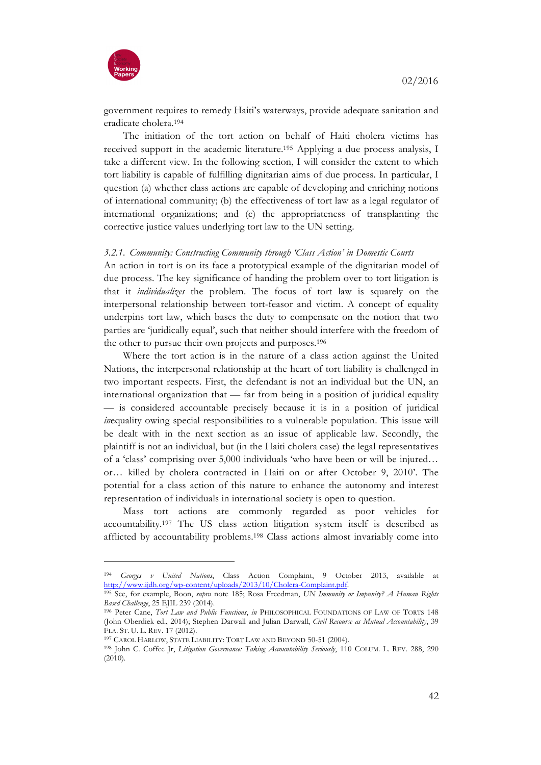government requires to remedy Haiti's waterways, provide adequate sanitation and eradicate cholera.[194]

The initiation of the tort action on behalf of Haiti cholera victims has received support in the academic literature.[195] Applying a due process analysis, I take a different view. In the following section, I will consider the extent to which tort liability is capable of fulfilling dignitarian aims of due process. In particular, I question (a) whether class actions are capable of developing and enriching notions of international community; (b) the effectiveness of tort law as a legal regulator of international organizations; and (c) the appropriateness of transplanting the corrective justice values underlying tort law to the UN setting.

### *3.2.1. Community: Constructing Community through 'Class Action' in Domestic Courts*

An action in tort is on its face a prototypical example of the dignitarian model of due process. The key significance of handing the problem over to tort litigation is that it *individualizes* the problem. The focus of tort law is squarely on the interpersonal relationship between tort-feasor and victim. A concept of equality underpins tort law, which bases the duty to compensate on the notion that two parties are 'juridically equal', such that neither should interfere with the freedom of the other to pursue their own projects and purposes.[196]

Where the tort action is in the nature of a class action against the United Nations, the interpersonal relationship at the heart of tort liability is challenged in two important respects. First, the defendant is not an individual but the UN, an international organization that — far from being in a position of juridical equality — is considered accountable precisely because it is in a position of juridical *in*equality owing special responsibilities to a vulnerable population. This issue will be dealt with in the next section as an issue of applicable law. Secondly, the plaintiff is not an individual, but (in the Haiti cholera case) the legal representatives of a 'class' comprising over 5,000 individuals 'who have been or will be injured… or… killed by cholera contracted in Haiti on or after October 9, 2010'. The potential for a class action of this nature to enhance the autonomy and interest representation of individuals in international society is open to question.

Mass tort actions are commonly regarded as poor vehicles for accountability.[197] The US class action litigation system itself is described as afflicted by accountability problems.[198] Class actions almost invariably come into

---

[194] *Georges v United Nations*, Class Action Complaint, 9 October 2013, available at http://www.ijdh.org/wp-content/uploads/2013/10/Cholera-Complaint.pdf.

[195] See, for example, Boon, *supra* note 185; Rosa Freedman, *UN Immunity or Impunity? A Human Rights Based Challenge*, 25 EJIL 239 (2014).

[196] Peter Cane, *Tort Law and Public Functions*, *in* PHILOSOPHICAL FOUNDATIONS OF LAW OF TORTS 148 (John Oberdiek ed., 2014); Stephen Darwall and Julian Darwall, *Civil Recourse as Mutual Accountability*, 39 FLA. ST. U. L. REV. 17 (2012).

[197] CAROL HARLOW, STATE LIABILITY: TORT LAW AND BEYOND 50-51 (2004).

[198] John C. Coffee Jr, *Litigation Governance: Taking Accountability Seriously*, 110 COLUM. L. REV. 288, 290 (2010).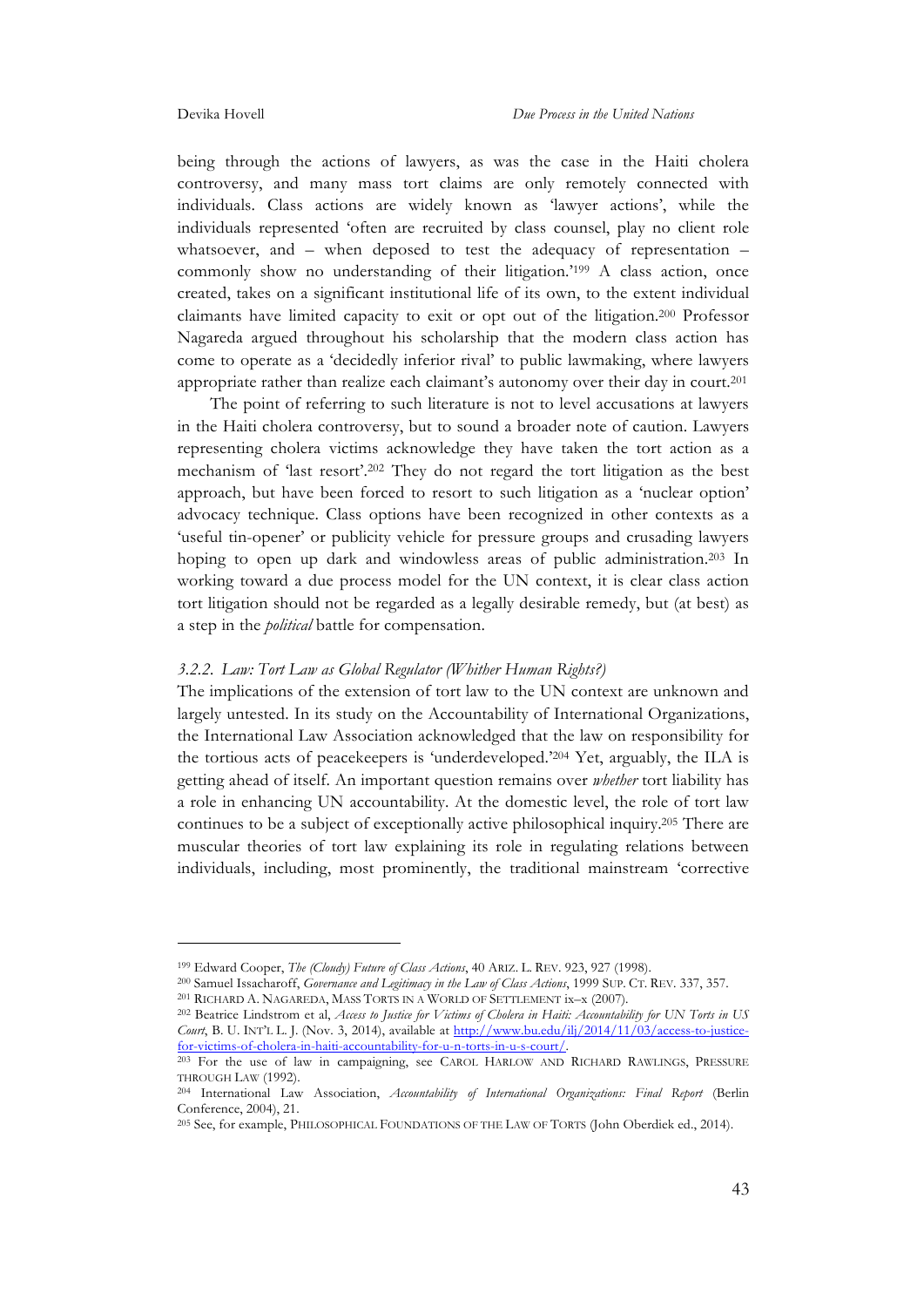being through the actions of lawyers, as was the case in the Haiti cholera controversy, and many mass tort claims are only remotely connected with individuals. Class actions are widely known as 'lawyer actions', while the individuals represented 'often are recruited by class counsel, play no client role whatsoever, and – when deposed to test the adequacy of representation – commonly show no understanding of their litigation.'[199] A class action, once created, takes on a significant institutional life of its own, to the extent individual claimants have limited capacity to exit or opt out of the litigation.[200] Professor Nagareda argued throughout his scholarship that the modern class action has come to operate as a 'decidedly inferior rival' to public lawmaking, where lawyers appropriate rather than realize each claimant's autonomy over their day in court.[201]

The point of referring to such literature is not to level accusations at lawyers in the Haiti cholera controversy, but to sound a broader note of caution. Lawyers representing cholera victims acknowledge they have taken the tort action as a mechanism of 'last resort'.[202] They do not regard the tort litigation as the best approach, but have been forced to resort to such litigation as a 'nuclear option' advocacy technique. Class options have been recognized in other contexts as a 'useful tin-opener' or publicity vehicle for pressure groups and crusading lawyers hoping to open up dark and windowless areas of public administration.[203] In working toward a due process model for the UN context, it is clear class action tort litigation should not be regarded as a legally desirable remedy, but (at best) as a step in the *political* battle for compensation.

### *3.2.2. Law: Tort Law as Global Regulator (Whither Human Rights?)*

The implications of the extension of tort law to the UN context are unknown and largely untested. In its study on the Accountability of International Organizations, the International Law Association acknowledged that the law on responsibility for the tortious acts of peacekeepers is 'underdeveloped.'[204] Yet, arguably, the ILA is getting ahead of itself. An important question remains over *whether* tort liability has a role in enhancing UN accountability. At the domestic level, the role of tort law continues to be a subject of exceptionally active philosophical inquiry.[205] There are muscular theories of tort law explaining its role in regulating relations between individuals, including, most prominently, the traditional mainstream 'corrective

---

[199] Edward Cooper, *The (Cloudy) Future of Class Actions*, 40 ARIZ. L. REV. 923, 927 (1998).

[200] Samuel Issacharoff, *Governance and Legitimacy in the Law of Class Actions*, 1999 SUP. CT. REV. 337, 357.

[201] RICHARD A. NAGAREDA, MASS TORTS IN A WORLD OF SETTLEMENT ix–x (2007).

[202] Beatrice Lindstrom et al, *Access to Justice for Victims of Cholera in Haiti: Accountability for UN Torts in US Court*, B. U. INT'L L. J. (Nov. 3, 2014), available at http://www.bu.edu/ilj/2014/11/03/access-to-justice-for-victims-of-cholera-in-haiti-accountability-for-u-n-torts-in-u-s-court/.

[203] For the use of law in campaigning, see CAROL HARLOW AND RICHARD RAWLINGS, PRESSURE THROUGH LAW (1992).

[204] International Law Association, *Accountability of International Organizations: Final Report* (Berlin Conference, 2004), 21.

[205] See, for example, PHILOSOPHICAL FOUNDATIONS OF THE LAW OF TORTS (John Oberdiek ed., 2014).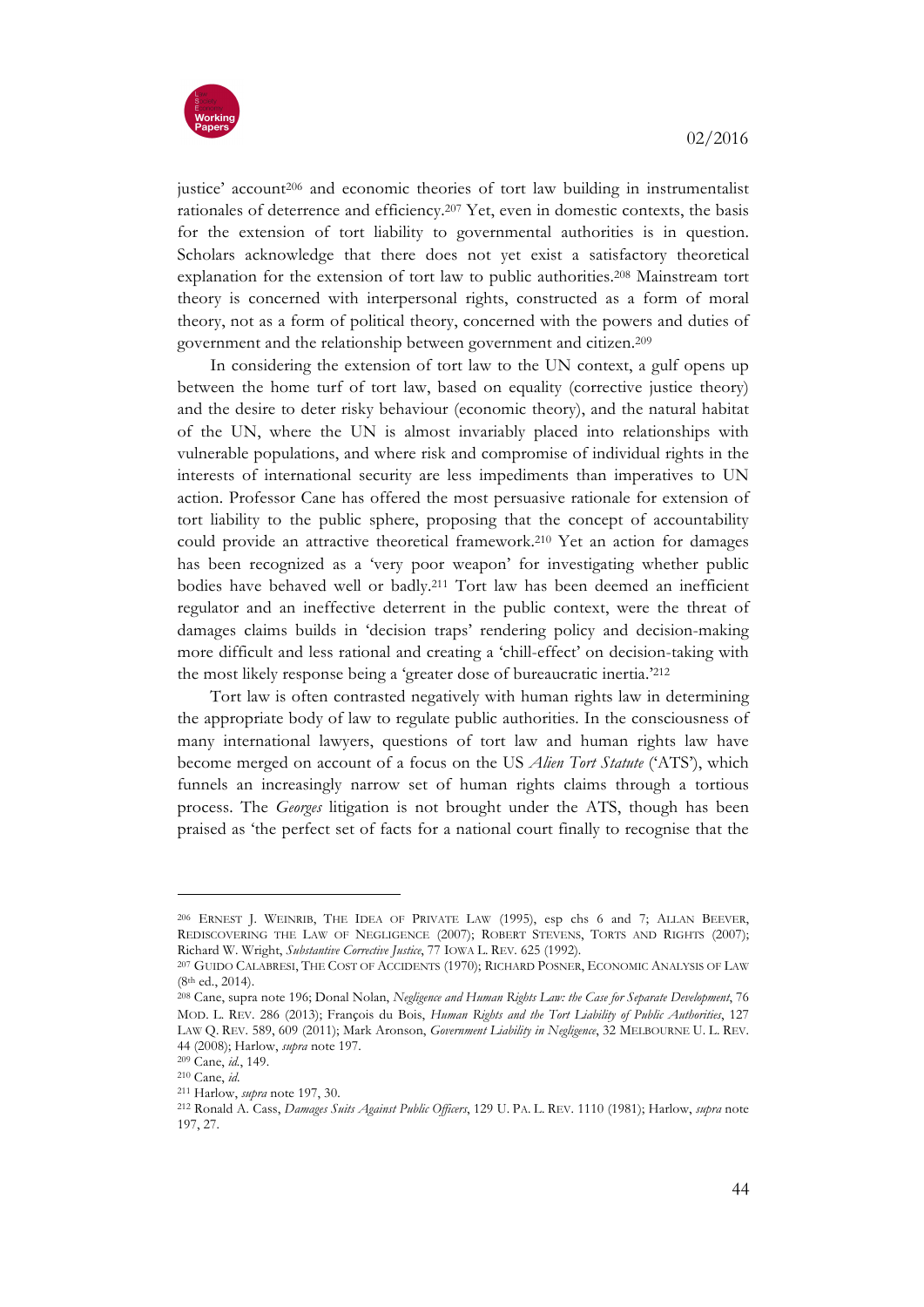justice' account[206] and economic theories of tort law building in instrumentalist rationales of deterrence and efficiency.[207] Yet, even in domestic contexts, the basis for the extension of tort liability to governmental authorities is in question. Scholars acknowledge that there does not yet exist a satisfactory theoretical explanation for the extension of tort law to public authorities.[208] Mainstream tort theory is concerned with interpersonal rights, constructed as a form of moral theory, not as a form of political theory, concerned with the powers and duties of government and the relationship between government and citizen.[209]

In considering the extension of tort law to the UN context, a gulf opens up between the home turf of tort law, based on equality (corrective justice theory) and the desire to deter risky behaviour (economic theory), and the natural habitat of the UN, where the UN is almost invariably placed into relationships with vulnerable populations, and where risk and compromise of individual rights in the interests of international security are less impediments than imperatives to UN action. Professor Cane has offered the most persuasive rationale for extension of tort liability to the public sphere, proposing that the concept of accountability could provide an attractive theoretical framework.[210] Yet an action for damages has been recognized as a 'very poor weapon' for investigating whether public bodies have behaved well or badly.[211] Tort law has been deemed an inefficient regulator and an ineffective deterrent in the public context, were the threat of damages claims builds in 'decision traps' rendering policy and decision-making more difficult and less rational and creating a 'chill-effect' on decision-taking with the most likely response being a 'greater dose of bureaucratic inertia.'[212]

Tort law is often contrasted negatively with human rights law in determining the appropriate body of law to regulate public authorities. In the consciousness of many international lawyers, questions of tort law and human rights law have become merged on account of a focus on the US *Alien Tort Statute* ('ATS'), which funnels an increasingly narrow set of human rights claims through a tortious process. The *Georges* litigation is not brought under the ATS, though has been praised as 'the perfect set of facts for a national court finally to recognise that the

---

[206] ERNEST J. WEINRIB, THE IDEA OF PRIVATE LAW (1995), esp chs 6 and 7; ALLAN BEEVER, REDISCOVERING THE LAW OF NEGLIGENCE (2007); ROBERT STEVENS, TORTS AND RIGHTS (2007); Richard W. Wright, *Substantive Corrective Justice*, 77 IOWA L. REV. 625 (1992).

[207] GUIDO CALABRESI, THE COST OF ACCIDENTS (1970); RICHARD POSNER, ECONOMIC ANALYSIS OF LAW (8th ed., 2014).

[208] Cane, supra note 196; Donal Nolan, *Negligence and Human Rights Law: the Case for Separate Development*, 76 MOD. L. REV. 286 (2013); François du Bois, *Human Rights and the Tort Liability of Public Authorities*, 127 LAW Q. REV. 589, 609 (2011); Mark Aronson, *Government Liability in Negligence*, 32 MELBOURNE U. L. REV. 44 (2008); Harlow, *supra* note 197.

[209] Cane, *id.*, 149.

[210] Cane, *id.*

[211] Harlow, *supra* note 197, 30.

[212] Ronald A. Cass, *Damages Suits Against Public Officers*, 129 U. PA. L. REV. 1110 (1981); Harlow, *supra* note 197, 27.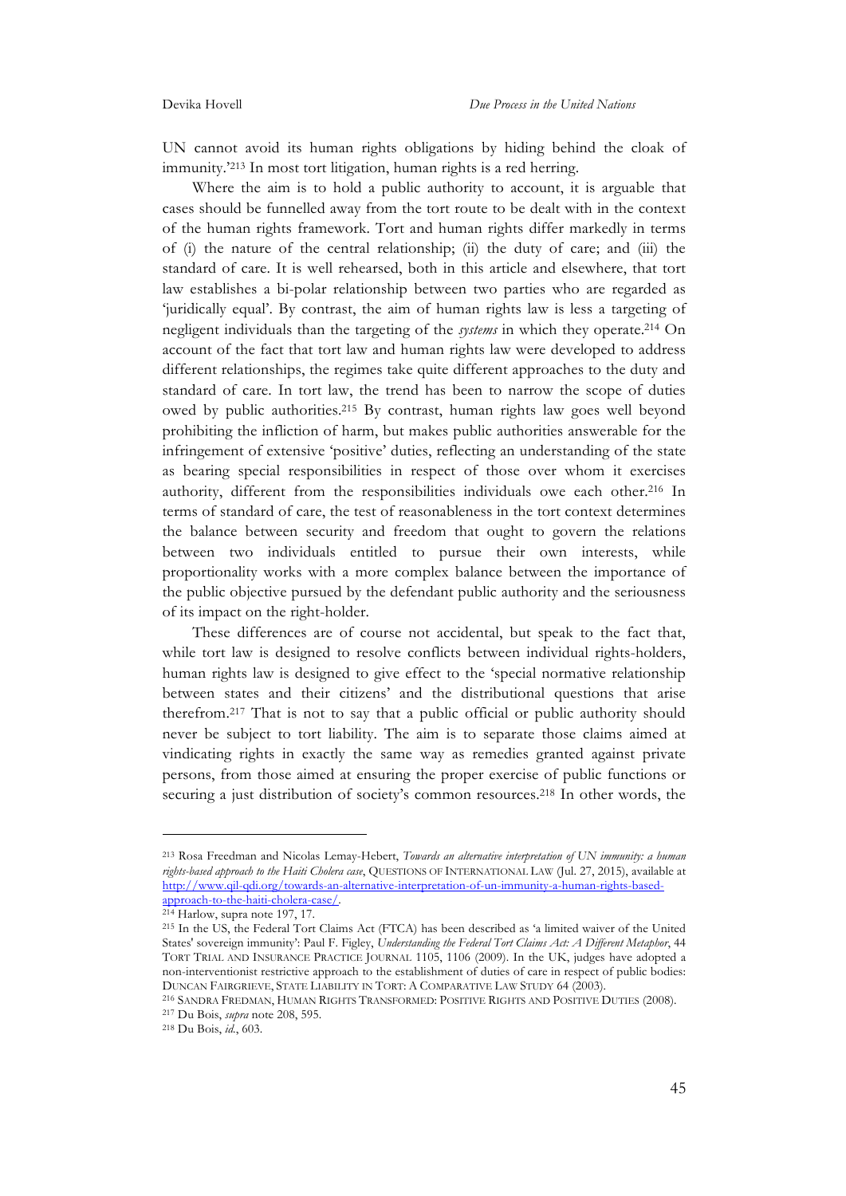UN cannot avoid its human rights obligations by hiding behind the cloak of immunity.'[213] In most tort litigation, human rights is a red herring.

Where the aim is to hold a public authority to account, it is arguable that cases should be funnelled away from the tort route to be dealt with in the context of the human rights framework. Tort and human rights differ markedly in terms of (i) the nature of the central relationship; (ii) the duty of care; and (iii) the standard of care. It is well rehearsed, both in this article and elsewhere, that tort law establishes a bi-polar relationship between two parties who are regarded as 'juridically equal'. By contrast, the aim of human rights law is less a targeting of negligent individuals than the targeting of the *systems* in which they operate.[214] On account of the fact that tort law and human rights law were developed to address different relationships, the regimes take quite different approaches to the duty and standard of care. In tort law, the trend has been to narrow the scope of duties owed by public authorities.[215] By contrast, human rights law goes well beyond prohibiting the infliction of harm, but makes public authorities answerable for the infringement of extensive 'positive' duties, reflecting an understanding of the state as bearing special responsibilities in respect of those over whom it exercises authority, different from the responsibilities individuals owe each other.[216] In terms of standard of care, the test of reasonableness in the tort context determines the balance between security and freedom that ought to govern the relations between two individuals entitled to pursue their own interests, while proportionality works with a more complex balance between the importance of the public objective pursued by the defendant public authority and the seriousness of its impact on the right-holder.

These differences are of course not accidental, but speak to the fact that, while tort law is designed to resolve conflicts between individual rights-holders, human rights law is designed to give effect to the 'special normative relationship between states and their citizens' and the distributional questions that arise therefrom.[217] That is not to say that a public official or public authority should never be subject to tort liability. The aim is to separate those claims aimed at vindicating rights in exactly the same way as remedies granted against private persons, from those aimed at ensuring the proper exercise of public functions or securing a just distribution of society's common resources.[218] In other words, the

---

[213] Rosa Freedman and Nicolas Lemay-Hebert, *Towards an alternative interpretation of UN immunity: a human rights-based approach to the Haiti Cholera case*, QUESTIONS OF INTERNATIONAL LAW (Jul. 27, 2015), available at http://www.qil-qdi.org/towards-an-alternative-interpretation-of-un-immunity-a-human-rights-based-approach-to-the-haiti-cholera-case/.

[214] Harlow, supra note 197, 17.

[215] In the US, the Federal Tort Claims Act (FTCA) has been described as 'a limited waiver of the United States' sovereign immunity': Paul F. Figley, *Understanding the Federal Tort Claims Act: A Different Metaphor*, 44 TORT TRIAL AND INSURANCE PRACTICE JOURNAL 1105, 1106 (2009). In the UK, judges have adopted a non-interventionist restrictive approach to the establishment of duties of care in respect of public bodies: DUNCAN FAIRGRIEVE, STATE LIABILITY IN TORT: A COMPARATIVE LAW STUDY 64 (2003).

[216] SANDRA FREDMAN, HUMAN RIGHTS TRANSFORMED: POSITIVE RIGHTS AND POSITIVE DUTIES (2008).

[217] Du Bois, *supra* note 208, 595.

[218] Du Bois, *id.*, 603.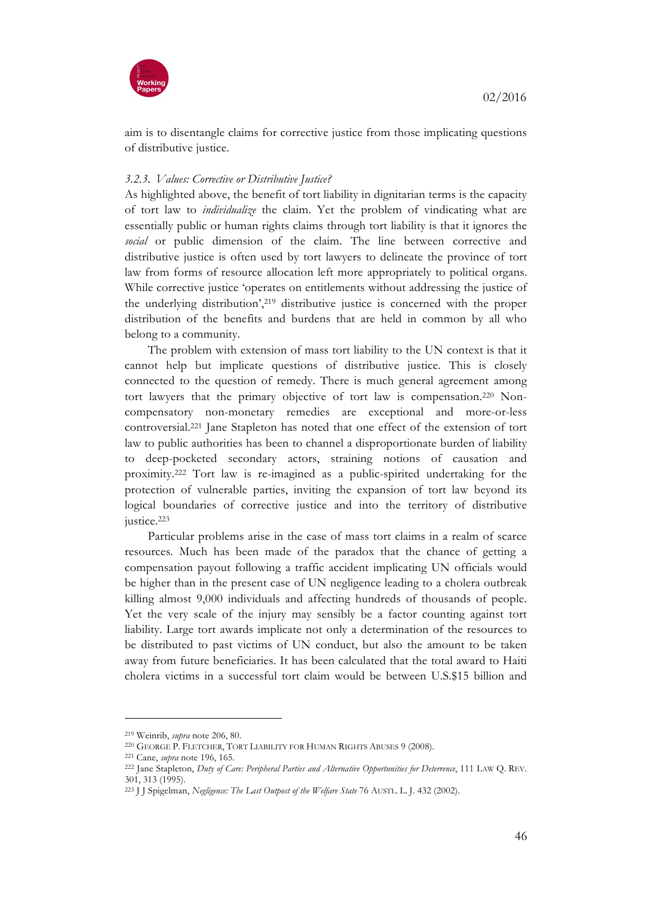aim is to disentangle claims for corrective justice from those implicating questions of distributive justice.

### *3.2.3. Values: Corrective or Distributive Justice?*

As highlighted above, the benefit of tort liability in dignitarian terms is the capacity of tort law to *individualize* the claim. Yet the problem of vindicating what are essentially public or human rights claims through tort liability is that it ignores the *social* or public dimension of the claim. The line between corrective and distributive justice is often used by tort lawyers to delineate the province of tort law from forms of resource allocation left more appropriately to political organs. While corrective justice 'operates on entitlements without addressing the justice of the underlying distribution',[219] distributive justice is concerned with the proper distribution of the benefits and burdens that are held in common by all who belong to a community.

The problem with extension of mass tort liability to the UN context is that it cannot help but implicate questions of distributive justice. This is closely connected to the question of remedy. There is much general agreement among tort lawyers that the primary objective of tort law is compensation.[220] Non-compensatory non-monetary remedies are exceptional and more-or-less controversial.[221] Jane Stapleton has noted that one effect of the extension of tort law to public authorities has been to channel a disproportionate burden of liability to deep-pocketed secondary actors, straining notions of causation and proximity.[222] Tort law is re-imagined as a public-spirited undertaking for the protection of vulnerable parties, inviting the expansion of tort law beyond its logical boundaries of corrective justice and into the territory of distributive justice.[223]

Particular problems arise in the case of mass tort claims in a realm of scarce resources. Much has been made of the paradox that the chance of getting a compensation payout following a traffic accident implicating UN officials would be higher than in the present case of UN negligence leading to a cholera outbreak killing almost 9,000 individuals and affecting hundreds of thousands of people. Yet the very scale of the injury may sensibly be a factor counting against tort liability. Large tort awards implicate not only a determination of the resources to be distributed to past victims of UN conduct, but also the amount to be taken away from future beneficiaries. It has been calculated that the total award to Haiti cholera victims in a successful tort claim would be between U.S.$15 billion and

---

[219] Weinrib, *supra* note 206, 80.

[220] GEORGE P. FLETCHER, TORT LIABILITY FOR HUMAN RIGHTS ABUSES 9 (2008).

[221] Cane, *supra* note 196, 165.

[222] Jane Stapleton, *Duty of Care: Peripheral Parties and Alternative Opportunities for Deterrence*, 111 LAW Q. REV. 301, 313 (1995).

[223] J J Spigelman, *Negligence: The Last Outpost of the Welfare State* 76 AUSTL. L. J. 432 (2002).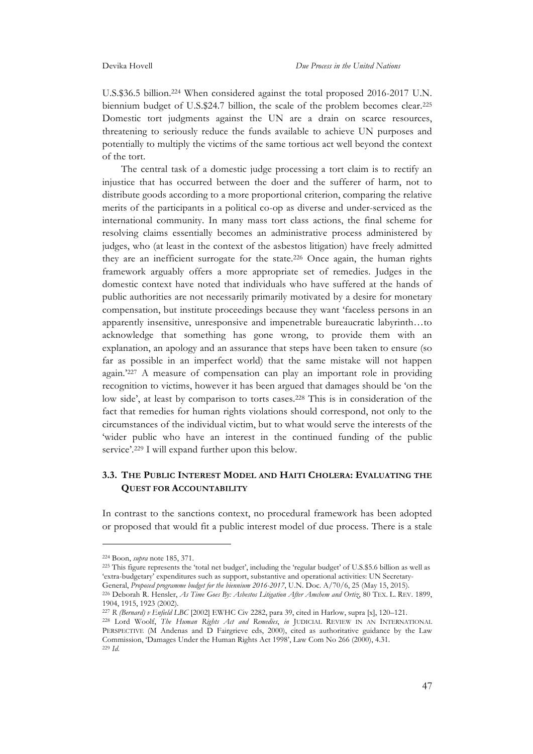U.S.$36.5 billion.[224] When considered against the total proposed 2016-2017 U.N. biennium budget of U.S.$24.7 billion, the scale of the problem becomes clear.[225] Domestic tort judgments against the UN are a drain on scarce resources, threatening to seriously reduce the funds available to achieve UN purposes and potentially to multiply the victims of the same tortious act well beyond the context of the tort.

The central task of a domestic judge processing a tort claim is to rectify an injustice that has occurred between the doer and the sufferer of harm, not to distribute goods according to a more proportional criterion, comparing the relative merits of the participants in a political co-op as diverse and under-serviced as the international community. In many mass tort class actions, the final scheme for resolving claims essentially becomes an administrative process administered by judges, who (at least in the context of the asbestos litigation) have freely admitted they are an inefficient surrogate for the state.[226] Once again, the human rights framework arguably offers a more appropriate set of remedies. Judges in the domestic context have noted that individuals who have suffered at the hands of public authorities are not necessarily primarily motivated by a desire for monetary compensation, but institute proceedings because they want 'faceless persons in an apparently insensitive, unresponsive and impenetrable bureaucratic labyrinth…to acknowledge that something has gone wrong, to provide them with an explanation, an apology and an assurance that steps have been taken to ensure (so far as possible in an imperfect world) that the same mistake will not happen again.'[227] A measure of compensation can play an important role in providing recognition to victims, however it has been argued that damages should be 'on the low side', at least by comparison to torts cases.[228] This is in consideration of the fact that remedies for human rights violations should correspond, not only to the circumstances of the individual victim, but to what would serve the interests of the 'wider public who have an interest in the continued funding of the public service'.[229] I will expand further upon this below.

### 3.3. THE PUBLIC INTEREST MODEL AND HAITI CHOLERA: EVALUATING THE QUEST FOR ACCOUNTABILITY

In contrast to the sanctions context, no procedural framework has been adopted or proposed that would fit a public interest model of due process. There is a stale

---

[224] Boon, *supra* note 185, 371.

[225] This figure represents the 'total net budget', including the 'regular budget' of U.S.$5.6 billion as well as 'extra-budgetary' expenditures such as support, substantive and operational activities: UN Secretary-General, *Proposed programme budget for the biennium 2016-2017*, U.N. Doc. A/70/6, 25 (May 15, 2015).

[226] Deborah R. Hensler, *As Time Goes By: Asbestos Litigation After Amchem and Ortiz*, 80 TEX. L. REV. 1899, 1904, 1915, 1923 (2002).

[227] *R (Bernard) v Enfield LBC* [2002] EWHC Civ 2282, para 39, cited in Harlow, supra [x], 120–121.

[228] Lord Woolf, *The Human Rights Act and Remedies*, *in* JUDICIAL REVIEW IN AN INTERNATIONAL PERSPECTIVE (M Andenas and D Fairgrieve eds, 2000), cited as authoritative guidance by the Law Commission, 'Damages Under the Human Rights Act 1998', Law Com No 266 (2000), 4.31.

[229] *Id.*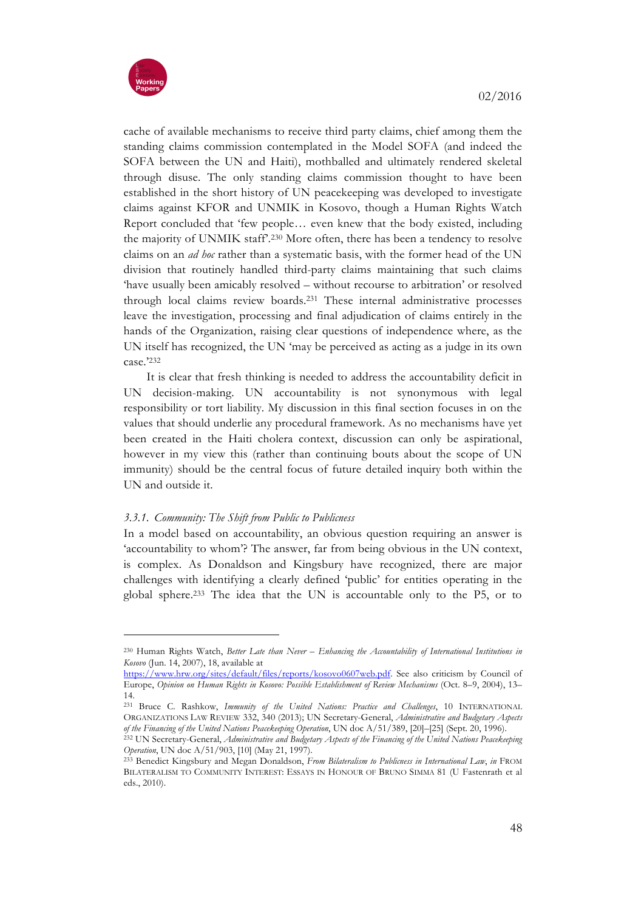cache of available mechanisms to receive third party claims, chief among them the standing claims commission contemplated in the Model SOFA (and indeed the SOFA between the UN and Haiti), mothballed and ultimately rendered skeletal through disuse. The only standing claims commission thought to have been established in the short history of UN peacekeeping was developed to investigate claims against KFOR and UNMIK in Kosovo, though a Human Rights Watch Report concluded that 'few people… even knew that the body existed, including the majority of UNMIK staff'.[230] More often, there has been a tendency to resolve claims on an *ad hoc* rather than a systematic basis, with the former head of the UN division that routinely handled third-party claims maintaining that such claims 'have usually been amicably resolved – without recourse to arbitration' or resolved through local claims review boards.[231] These internal administrative processes leave the investigation, processing and final adjudication of claims entirely in the hands of the Organization, raising clear questions of independence where, as the UN itself has recognized, the UN 'may be perceived as acting as a judge in its own case.'[232]

It is clear that fresh thinking is needed to address the accountability deficit in UN decision-making. UN accountability is not synonymous with legal responsibility or tort liability. My discussion in this final section focuses in on the values that should underlie any procedural framework. As no mechanisms have yet been created in the Haiti cholera context, discussion can only be aspirational, however in my view this (rather than continuing bouts about the scope of UN immunity) should be the central focus of future detailed inquiry both within the UN and outside it.

### *3.3.1. Community: The Shift from Public to Publicness*

In a model based on accountability, an obvious question requiring an answer is 'accountability to whom'? The answer, far from being obvious in the UN context, is complex. As Donaldson and Kingsbury have recognized, there are major challenges with identifying a clearly defined 'public' for entities operating in the global sphere.[233] The idea that the UN is accountable only to the P5, or to

---

[230] Human Rights Watch, *Better Late than Never – Enhancing the Accountability of International Institutions in Kosovo* (Jun. 14, 2007), 18, available at https://www.hrw.org/sites/default/files/reports/kosovo0607web.pdf. See also criticism by Council of Europe, *Opinion on Human Rights in Kosovo: Possible Establishment of Review Mechanisms* (Oct. 8–9, 2004), 13–14.

[231] Bruce C. Rashkow, *Immunity of the United Nations: Practice and Challenges*, 10 INTERNATIONAL ORGANIZATIONS LAW REVIEW 332, 340 (2013); UN Secretary-General, *Administrative and Budgetary Aspects of the Financing of the United Nations Peacekeeping Operation*, UN doc A/51/389, [20]–[25] (Sept. 20, 1996).

[232] UN Secretary-General, *Administrative and Budgetary Aspects of the Financing of the United Nations Peacekeeping Operation*, UN doc A/51/903, [10] (May 21, 1997).

[233] Benedict Kingsbury and Megan Donaldson, *From Bilateralism to Publicness in International Law*, *in* FROM BILATERALISM TO COMMUNITY INTEREST: ESSAYS IN HONOUR OF BRUNO SIMMA 81 (U Fastenrath et al eds., 2010).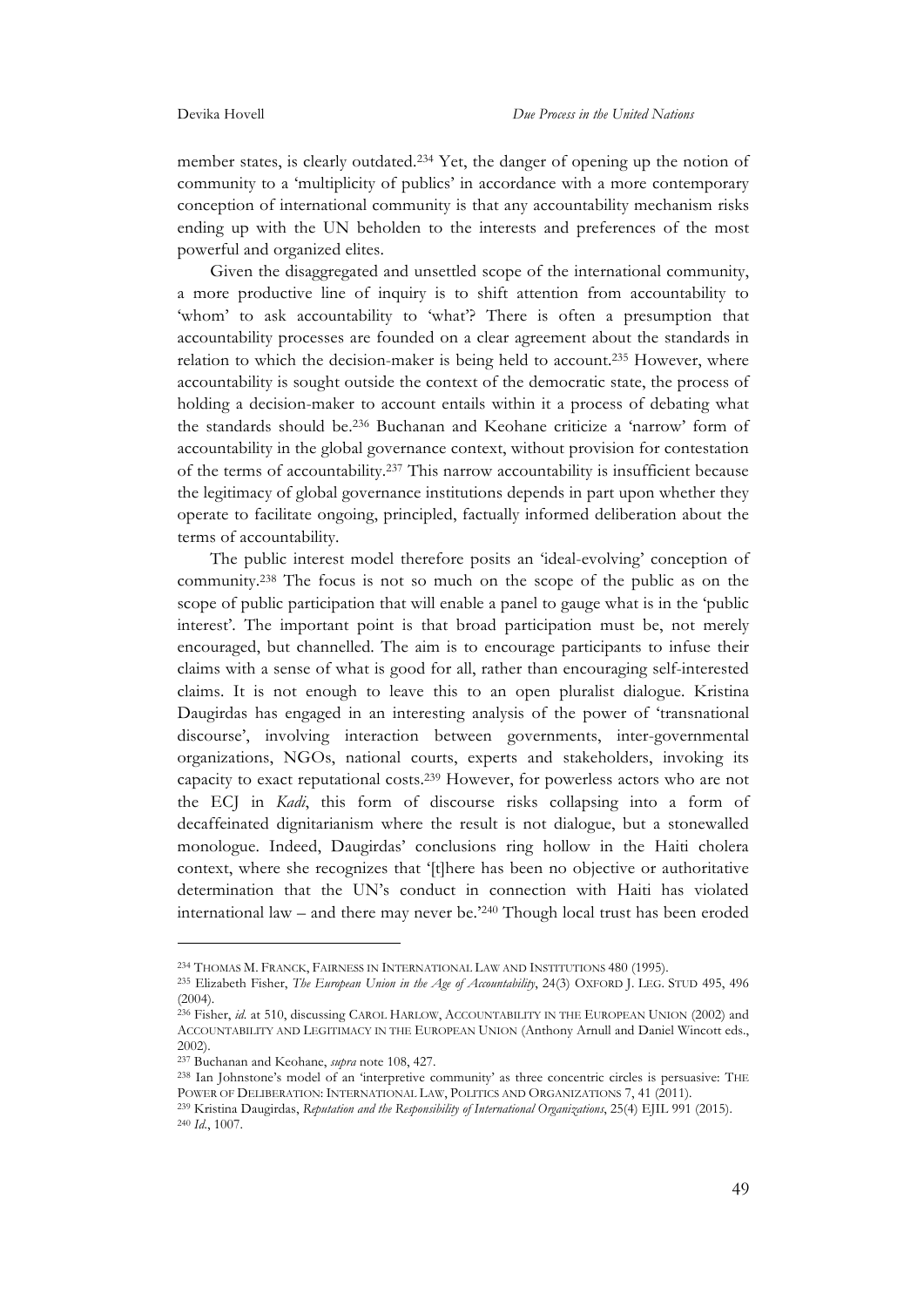member states, is clearly outdated.[234] Yet, the danger of opening up the notion of community to a 'multiplicity of publics' in accordance with a more contemporary conception of international community is that any accountability mechanism risks ending up with the UN beholden to the interests and preferences of the most powerful and organized elites.

Given the disaggregated and unsettled scope of the international community, a more productive line of inquiry is to shift attention from accountability to 'whom' to ask accountability to 'what'? There is often a presumption that accountability processes are founded on a clear agreement about the standards in relation to which the decision-maker is being held to account.[235] However, where accountability is sought outside the context of the democratic state, the process of holding a decision-maker to account entails within it a process of debating what the standards should be.[236] Buchanan and Keohane criticize a 'narrow' form of accountability in the global governance context, without provision for contestation of the terms of accountability.[237] This narrow accountability is insufficient because the legitimacy of global governance institutions depends in part upon whether they operate to facilitate ongoing, principled, factually informed deliberation about the terms of accountability.

The public interest model therefore posits an 'ideal-evolving' conception of community.[238] The focus is not so much on the scope of the public as on the scope of public participation that will enable a panel to gauge what is in the 'public interest'. The important point is that broad participation must be, not merely encouraged, but channelled. The aim is to encourage participants to infuse their claims with a sense of what is good for all, rather than encouraging self-interested claims. It is not enough to leave this to an open pluralist dialogue. Kristina Daugirdas has engaged in an interesting analysis of the power of 'transnational discourse', involving interaction between governments, inter-governmental organizations, NGOs, national courts, experts and stakeholders, invoking its capacity to exact reputational costs.[239] However, for powerless actors who are not the ECJ in *Kadi*, this form of discourse risks collapsing into a form of decaffeinated dignitarianism where the result is not dialogue, but a stonewalled monologue. Indeed, Daugirdas' conclusions ring hollow in the Haiti cholera context, where she recognizes that '[t]here has been no objective or authoritative determination that the UN's conduct in connection with Haiti has violated international law – and there may never be.'[240] Though local trust has been eroded

---

[234] THOMAS M. FRANCK, FAIRNESS IN INTERNATIONAL LAW AND INSTITUTIONS 480 (1995).

[235] Elizabeth Fisher, *The European Union in the Age of Accountability*, 24(3) OXFORD J. LEG. STUD 495, 496 (2004).

[236] Fisher, *id.* at 510, discussing CAROL HARLOW, ACCOUNTABILITY IN THE EUROPEAN UNION (2002) and ACCOUNTABILITY AND LEGITIMACY IN THE EUROPEAN UNION (Anthony Arnull and Daniel Wincott eds., 2002).

[237] Buchanan and Keohane, *supra* note 108, 427.

[238] Ian Johnstone's model of an 'interpretive community' as three concentric circles is persuasive: THE POWER OF DELIBERATION: INTERNATIONAL LAW, POLITICS AND ORGANIZATIONS 7, 41 (2011).

[239] Kristina Daugirdas, *Reputation and the Responsibility of International Organizations*, 25(4) EJIL 991 (2015).

[240] *Id.*, 1007.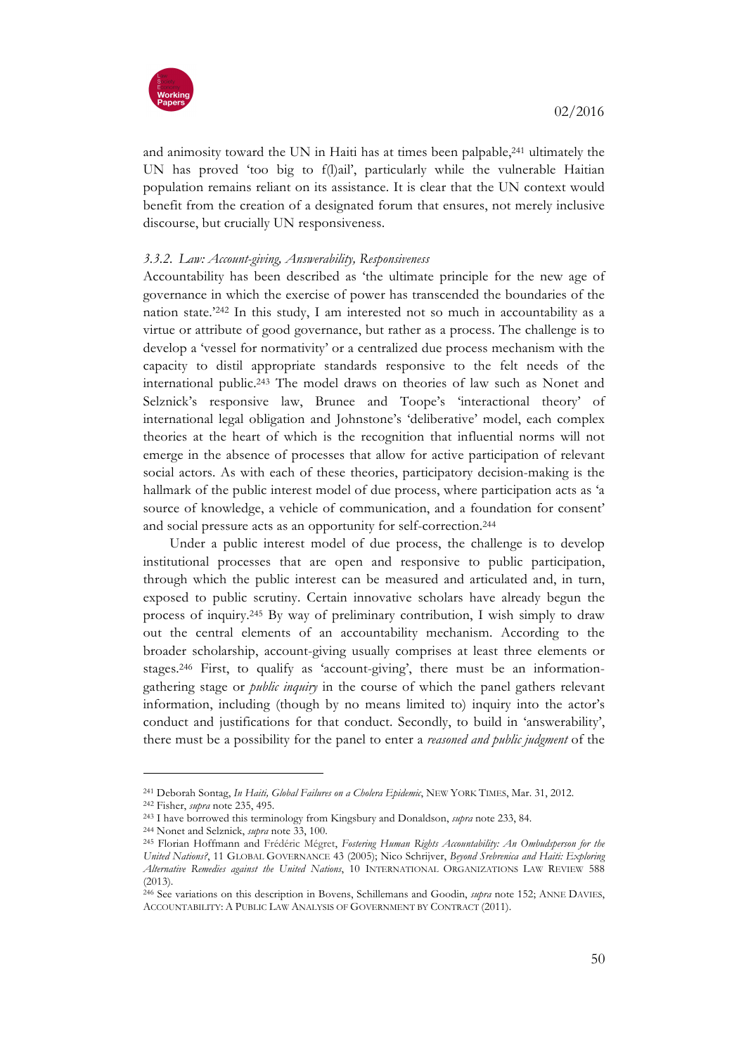and animosity toward the UN in Haiti has at times been palpable,[241] ultimately the UN has proved 'too big to f(l)ail', particularly while the vulnerable Haitian population remains reliant on its assistance. It is clear that the UN context would benefit from the creation of a designated forum that ensures, not merely inclusive discourse, but crucially UN responsiveness.

### *3.3.2. Law: Account-giving, Answerability, Responsiveness*

Accountability has been described as 'the ultimate principle for the new age of governance in which the exercise of power has transcended the boundaries of the nation state.'[242] In this study, I am interested not so much in accountability as a virtue or attribute of good governance, but rather as a process. The challenge is to develop a 'vessel for normativity' or a centralized due process mechanism with the capacity to distil appropriate standards responsive to the felt needs of the international public.[243] The model draws on theories of law such as Nonet and Selznick's responsive law, Brunee and Toope's 'interactional theory' of international legal obligation and Johnstone's 'deliberative' model, each complex theories at the heart of which is the recognition that influential norms will not emerge in the absence of processes that allow for active participation of relevant social actors. As with each of these theories, participatory decision-making is the hallmark of the public interest model of due process, where participation acts as 'a source of knowledge, a vehicle of communication, and a foundation for consent' and social pressure acts as an opportunity for self-correction.[244]

Under a public interest model of due process, the challenge is to develop institutional processes that are open and responsive to public participation, through which the public interest can be measured and articulated and, in turn, exposed to public scrutiny. Certain innovative scholars have already begun the process of inquiry.[245] By way of preliminary contribution, I wish simply to draw out the central elements of an accountability mechanism. According to the broader scholarship, account-giving usually comprises at least three elements or stages.[246] First, to qualify as 'account-giving', there must be an information-gathering stage or *public inquiry* in the course of which the panel gathers relevant information, including (though by no means limited to) inquiry into the actor's conduct and justifications for that conduct. Secondly, to build in 'answerability', there must be a possibility for the panel to enter a *reasoned and public judgment* of the

---

[241] Deborah Sontag, *In Haiti, Global Failures on a Cholera Epidemic*, NEW YORK TIMES, Mar. 31, 2012.

[242] Fisher, *supra* note 235, 495.

[243] I have borrowed this terminology from Kingsbury and Donaldson, *supra* note 233, 84.

[244] Nonet and Selznick, *supra* note 33, 100.

[245] Florian Hoffmann and Frédéric Mégret, *Fostering Human Rights Accountability: An Ombudsperson for the United Nations?*, 11 GLOBAL GOVERNANCE 43 (2005); Nico Schrijver, *Beyond Srebrenica and Haiti: Exploring Alternative Remedies against the United Nations*, 10 INTERNATIONAL ORGANIZATIONS LAW REVIEW 588 (2013).

[246] See variations on this description in Bovens, Schillemans and Goodin, *supra* note 152; ANNE DAVIES, ACCOUNTABILITY: A PUBLIC LAW ANALYSIS OF GOVERNMENT BY CONTRACT (2011).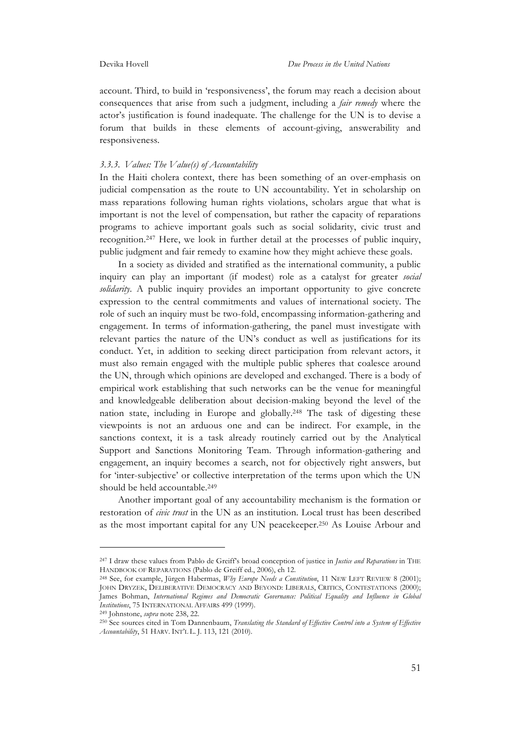account. Third, to build in 'responsiveness', the forum may reach a decision about consequences that arise from such a judgment, including a *fair remedy* where the actor's justification is found inadequate. The challenge for the UN is to devise a forum that builds in these elements of account-giving, answerability and responsiveness.

### *3.3.3. Values: The Value(s) of Accountability*

In the Haiti cholera context, there has been something of an over-emphasis on judicial compensation as the route to UN accountability. Yet in scholarship on mass reparations following human rights violations, scholars argue that what is important is not the level of compensation, but rather the capacity of reparations programs to achieve important goals such as social solidarity, civic trust and recognition.[247] Here, we look in further detail at the processes of public inquiry, public judgment and fair remedy to examine how they might achieve these goals.

In a society as divided and stratified as the international community, a public inquiry can play an important (if modest) role as a catalyst for greater *social solidarity*. A public inquiry provides an important opportunity to give concrete expression to the central commitments and values of international society. The role of such an inquiry must be two-fold, encompassing information-gathering and engagement. In terms of information-gathering, the panel must investigate with relevant parties the nature of the UN's conduct as well as justifications for its conduct. Yet, in addition to seeking direct participation from relevant actors, it must also remain engaged with the multiple public spheres that coalesce around the UN, through which opinions are developed and exchanged. There is a body of empirical work establishing that such networks can be the venue for meaningful and knowledgeable deliberation about decision-making beyond the level of the nation state, including in Europe and globally.[248] The task of digesting these viewpoints is not an arduous one and can be indirect. For example, in the sanctions context, it is a task already routinely carried out by the Analytical Support and Sanctions Monitoring Team. Through information-gathering and engagement, an inquiry becomes a search, not for objectively right answers, but for 'inter-subjective' or collective interpretation of the terms upon which the UN should be held accountable.[249]

Another important goal of any accountability mechanism is the formation or restoration of *civic trust* in the UN as an institution. Local trust has been described as the most important capital for any UN peacekeeper.[250] As Louise Arbour and

---

[247] I draw these values from Pablo de Greiff's broad conception of justice in *Justice and Reparations* in THE HANDBOOK OF REPARATIONS (Pablo de Greiff ed., 2006), ch 12.

[248] See, for example, Jürgen Habermas, *Why Europe Needs a Constitution*, 11 NEW LEFT REVIEW 8 (2001); JOHN DRYZEK, DELIBERATIVE DEMOCRACY AND BEYOND: LIBERALS, CRITICS, CONTESTATIONS (2000); James Bohman, *International Regimes and Democratic Governance: Political Equality and Influence in Global Institutions*, 75 INTERNATIONAL AFFAIRS 499 (1999).

[249] Johnstone, *supra* note 238, 22.

[250] See sources cited in Tom Dannenbaum, *Translating the Standard of Effective Control into a System of Effective Accountability*, 51 HARV. INT'L L. J. 113, 121 (2010).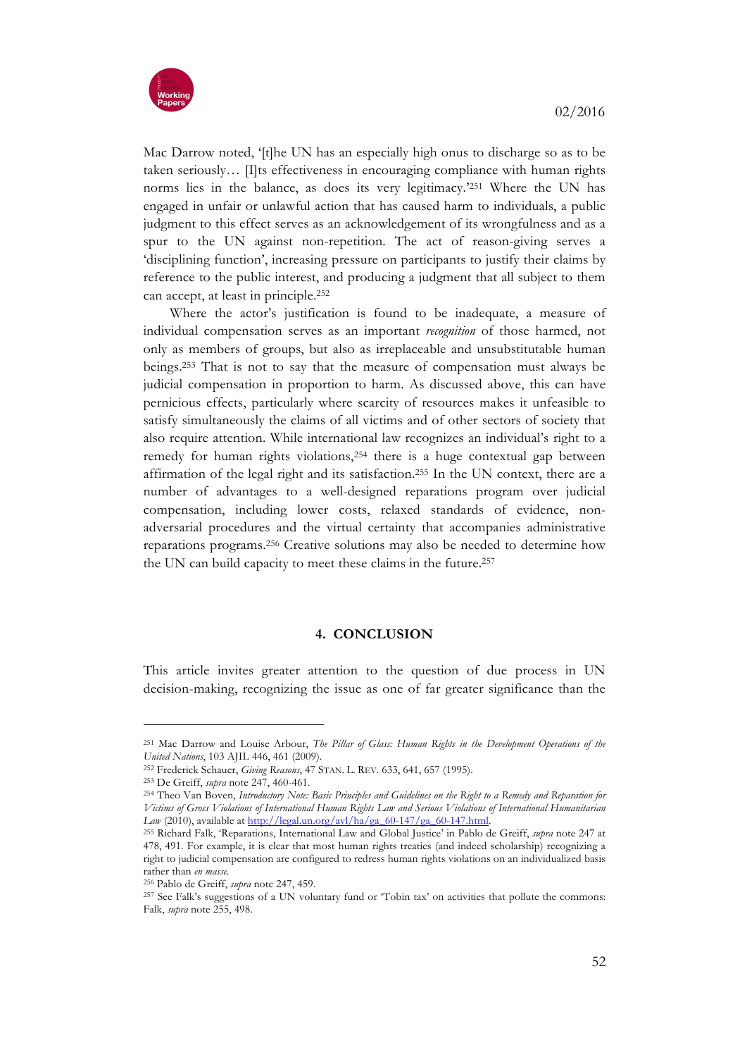Mac Darrow noted, '[t]he UN has an especially high onus to discharge so as to be taken seriously… [I]ts effectiveness in encouraging compliance with human rights norms lies in the balance, as does its very legitimacy.'[251] Where the UN has engaged in unfair or unlawful action that has caused harm to individuals, a public judgment to this effect serves as an acknowledgement of its wrongfulness and as a spur to the UN against non-repetition. The act of reason-giving serves a 'disciplining function', increasing pressure on participants to justify their claims by reference to the public interest, and producing a judgment that all subject to them can accept, at least in principle.[252]

Where the actor's justification is found to be inadequate, a measure of individual compensation serves as an important *recognition* of those harmed, not only as members of groups, but also as irreplaceable and unsubstitutable human beings.[253] That is not to say that the measure of compensation must always be judicial compensation in proportion to harm. As discussed above, this can have pernicious effects, particularly where scarcity of resources makes it unfeasible to satisfy simultaneously the claims of all victims and of other sectors of society that also require attention. While international law recognizes an individual's right to a remedy for human rights violations,[254] there is a huge contextual gap between affirmation of the legal right and its satisfaction.[255] In the UN context, there are a number of advantages to a well-designed reparations program over judicial compensation, including lower costs, relaxed standards of evidence, non-adversarial procedures and the virtual certainty that accompanies administrative reparations programs.[256] Creative solutions may also be needed to determine how the UN can build capacity to meet these claims in the future.[257]

## 4. CONCLUSION

This article invites greater attention to the question of due process in UN decision-making, recognizing the issue as one of far greater significance than the

---

[251] Mac Darrow and Louise Arbour, *The Pillar of Glass: Human Rights in the Development Operations of the United Nations*, 103 AJIL 446, 461 (2009).

[252] Frederick Schauer, *Giving Reasons*, 47 STAN. L. REV. 633, 641, 657 (1995).

[253] De Greiff, *supra* note 247, 460-461.

[254] Theo Van Boven, *Introductory Note: Basic Principles and Guidelines on the Right to a Remedy and Reparation for Victims of Gross Violations of International Human Rights Law and Serious Violations of International Humanitarian Law* (2010), available at http://legal.un.org/avl/ha/ga_60-147/ga_60-147.html.

[255] Richard Falk, 'Reparations, International Law and Global Justice' in Pablo de Greiff, *supra* note 247 at 478, 491. For example, it is clear that most human rights treaties (and indeed scholarship) recognizing a right to judicial compensation are configured to redress human rights violations on an individualized basis rather than *en masse*.

[256] Pablo de Greiff, *supra* note 247, 459.

[257] See Falk's suggestions of a UN voluntary fund or 'Tobin tax' on activities that pollute the commons: Falk, *supra* note 255, 498.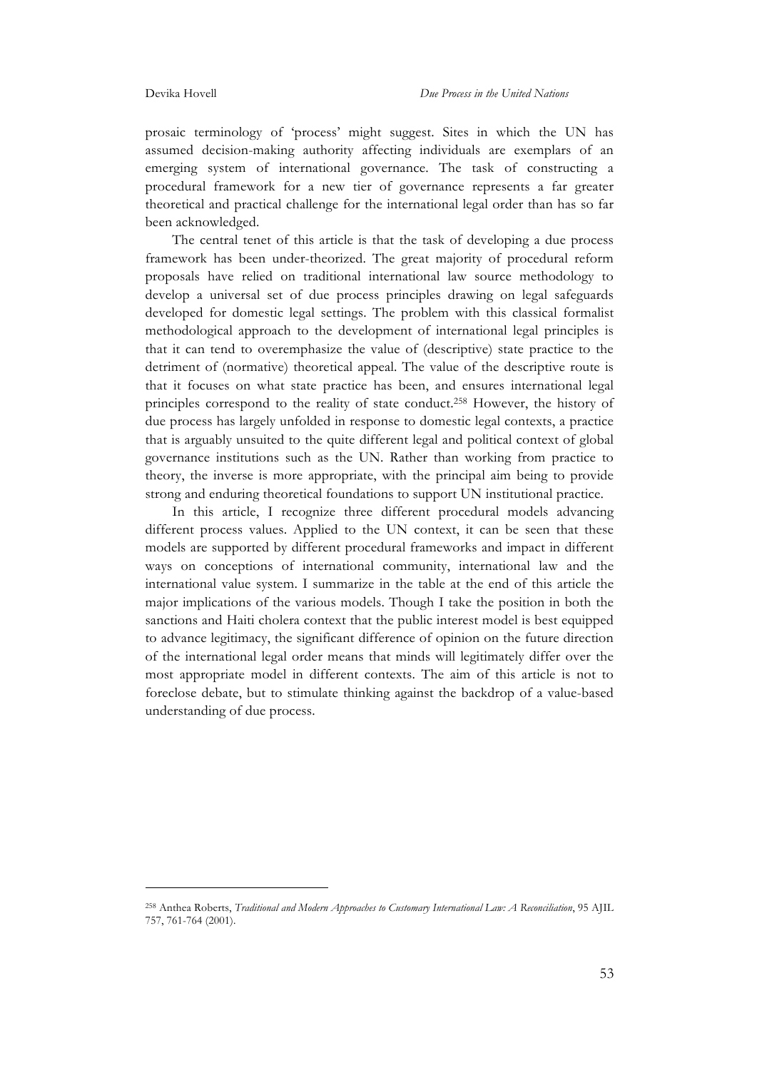prosaic terminology of 'process' might suggest. Sites in which the UN has assumed decision-making authority affecting individuals are exemplars of an emerging system of international governance. The task of constructing a procedural framework for a new tier of governance represents a far greater theoretical and practical challenge for the international legal order than has so far been acknowledged.

The central tenet of this article is that the task of developing a due process framework has been under-theorized. The great majority of procedural reform proposals have relied on traditional international law source methodology to develop a universal set of due process principles drawing on legal safeguards developed for domestic legal settings. The problem with this classical formalist methodological approach to the development of international legal principles is that it can tend to overemphasize the value of (descriptive) state practice to the detriment of (normative) theoretical appeal. The value of the descriptive route is that it focuses on what state practice has been, and ensures international legal principles correspond to the reality of state conduct.[258] However, the history of due process has largely unfolded in response to domestic legal contexts, a practice that is arguably unsuited to the quite different legal and political context of global governance institutions such as the UN. Rather than working from practice to theory, the inverse is more appropriate, with the principal aim being to provide strong and enduring theoretical foundations to support UN institutional practice.

In this article, I recognize three different procedural models advancing different process values. Applied to the UN context, it can be seen that these models are supported by different procedural frameworks and impact in different ways on conceptions of international community, international law and the international value system. I summarize in the table at the end of this article the major implications of the various models. Though I take the position in both the sanctions and Haiti cholera context that the public interest model is best equipped to advance legitimacy, the significant difference of opinion on the future direction of the international legal order means that minds will legitimately differ over the most appropriate model in different contexts. The aim of this article is not to foreclose debate, but to stimulate thinking against the backdrop of a value-based understanding of due process.

---

[258] Anthea Roberts, *Traditional and Modern Approaches to Customary International Law: A Reconciliation*, 95 AJIL 757, 761-764 (2001).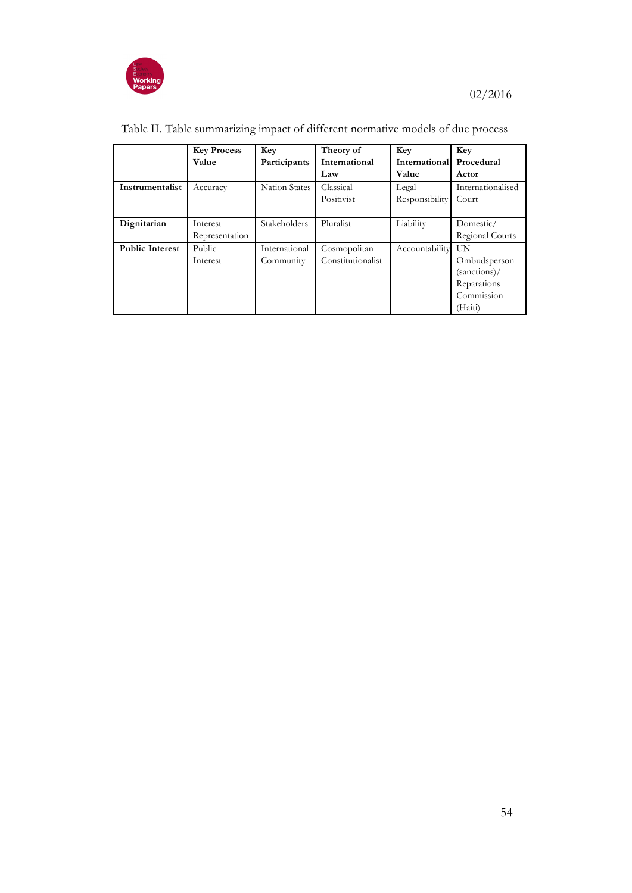Table II. Table summarizing impact of different normative models of due process

| | Key Process Value | Key Participants | Theory of International Law | Key International Value | Key Procedural Actor |
|---|---|---|---|---|---|
| **Instrumentalist** | Accuracy | Nation States | Classical Positivist | Legal Responsibility | Internationalised Court |
| **Dignitarian** | Interest Representation | Stakeholders | Pluralist | Liability | Domestic/ Regional Courts |
| **Public Interest** | Public Interest | International Community | Cosmopolitan Constitutionalist | Accountability | UN Ombudsperson (sanctions)/ Reparations Commission (Haiti) |